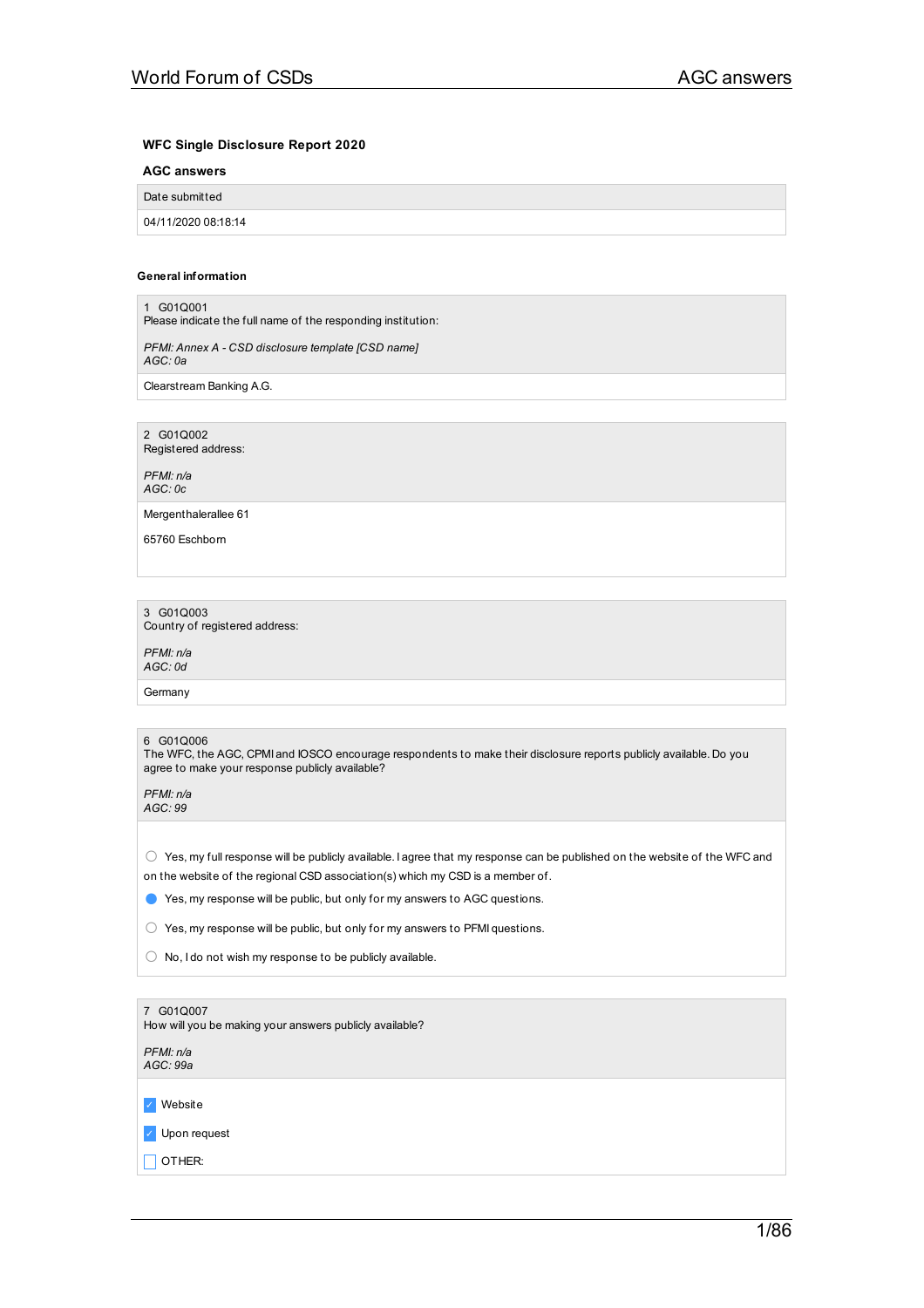# WFC Single Disclosure Report 2020

## AGC answers

| Date submitted |
| --- |
| 04/11/2020 08:18:14 |

### General information

**1 G01Q001**
Please indicate the full name of the responding institution:

*PFMI: Annex A - CSD disclosure template [CSD name]*
*AGC: 0a*

Clearstream Banking A.G.

**2 G01Q002**
Registered address:

*PFMI: n/a*
*AGC: 0c*

Mergenthalerallee 61

65760 Eschborn

**3 G01Q003**
Country of registered address:

*PFMI: n/a*
*AGC: 0d*

Germany

**6 G01Q006**
The WFC, the AGC, CPMI and IOSCO encourage respondents to make their disclosure reports publicly available. Do you agree to make your response publicly available?

*PFMI: n/a*
*AGC: 99*

- ○ Yes, my full response will be publicly available. I agree that my response can be published on the website of the WFC and on the website of the regional CSD association(s) which my CSD is a member of.
- ● Yes, my response will be public, but only for my answers to AGC questions.
- ○ Yes, my response will be public, but only for my answers to PFMI questions.
- ○ No, I do not wish my response to be publicly available.

**7 G01Q007**
How will you be making your answers publicly available?

*PFMI: n/a*
*AGC: 99a*

- [x] Website
- [x] Upon request
- [ ] OTHER: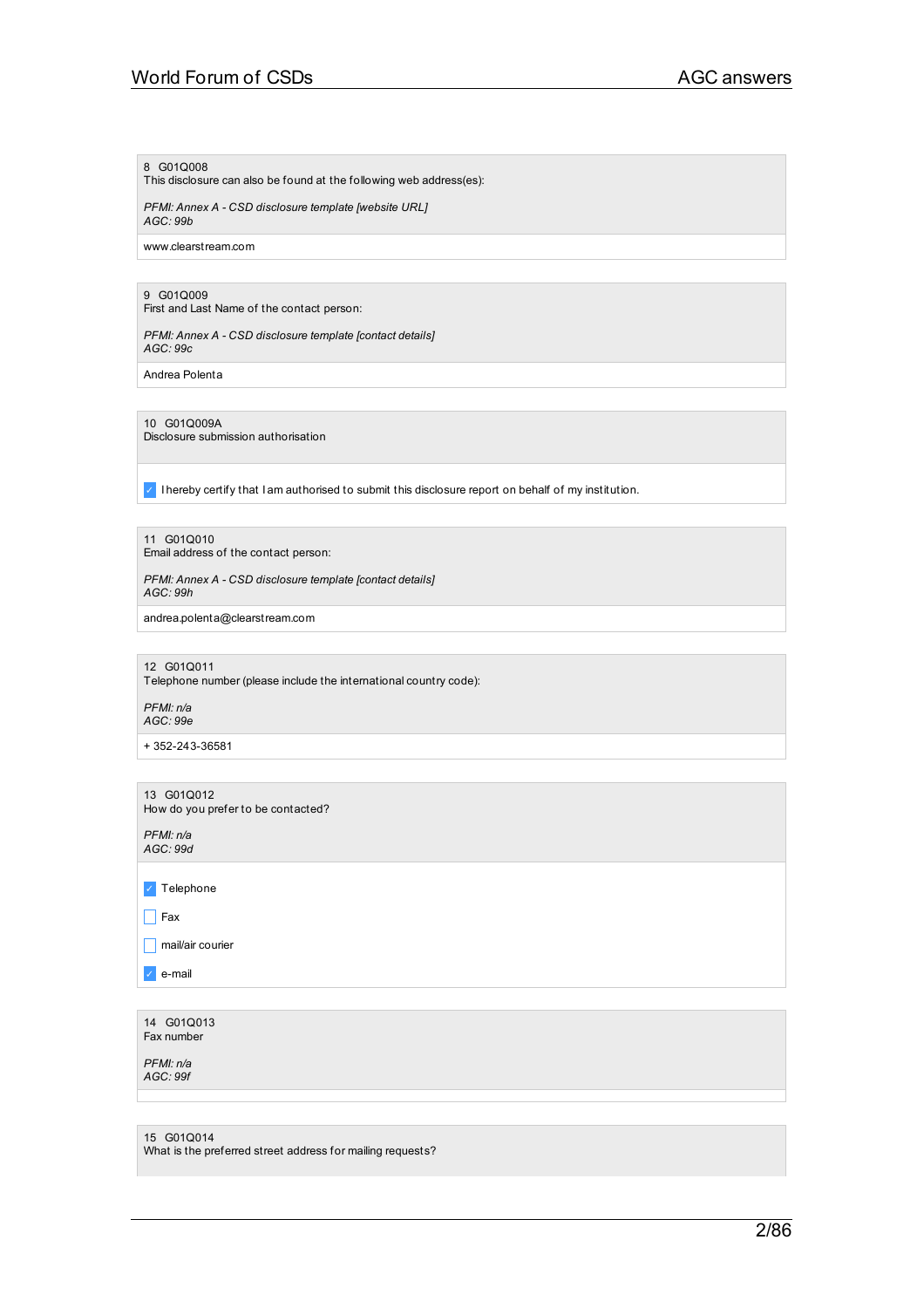8 G01Q008
This disclosure can also be found at the following web address(es):

*PFMI: Annex A - CSD disclosure template [website URL]*
*AGC: 99b*

www.clearstream.com

9 G01Q009
First and Last Name of the contact person:

*PFMI: Annex A - CSD disclosure template [contact details]*
*AGC: 99c*

Andrea Polenta

10 G01Q009A
Disclosure submission authorisation

- [x] I hereby certify that I am authorised to submit this disclosure report on behalf of my institution.

11 G01Q010
Email address of the contact person:

*PFMI: Annex A - CSD disclosure template [contact details]*
*AGC: 99h*

andrea.polenta@clearstream.com

12 G01Q011
Telephone number (please include the international country code):

*PFMI: n/a*
*AGC: 99e*

+ 352-243-36581

13 G01Q012
How do you prefer to be contacted?

*PFMI: n/a*
*AGC: 99d*

- [x] Telephone
- [ ] Fax
- [ ] mail/air courier
- [x] e-mail

14 G01Q013
Fax number

*PFMI: n/a*
*AGC: 99f*

15 G01Q014
What is the preferred street address for mailing requests?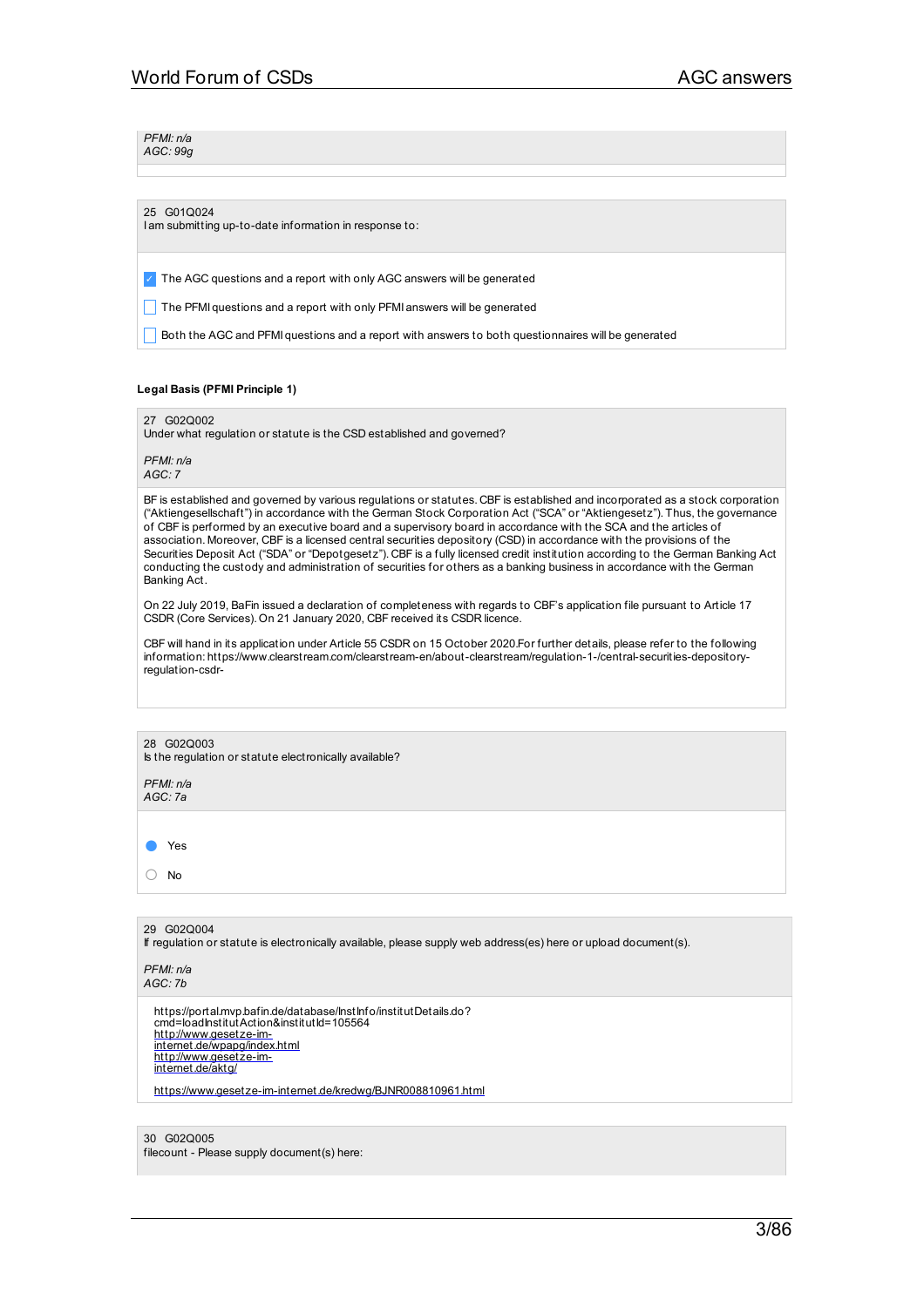*PFMI: n/a*
*AGC: 99g*

25 G01Q024
I am submitting up-to-date information in response to:

- [x] The AGC questions and a report with only AGC answers will be generated
- [ ] The PFMI questions and a report with only PFMI answers will be generated
- [ ] Both the AGC and PFMI questions and a report with answers to both questionnaires will be generated

**Legal Basis (PFMI Principle 1)**

27 G02Q002
Under what regulation or statute is the CSD established and governed?

*PFMI: n/a*
*AGC: 7*

BF is established and governed by various regulations or statutes. CBF is established and incorporated as a stock corporation ("Aktiengesellschaft") in accordance with the German Stock Corporation Act ("SCA" or "Aktiengesetz"). Thus, the governance of CBF is performed by an executive board and a supervisory board in accordance with the SCA and the articles of association. Moreover, CBF is a licensed central securities depository (CSD) in accordance with the provisions of the Securities Deposit Act ("SDA" or "Depotgesetz"). CBF is a fully licensed credit institution according to the German Banking Act conducting the custody and administration of securities for others as a banking business in accordance with the German Banking Act.

On 22 July 2019, BaFin issued a declaration of completeness with regards to CBF's application file pursuant to Article 17 CSDR (Core Services). On 21 January 2020, CBF received its CSDR licence.

CBF will hand in its application under Article 55 CSDR on 15 October 2020.For further details, please refer to the following information: https://www.clearstream.com/clearstream-en/about-clearstream/regulation-1-/central-securities-depository-regulation-csdr-

28 G02Q003
Is the regulation or statute electronically available?

*PFMI: n/a*
*AGC: 7a*

- (●) Yes
- ( ) No

29 G02Q004
If regulation or statute is electronically available, please supply web address(es) here or upload document(s).

*PFMI: n/a*
*AGC: 7b*

https://portal.mvp.bafin.de/database/InstInfo/institutDetails.do?cmd=loadInstitutAction&institutId=105564
http://www.gesetze-im-internet.de/wpapg/index.html
http://www.gesetze-im-internet.de/aktg/

https://www.gesetze-im-internet.de/kredwg/BJNR008810961.html

30 G02Q005
filecount - Please supply document(s) here: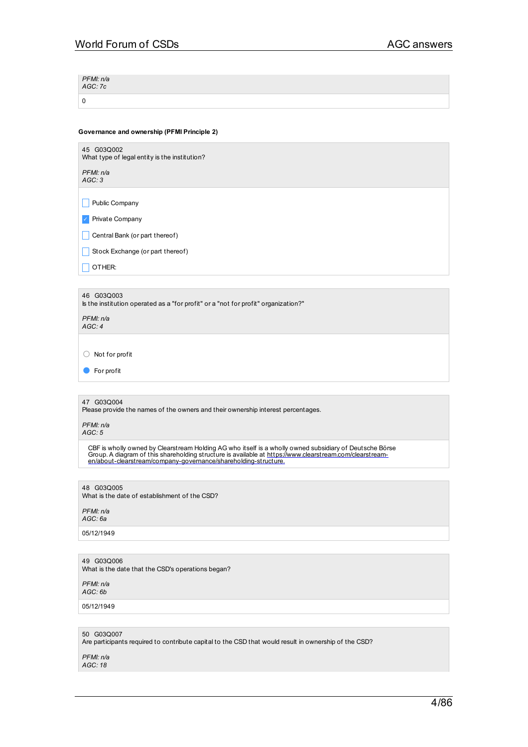*PFMI: n/a*
*AGC: 7c*

0

**Governance and ownership (PFMI Principle 2)**

45 G03Q002
What type of legal entity is the institution?

*PFMI: n/a*
*AGC: 3*

- [ ] Public Company
- [x] Private Company
- [ ] Central Bank (or part thereof)
- [ ] Stock Exchange (or part thereof)
- [ ] OTHER:

46 G03Q003
Is the institution operated as a "for profit" or a "not for profit" organization?"

*PFMI: n/a*
*AGC: 4*

- ○ Not for profit
- ● For profit

47 G03Q004
Please provide the names of the owners and their ownership interest percentages.

*PFMI: n/a*
*AGC: 5*

CBF is wholly owned by Clearstream Holding AG who itself is a wholly owned subsidiary of Deutsche Börse Group. A diagram of this shareholding structure is available at https://www.clearstream.com/clearstream-en/about-clearstream/company-governance/shareholding-structure.

48 G03Q005
What is the date of establishment of the CSD?

*PFMI: n/a*
*AGC: 6a*

05/12/1949

49 G03Q006
What is the date that the CSD's operations began?

*PFMI: n/a*
*AGC: 6b*

05/12/1949

50 G03Q007
Are participants required to contribute capital to the CSD that would result in ownership of the CSD?

*PFMI: n/a*
*AGC: 18*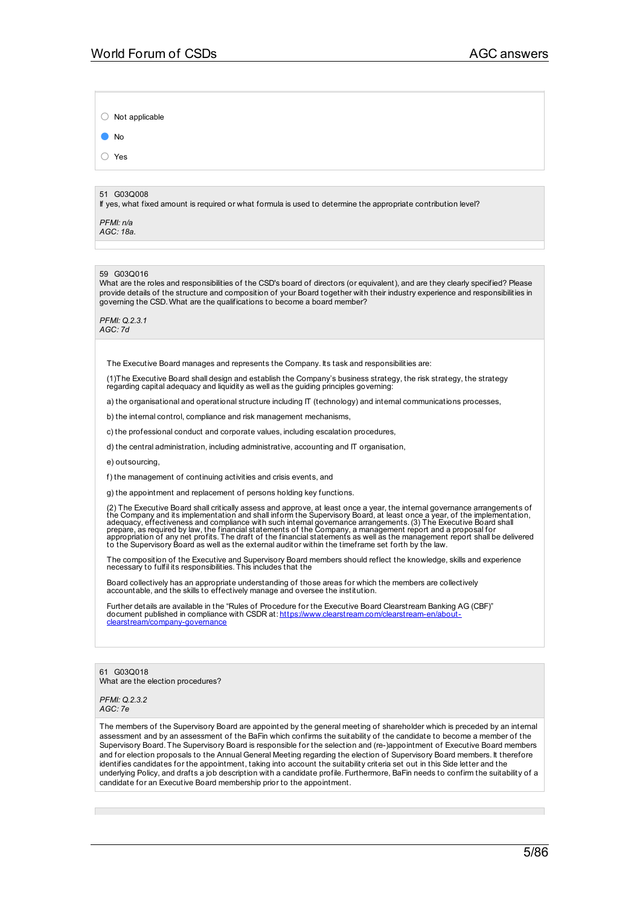- ○ Not applicable
- ● No
- ○ Yes

51 G03Q008
If yes, what fixed amount is required or what formula is used to determine the appropriate contribution level?

*PFMI: n/a*
*AGC: 18a.*

59 G03Q016
What are the roles and responsibilities of the CSD's board of directors (or equivalent), and are they clearly specified? Please provide details of the structure and composition of your Board together with their industry experience and responsibilities in governing the CSD. What are the qualifications to become a board member?

*PFMI: Q.2.3.1*
*AGC: 7d*

The Executive Board manages and represents the Company. Its task and responsibilities are:

(1)The Executive Board shall design and establish the Company's business strategy, the risk strategy, the strategy regarding capital adequacy and liquidity as well as the guiding principles governing:

a) the organisational and operational structure including IT (technology) and internal communications processes,

b) the internal control, compliance and risk management mechanisms,

c) the professional conduct and corporate values, including escalation procedures,

d) the central administration, including administrative, accounting and IT organisation,

e) outsourcing,

f) the management of continuing activities and crisis events, and

g) the appointment and replacement of persons holding key functions.

(2) The Executive Board shall critically assess and approve, at least once a year, the internal governance arrangements of the Company and its implementation and shall inform the Supervisory Board, at least once a year, of the implementation, adequacy, effectiveness and compliance with such internal governance arrangements. (3) The Executive Board shall prepare, as required by law, the financial statements of the Company, a management report and a proposal for appropriation of any net profits. The draft of the financial statements as well as the management report shall be delivered to the Supervisory Board as well as the external auditor within the timeframe set forth by the law.

The composition of the Executive and Supervisory Board members should reflect the knowledge, skills and experience necessary to fulfil its responsibilities. This includes that the

Board collectively has an appropriate understanding of those areas for which the members are collectively accountable, and the skills to effectively manage and oversee the institution.

Further details are available in the "Rules of Procedure for the Executive Board Clearstream Banking AG (CBF)" document published in compliance with CSDR at: [https://www.clearstream.com/clearstream-en/about-clearstream/company-governance](https://www.clearstream.com/clearstream-en/about-clearstream/company-governance)

61 G03Q018
What are the election procedures?

*PFMI: Q.2.3.2*
*AGC: 7e*

The members of the Supervisory Board are appointed by the general meeting of shareholder which is preceded by an internal assessment and by an assessment of the BaFin which confirms the suitability of the candidate to become a member of the Supervisory Board. The Supervisory Board is responsible for the selection and (re-)appointment of Executive Board members and for election proposals to the Annual General Meeting regarding the election of Supervisory Board members. It therefore identifies candidates for the appointment, taking into account the suitability criteria set out in this Side letter and the underlying Policy, and drafts a job description with a candidate profile. Furthermore, BaFin needs to confirm the suitability of a candidate for an Executive Board membership prior to the appointment.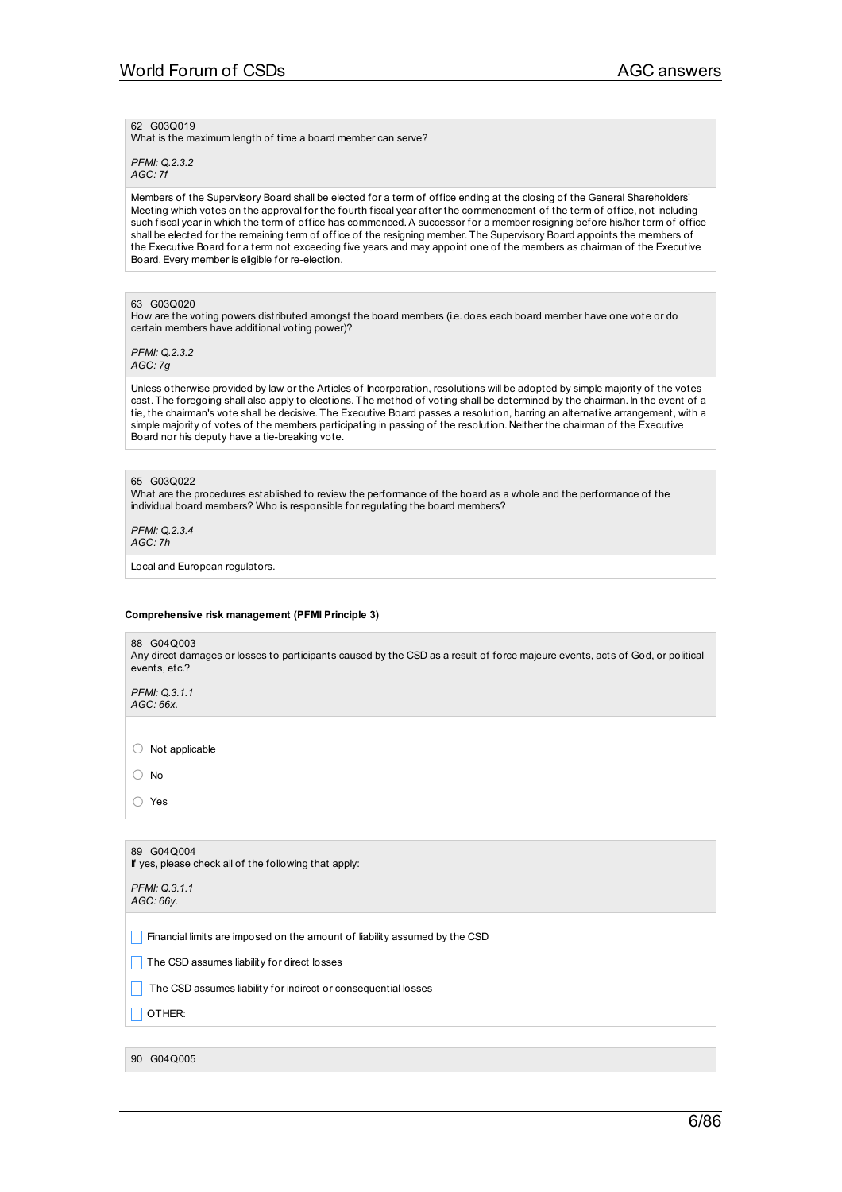62 G03Q019
What is the maximum length of time a board member can serve?

*PFMI: Q.2.3.2*
*AGC: 7f*

Members of the Supervisory Board shall be elected for a term of office ending at the closing of the General Shareholders' Meeting which votes on the approval for the fourth fiscal year after the commencement of the term of office, not including such fiscal year in which the term of office has commenced. A successor for a member resigning before his/her term of office shall be elected for the remaining term of office of the resigning member. The Supervisory Board appoints the members of the Executive Board for a term not exceeding five years and may appoint one of the members as chairman of the Executive Board. Every member is eligible for re-election.

63 G03Q020
How are the voting powers distributed amongst the board members (i.e. does each board member have one vote or do certain members have additional voting power)?

*PFMI: Q.2.3.2*
*AGC: 7g*

Unless otherwise provided by law or the Articles of Incorporation, resolutions will be adopted by simple majority of the votes cast. The foregoing shall also apply to elections. The method of voting shall be determined by the chairman. In the event of a tie, the chairman's vote shall be decisive. The Executive Board passes a resolution, barring an alternative arrangement, with a simple majority of votes of the members participating in passing of the resolution. Neither the chairman of the Executive Board nor his deputy have a tie-breaking vote.

65 G03Q022
What are the procedures established to review the performance of the board as a whole and the performance of the individual board members? Who is responsible for regulating the board members?

*PFMI: Q.2.3.4*
*AGC: 7h*

Local and European regulators.

**Comprehensive risk management (PFMI Principle 3)**

88 G04Q003
Any direct damages or losses to participants caused by the CSD as a result of force majeure events, acts of God, or political events, etc.?

*PFMI: Q.3.1.1*
*AGC: 66x.*

- ○ Not applicable
- ○ No
- ○ Yes

89 G04Q004
If yes, please check all of the following that apply:

*PFMI: Q.3.1.1*
*AGC: 66y.*

- ☐ Financial limits are imposed on the amount of liability assumed by the CSD
- ☐ The CSD assumes liability for direct losses
- ☐ The CSD assumes liability for indirect or consequential losses
- ☐ OTHER:

90 G04Q005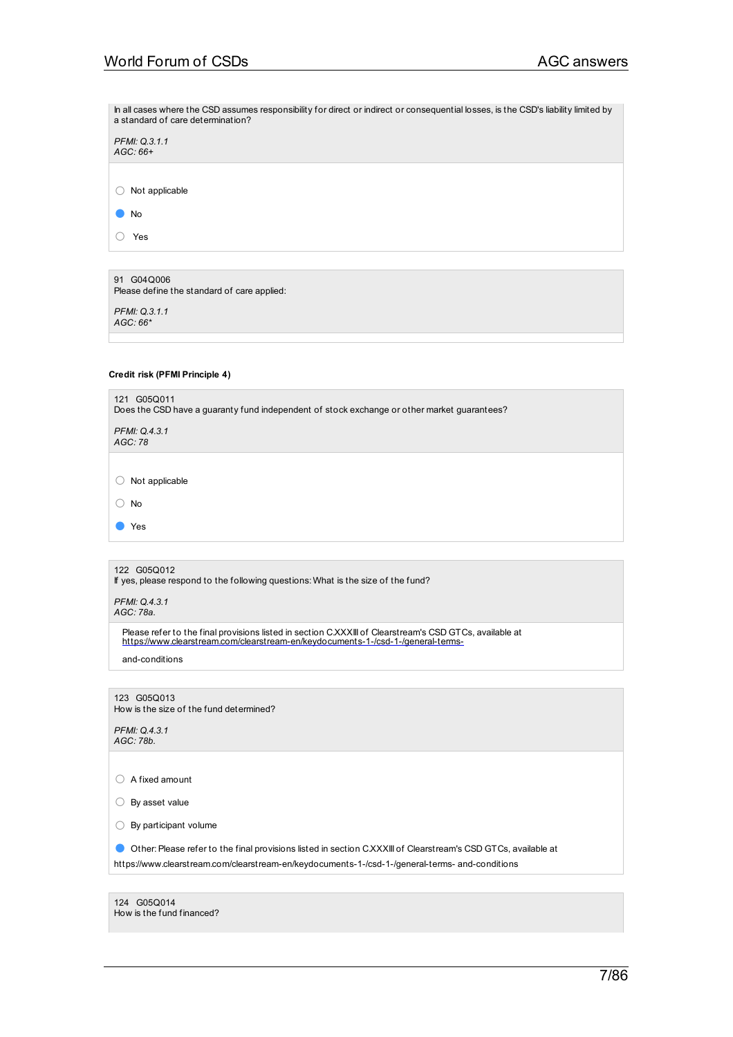In all cases where the CSD assumes responsibility for direct or indirect or consequential losses, is the CSD's liability limited by a standard of care determination?

*PFMI: Q.3.1.1*
*AGC: 66+*

- ○ Not applicable
- ● No
- ○ Yes

91 G04Q006
Please define the standard of care applied:

*PFMI: Q.3.1.1*
*AGC: 66\**

**Credit risk (PFMI Principle 4)**

121 G05Q011
Does the CSD have a guaranty fund independent of stock exchange or other market guarantees?

*PFMI: Q.4.3.1*
*AGC: 78*

- ○ Not applicable
- ○ No
- ● Yes

122 G05Q012
If yes, please respond to the following questions: What is the size of the fund?

*PFMI: Q.4.3.1*
*AGC: 78a.*

Please refer to the final provisions listed in section C.XXXIII of Clearstream's CSD GTCs, available at https://www.clearstream.com/clearstream-en/keydocuments-1-/csd-1-/general-terms-and-conditions

123 G05Q013
How is the size of the fund determined?

*PFMI: Q.4.3.1*
*AGC: 78b.*

- ○ A fixed amount
- ○ By asset value
- ○ By participant volume
- ● Other: Please refer to the final provisions listed in section C.XXXIII of Clearstream's CSD GTCs, available at https://www.clearstream.com/clearstream-en/keydocuments-1-/csd-1-/general-terms- and-conditions

124 G05Q014
How is the fund financed?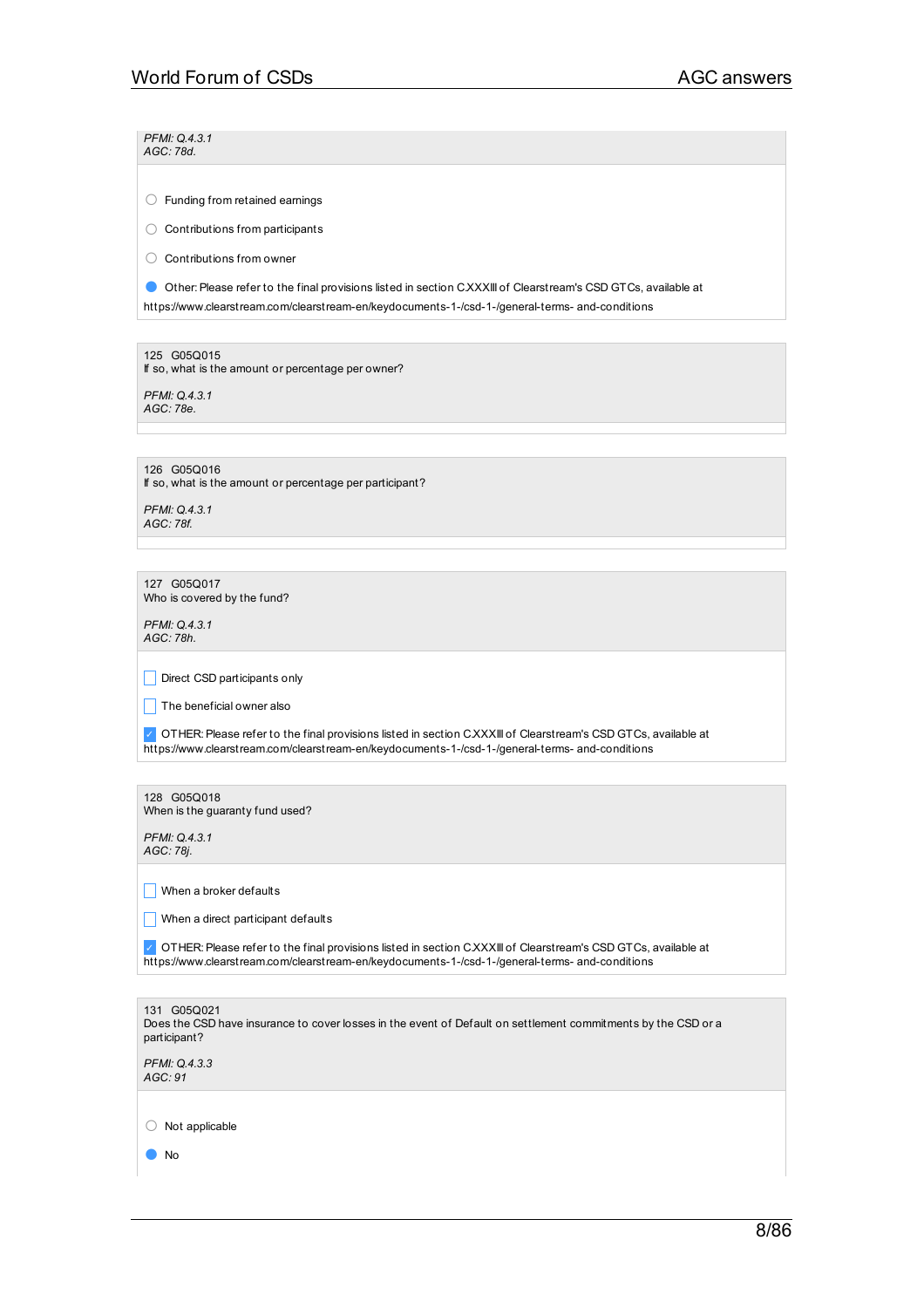*PFMI: Q.4.3.1*
*AGC: 78d.*

- ○ Funding from retained earnings
- ○ Contributions from participants
- ○ Contributions from owner
- ● Other: Please refer to the final provisions listed in section C.XXXIII of Clearstream's CSD GTCs, available at https://www.clearstream.com/clearstream-en/keydocuments-1-/csd-1-/general-terms- and-conditions

125 G05Q015
If so, what is the amount or percentage per owner?

*PFMI: Q.4.3.1*
*AGC: 78e.*

126 G05Q016
If so, what is the amount or percentage per participant?

*PFMI: Q.4.3.1*
*AGC: 78f.*

127 G05Q017
Who is covered by the fund?

*PFMI: Q.4.3.1*
*AGC: 78h.*

- ☐ Direct CSD participants only
- ☐ The beneficial owner also
- ☑ OTHER: Please refer to the final provisions listed in section C.XXXIII of Clearstream's CSD GTCs, available at https://www.clearstream.com/clearstream-en/keydocuments-1-/csd-1-/general-terms- and-conditions

128 G05Q018
When is the guaranty fund used?

*PFMI: Q.4.3.1*
*AGC: 78j.*

- ☐ When a broker defaults
- ☐ When a direct participant defaults
- ☑ OTHER: Please refer to the final provisions listed in section C.XXXIII of Clearstream's CSD GTCs, available at https://www.clearstream.com/clearstream-en/keydocuments-1-/csd-1-/general-terms- and-conditions

131 G05Q021
Does the CSD have insurance to cover losses in the event of Default on settlement commitments by the CSD or a participant?

*PFMI: Q.4.3.3*
*AGC: 91*

- ○ Not applicable
- ● No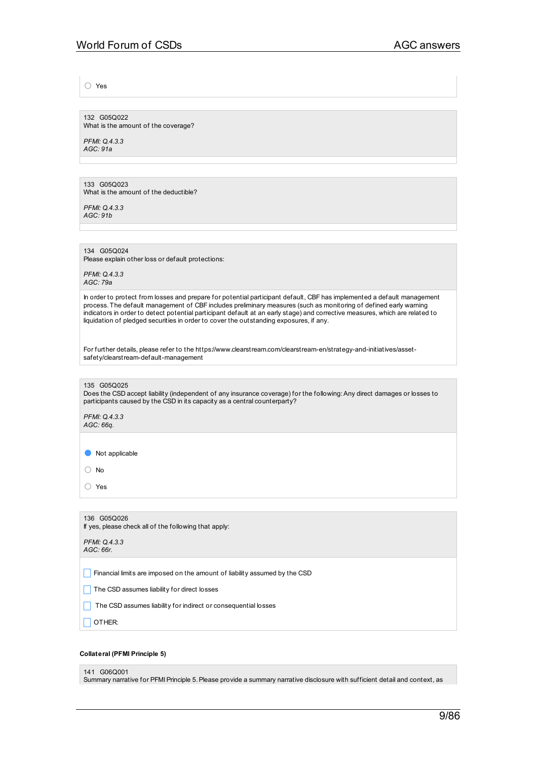○ Yes

132 G05Q022
What is the amount of the coverage?

*PFMI: Q.4.3.3*
*AGC: 91a*

133 G05Q023
What is the amount of the deductible?

*PFMI: Q.4.3.3*
*AGC: 91b*

134 G05Q024
Please explain other loss or default protections:

*PFMI: Q.4.3.3*
*AGC: 79a*

In order to protect from losses and prepare for potential participant default, CBF has implemented a default management process. The default management of CBF includes preliminary measures (such as monitoring of defined early warning indicators in order to detect potential participant default at an early stage) and corrective measures, which are related to liquidation of pledged securities in order to cover the outstanding exposures, if any.

For further details, please refer to the https://www.clearstream.com/clearstream-en/strategy-and-initiatives/asset-safety/clearstream-default-management

135 G05Q025
Does the CSD accept liability (independent of any insurance coverage) for the following: Any direct damages or losses to participants caused by the CSD in its capacity as a central counterparty?

*PFMI: Q.4.3.3*
*AGC: 66q.*

● Not applicable

○ No

○ Yes

136 G05Q026
If yes, please check all of the following that apply:

*PFMI: Q.4.3.3*
*AGC: 66r.*

☐ Financial limits are imposed on the amount of liability assumed by the CSD

☐ The CSD assumes liability for direct losses

☐ The CSD assumes liability for indirect or consequential losses

☐ OTHER:

**Collateral (PFMI Principle 5)**

141 G06Q001
Summary narrative for PFMI Principle 5. Please provide a summary narrative disclosure with sufficient detail and context, as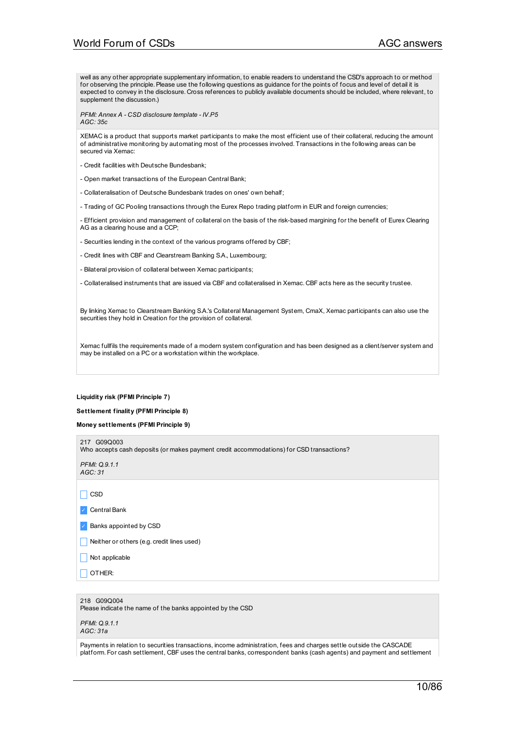well as any other appropriate supplementary information, to enable readers to understand the CSD's approach to or method for observing the principle. Please use the following questions as guidance for the points of focus and level of detail it is expected to convey in the disclosure. Cross references to publicly available documents should be included, where relevant, to supplement the discussion.)

*PFMI: Annex A - CSD disclosure template - IV.P5*
*AGC: 35c*

XEMAC is a product that supports market participants to make the most efficient use of their collateral, reducing the amount of administrative monitoring by automating most of the processes involved. Transactions in the following areas can be secured via Xemac:

- Credit facilities with Deutsche Bundesbank;

- Open market transactions of the European Central Bank;

- Collateralisation of Deutsche Bundesbank trades on ones' own behalf;

- Trading of GC Pooling transactions through the Eurex Repo trading platform in EUR and foreign currencies;

- Efficient provision and management of collateral on the basis of the risk-based margining for the benefit of Eurex Clearing AG as a clearing house and a CCP;

- Securities lending in the context of the various programs offered by CBF;

- Credit lines with CBF and Clearstream Banking S.A., Luxembourg;

- Bilateral provision of collateral between Xemac participants;

- Collateralised instruments that are issued via CBF and collateralised in Xemac. CBF acts here as the security trustee.

By linking Xemac to Clearstream Banking S.A.'s Collateral Management System, CmaX, Xemac participants can also use the securities they hold in Creation for the provision of collateral.

Xemac fullfils the requirements made of a modern system configuration and has been designed as a client/server system and may be installed on a PC or a workstation within the workplace.

**Liquidity risk (PFMI Principle 7)**

**Settlement finality (PFMI Principle 8)**

**Money settlements (PFMI Principle 9)**

217 G09Q003
Who accepts cash deposits (or makes payment credit accommodations) for CSD transactions?

*PFMI: Q.9.1.1*
*AGC: 31*

- [ ] CSD
- [x] Central Bank
- [x] Banks appointed by CSD
- [ ] Neither or others (e.g. credit lines used)
- [ ] Not applicable
- [ ] OTHER:

218 G09Q004
Please indicate the name of the banks appointed by the CSD

*PFMI: Q.9.1.1*
*AGC: 31a*

Payments in relation to securities transactions, income administration, fees and charges settle outside the CASCADE platform. For cash settlement, CBF uses the central banks, correspondent banks (cash agents) and payment and settlement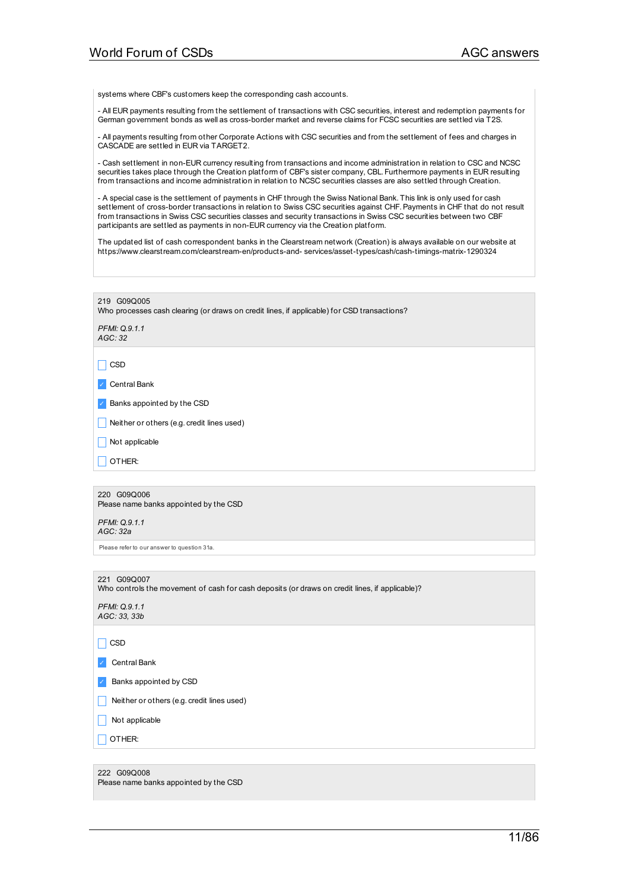systems where CBF's customers keep the corresponding cash accounts.

- All EUR payments resulting from the settlement of transactions with CSC securities, interest and redemption payments for German government bonds as well as cross-border market and reverse claims for FCSC securities are settled via T2S.

- All payments resulting from other Corporate Actions with CSC securities and from the settlement of fees and charges in CASCADE are settled in EUR via TARGET2.

- Cash settlement in non-EUR currency resulting from transactions and income administration in relation to CSC and NCSC securities takes place through the Creation platform of CBF's sister company, CBL. Furthermore payments in EUR resulting from transactions and income administration in relation to NCSC securities classes are also settled through Creation.

- A special case is the settlement of payments in CHF through the Swiss National Bank. This link is only used for cash settlement of cross-border transactions in relation to Swiss CSC securities against CHF. Payments in CHF that do not result from transactions in Swiss CSC securities classes and security transactions in Swiss CSC securities between two CBF participants are settled as payments in non-EUR currency via the Creation platform.

The updated list of cash correspondent banks in the Clearstream network (Creation) is always available on our website at https://www.clearstream.com/clearstream-en/products-and- services/asset-types/cash/cash-timings-matrix-1290324

---

219 G09Q005
Who processes cash clearing (or draws on credit lines, if applicable) for CSD transactions?

*PFMI: Q.9.1.1*
*AGC: 32*

- [ ] CSD
- [x] Central Bank
- [x] Banks appointed by the CSD
- [ ] Neither or others (e.g. credit lines used)
- [ ] Not applicable
- [ ] OTHER:

---

220 G09Q006
Please name banks appointed by the CSD

*PFMI: Q.9.1.1*
*AGC: 32a*

Please refer to our answer to question 31a.

---

221 G09Q007
Who controls the movement of cash for cash deposits (or draws on credit lines, if applicable)?

*PFMI: Q.9.1.1*
*AGC: 33, 33b*

- [ ] CSD
- [x] Central Bank
- [x] Banks appointed by CSD
- [ ] Neither or others (e.g. credit lines used)
- [ ] Not applicable
- [ ] OTHER:

---

222 G09Q008
Please name banks appointed by the CSD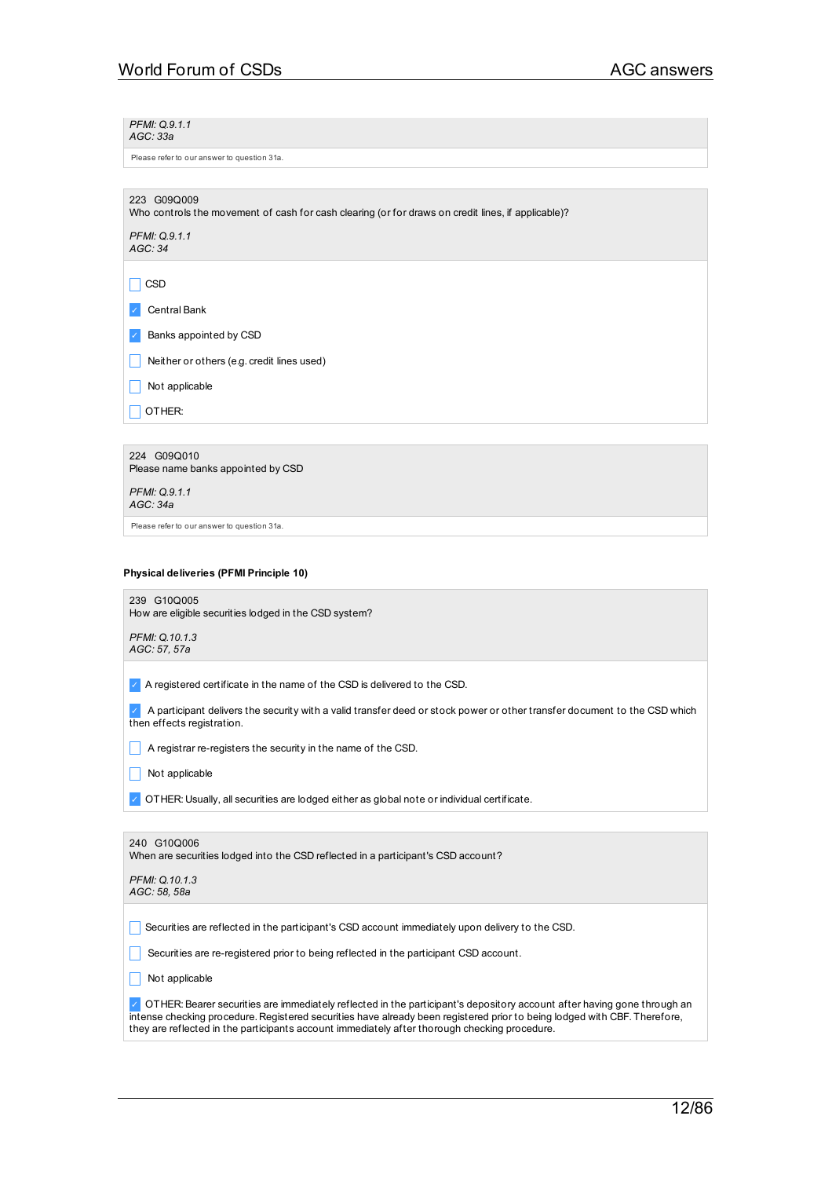*PFMI: Q.9.1.1*
*AGC: 33a*

Please refer to our answer to question 31a.

223 G09Q009
Who controls the movement of cash for cash clearing (or for draws on credit lines, if applicable)?

*PFMI: Q.9.1.1*
*AGC: 34*

- [ ] CSD
- [x] Central Bank
- [x] Banks appointed by CSD
- [ ] Neither or others (e.g. credit lines used)
- [ ] Not applicable
- [ ] OTHER:

224 G09Q010
Please name banks appointed by CSD

*PFMI: Q.9.1.1*
*AGC: 34a*

Please refer to our answer to question 31a.

**Physical deliveries (PFMI Principle 10)**

239 G10Q005
How are eligible securities lodged in the CSD system?

*PFMI: Q.10.1.3*
*AGC: 57, 57a*

- [x] A registered certificate in the name of the CSD is delivered to the CSD.
- [x] A participant delivers the security with a valid transfer deed or stock power or other transfer document to the CSD which then effects registration.
- [ ] A registrar re-registers the security in the name of the CSD.
- [ ] Not applicable
- [x] OTHER: Usually, all securities are lodged either as global note or individual certificate.

240 G10Q006
When are securities lodged into the CSD reflected in a participant's CSD account?

*PFMI: Q.10.1.3*
*AGC: 58, 58a*

- [ ] Securities are reflected in the participant's CSD account immediately upon delivery to the CSD.
- [ ] Securities are re-registered prior to being reflected in the participant CSD account.
- [ ] Not applicable
- [x] OTHER: Bearer securities are immediately reflected in the participant's depository account after having gone through an intense checking procedure. Registered securities have already been registered prior to being lodged with CBF. Therefore, they are reflected in the participants account immediately after thorough checking procedure.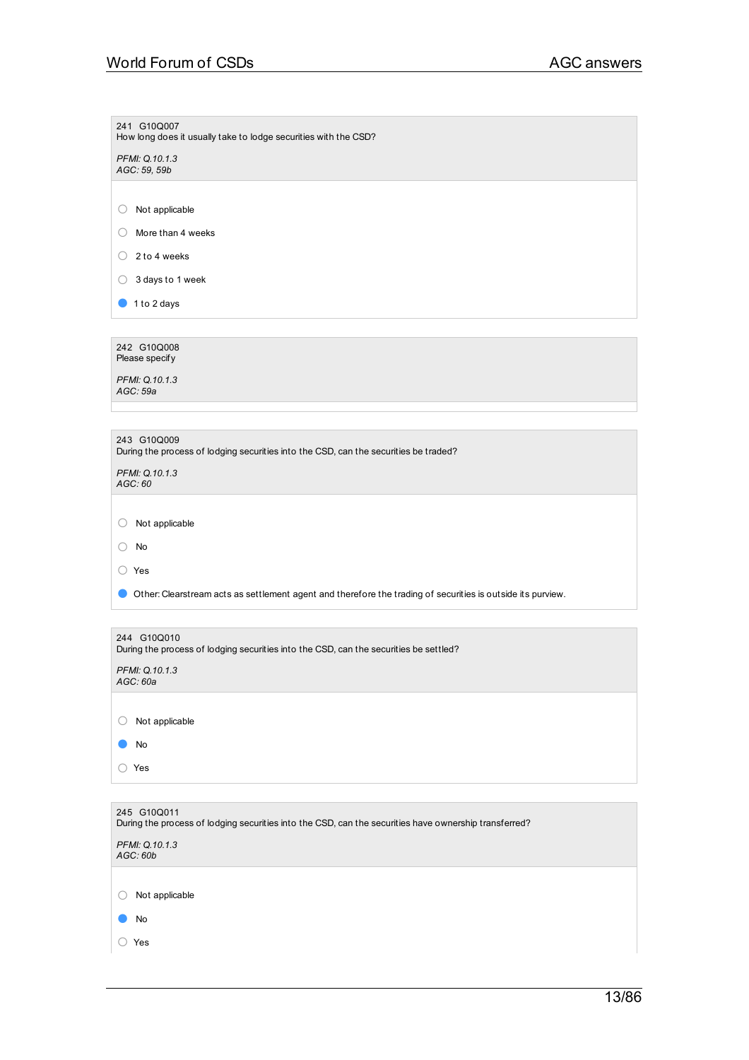241 G10Q007
How long does it usually take to lodge securities with the CSD?

*PFMI: Q.10.1.3*
*AGC: 59, 59b*

- ○ Not applicable
- ○ More than 4 weeks
- ○ 2 to 4 weeks
- ○ 3 days to 1 week
- ● 1 to 2 days

242 G10Q008
Please specify

*PFMI: Q.10.1.3*
*AGC: 59a*

243 G10Q009
During the process of lodging securities into the CSD, can the securities be traded?

*PFMI: Q.10.1.3*
*AGC: 60*

- ○ Not applicable
- ○ No
- ○ Yes
- ● Other: Clearstream acts as settlement agent and therefore the trading of securities is outside its purview.

244 G10Q010
During the process of lodging securities into the CSD, can the securities be settled?

*PFMI: Q.10.1.3*
*AGC: 60a*

- ○ Not applicable
- ● No
- ○ Yes

245 G10Q011
During the process of lodging securities into the CSD, can the securities have ownership transferred?

*PFMI: Q.10.1.3*
*AGC: 60b*

- ○ Not applicable
- ● No
- ○ Yes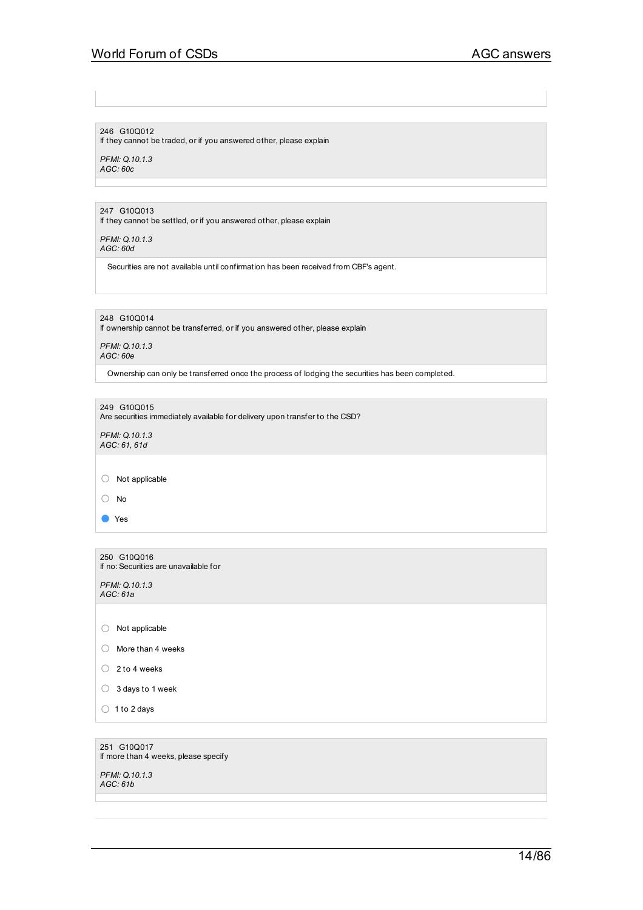246 G10Q012
If they cannot be traded, or if you answered other, please explain

*PFMI: Q.10.1.3*
*AGC: 60c*

247 G10Q013
If they cannot be settled, or if you answered other, please explain

*PFMI: Q.10.1.3*
*AGC: 60d*

Securities are not available until confirmation has been received from CBF's agent.

248 G10Q014
If ownership cannot be transferred, or if you answered other, please explain

*PFMI: Q.10.1.3*
*AGC: 60e*

Ownership can only be transferred once the process of lodging the securities has been completed.

249 G10Q015
Are securities immediately available for delivery upon transfer to the CSD?

*PFMI: Q.10.1.3*
*AGC: 61, 61d*

- ○ Not applicable
- ○ No
- ● Yes

250 G10Q016
If no: Securities are unavailable for

*PFMI: Q.10.1.3*
*AGC: 61a*

- ○ Not applicable
- ○ More than 4 weeks
- ○ 2 to 4 weeks
- ○ 3 days to 1 week
- ○ 1 to 2 days

251 G10Q017
If more than 4 weeks, please specify

*PFMI: Q.10.1.3*
*AGC: 61b*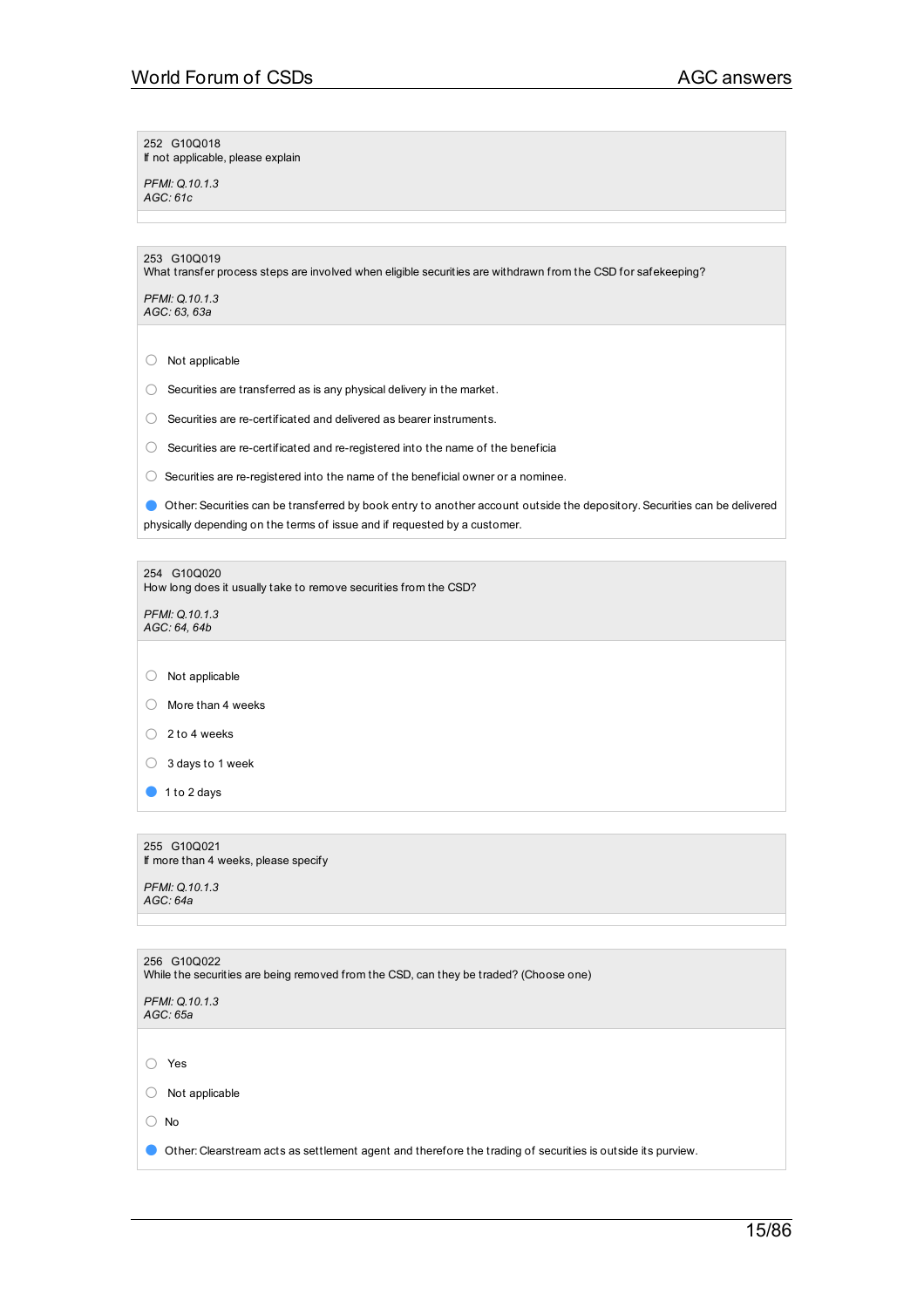252 G10Q018
If not applicable, please explain

*PFMI: Q.10.1.3*
*AGC: 61c*

---

253 G10Q019
What transfer process steps are involved when eligible securities are withdrawn from the CSD for safekeeping?

*PFMI: Q.10.1.3*
*AGC: 63, 63a*

- ○ Not applicable
- ○ Securities are transferred as is any physical delivery in the market.
- ○ Securities are re-certificated and delivered as bearer instruments.
- ○ Securities are re-certificated and re-registered into the name of the beneficia
- ○ Securities are re-registered into the name of the beneficial owner or a nominee.
- ● Other: Securities can be transferred by book entry to another account outside the depository. Securities can be delivered physically depending on the terms of issue and if requested by a customer.

---

254 G10Q020
How long does it usually take to remove securities from the CSD?

*PFMI: Q.10.1.3*
*AGC: 64, 64b*

- ○ Not applicable
- ○ More than 4 weeks
- ○ 2 to 4 weeks
- ○ 3 days to 1 week
- ● 1 to 2 days

---

255 G10Q021
If more than 4 weeks, please specify

*PFMI: Q.10.1.3*
*AGC: 64a*

---

256 G10Q022
While the securities are being removed from the CSD, can they be traded? (Choose one)

*PFMI: Q.10.1.3*
*AGC: 65a*

- ○ Yes
- ○ Not applicable
- ○ No
- ● Other: Clearstream acts as settlement agent and therefore the trading of securities is outside its purview.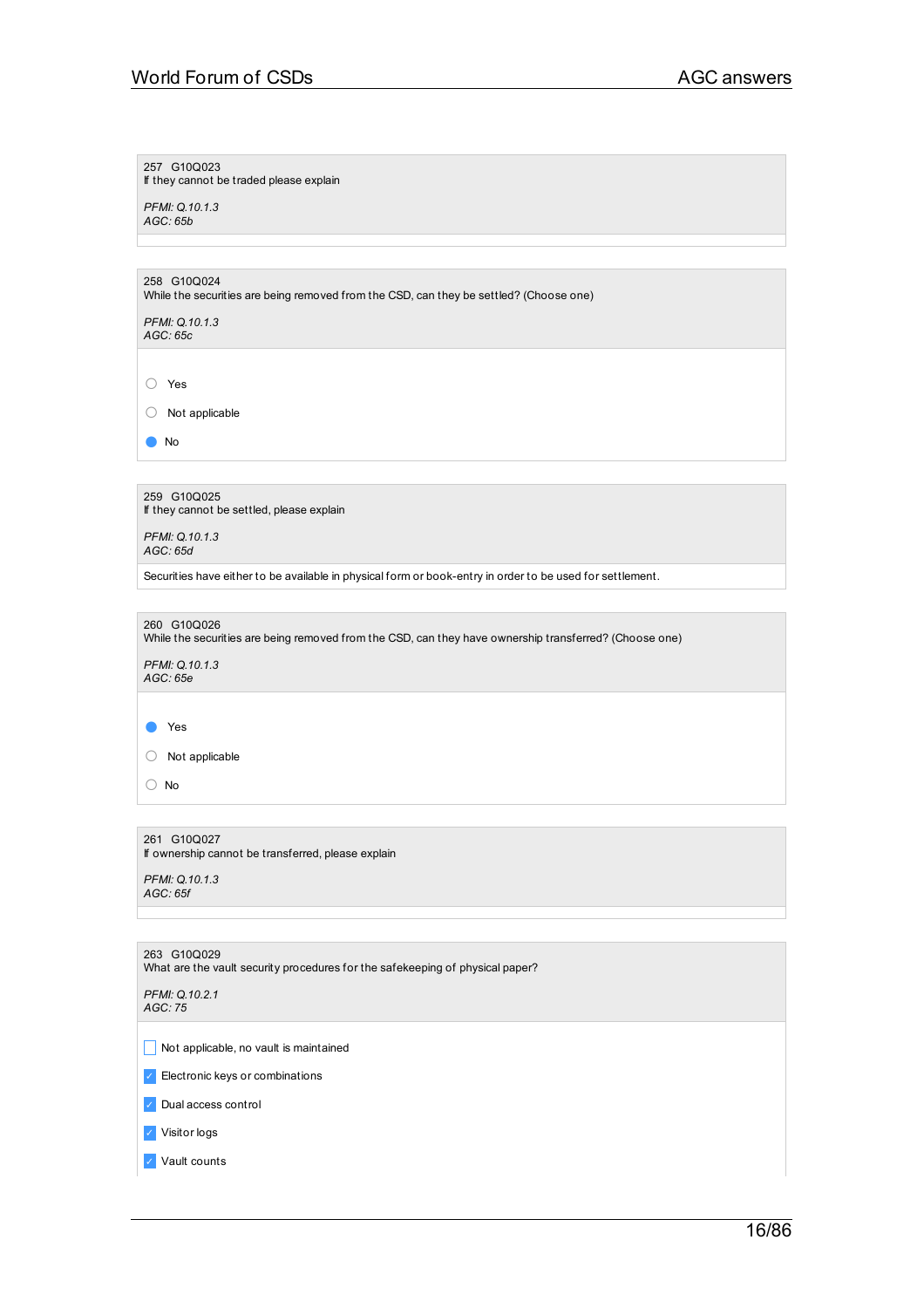257 G10Q023
If they cannot be traded please explain

*PFMI: Q.10.1.3*
*AGC: 65b*

---

258 G10Q024
While the securities are being removed from the CSD, can they be settled? (Choose one)

*PFMI: Q.10.1.3*
*AGC: 65c*

- ○ Yes
- ○ Not applicable
- ● No

---

259 G10Q025
If they cannot be settled, please explain

*PFMI: Q.10.1.3*
*AGC: 65d*

Securities have either to be available in physical form or book-entry in order to be used for settlement.

---

260 G10Q026
While the securities are being removed from the CSD, can they have ownership transferred? (Choose one)

*PFMI: Q.10.1.3*
*AGC: 65e*

- ● Yes
- ○ Not applicable
- ○ No

---

261 G10Q027
If ownership cannot be transferred, please explain

*PFMI: Q.10.1.3*
*AGC: 65f*

---

263 G10Q029
What are the vault security procedures for the safekeeping of physical paper?

*PFMI: Q.10.2.1*
*AGC: 75*

- [ ] Not applicable, no vault is maintained
- [x] Electronic keys or combinations
- [x] Dual access control
- [x] Visitor logs
- [x] Vault counts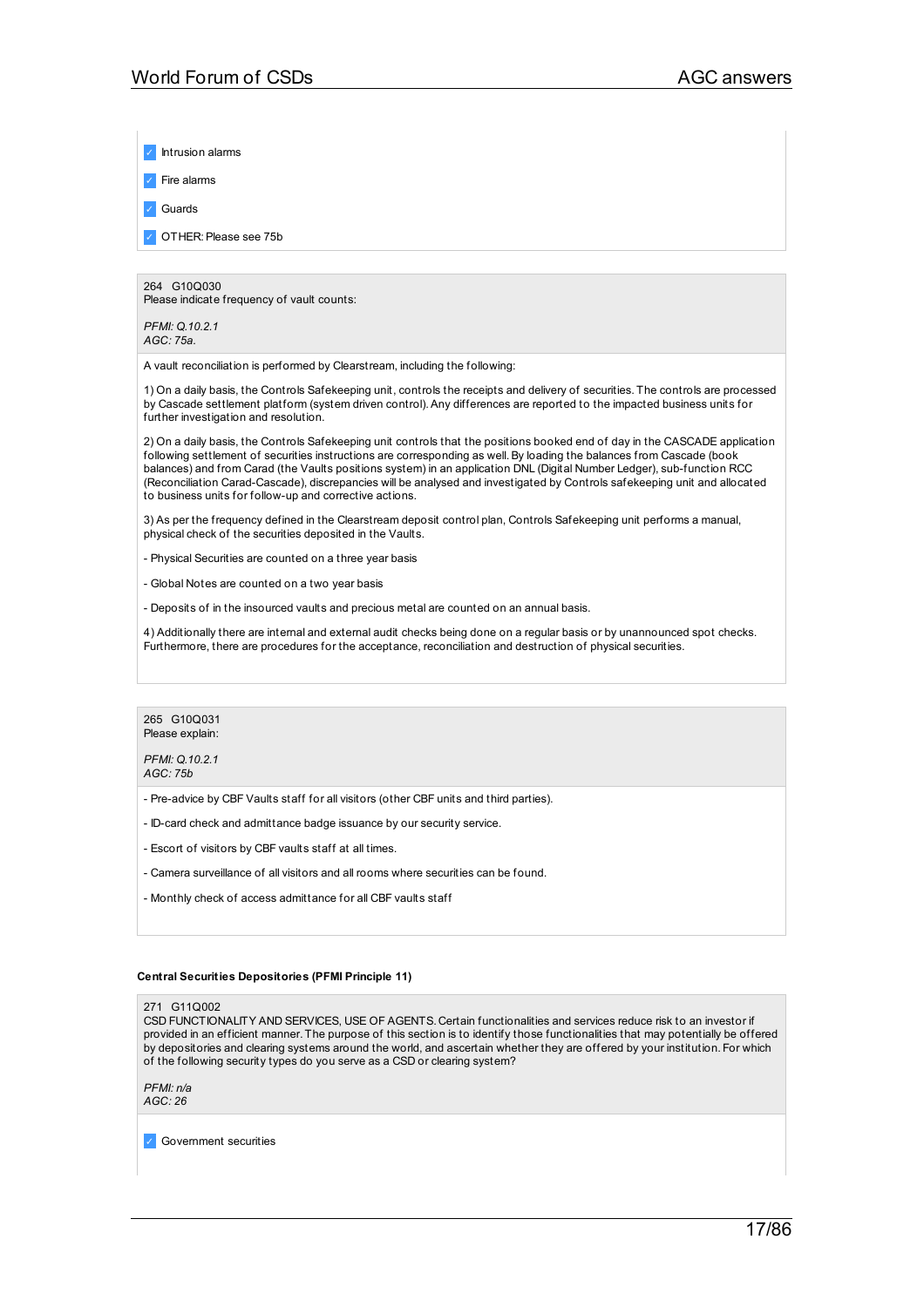- [x] Intrusion alarms
- [x] Fire alarms
- [x] Guards
- [x] OTHER: Please see 75b

264 G10Q030
Please indicate frequency of vault counts:

*PFMI: Q.10.2.1*
*AGC: 75a.*

A vault reconciliation is performed by Clearstream, including the following:

1) On a daily basis, the Controls Safekeeping unit, controls the receipts and delivery of securities. The controls are processed by Cascade settlement platform (system driven control). Any differences are reported to the impacted business units for further investigation and resolution.

2) On a daily basis, the Controls Safekeeping unit controls that the positions booked end of day in the CASCADE application following settlement of securities instructions are corresponding as well. By loading the balances from Cascade (book balances) and from Carad (the Vaults positions system) in an application DNL (Digital Number Ledger), sub-function RCC (Reconciliation Carad-Cascade), discrepancies will be analysed and investigated by Controls safekeeping unit and allocated to business units for follow-up and corrective actions.

3) As per the frequency defined in the Clearstream deposit control plan, Controls Safekeeping unit performs a manual, physical check of the securities deposited in the Vaults.

- Physical Securities are counted on a three year basis

- Global Notes are counted on a two year basis

- Deposits of in the insourced vaults and precious metal are counted on an annual basis.

4) Additionally there are internal and external audit checks being done on a regular basis or by unannounced spot checks. Furthermore, there are procedures for the acceptance, reconciliation and destruction of physical securities.

265 G10Q031
Please explain:

*PFMI: Q.10.2.1*
*AGC: 75b*

- Pre-advice by CBF Vaults staff for all visitors (other CBF units and third parties).

- ID-card check and admittance badge issuance by our security service.

- Escort of visitors by CBF vaults staff at all times.

- Camera surveillance of all visitors and all rooms where securities can be found.

- Monthly check of access admittance for all CBF vaults staff

**Central Securities Depositories (PFMI Principle 11)**

271 G11Q002
CSD FUNCTIONALITY AND SERVICES, USE OF AGENTS. Certain functionalities and services reduce risk to an investor if provided in an efficient manner. The purpose of this section is to identify those functionalities that may potentially be offered by depositories and clearing systems around the world, and ascertain whether they are offered by your institution. For which of the following security types do you serve as a CSD or clearing system?

*PFMI: n/a*
*AGC: 26*

- [x] Government securities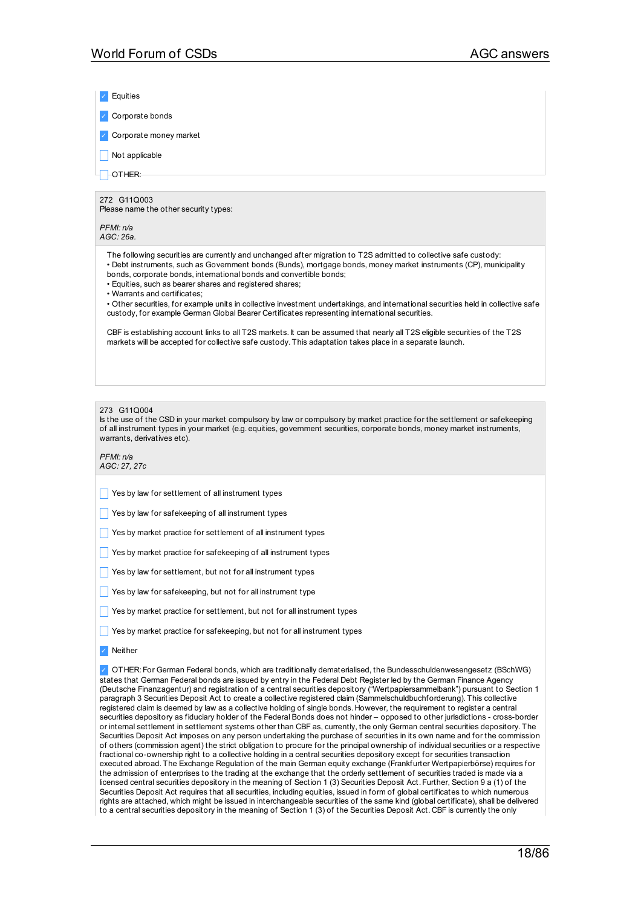- [x] Equities
- [x] Corporate bonds
- [x] Corporate money market
- [ ] Not applicable
- [ ] OTHER:

272 G11Q003
Please name the other security types:

*PFMI: n/a*
*AGC: 26a.*

The following securities are currently and unchanged after migration to T2S admitted to collective safe custody:
• Debt instruments, such as Government bonds (Bunds), mortgage bonds, money market instruments (CP), municipality bonds, corporate bonds, international bonds and convertible bonds;
• Equities, such as bearer shares and registered shares;
• Warrants and certificates;
• Other securities, for example units in collective investment undertakings, and international securities held in collective safe custody, for example German Global Bearer Certificates representing international securities.

CBF is establishing account links to all T2S markets. It can be assumed that nearly all T2S eligible securities of the T2S markets will be accepted for collective safe custody. This adaptation takes place in a separate launch.

273 G11Q004
Is the use of the CSD in your market compulsory by law or compulsory by market practice for the settlement or safekeeping of all instrument types in your market (e.g. equities, government securities, corporate bonds, money market instruments, warrants, derivatives etc).

*PFMI: n/a*
*AGC: 27, 27c*

- [ ] Yes by law for settlement of all instrument types
- [ ] Yes by law for safekeeping of all instrument types
- [ ] Yes by market practice for settlement of all instrument types
- [ ] Yes by market practice for safekeeping of all instrument types
- [ ] Yes by law for settlement, but not for all instrument types
- [ ] Yes by law for safekeeping, but not for all instrument type
- [ ] Yes by market practice for settlement, but not for all instrument types
- [ ] Yes by market practice for safekeeping, but not for all instrument types
- [x] Neither
- [x] OTHER: For German Federal bonds, which are traditionally dematerialised, the Bundesschuldenwesengesetz (BSchWG) states that German Federal bonds are issued by entry in the Federal Debt Register led by the German Finance Agency (Deutsche Finanzagentur) and registration of a central securities depository ("Wertpapiersammelbank") pursuant to Section 1 paragraph 3 Securities Deposit Act to create a collective registered claim (Sammelschuldbuchforderung). This collective registered claim is deemed by law as a collective holding of single bonds. However, the requirement to register a central securities depository as fiduciary holder of the Federal Bonds does not hinder – opposed to other jurisdictions - cross-border or internal settlement in settlement systems other than CBF as, currently, the only German central securities depository. The Securities Deposit Act imposes on any person undertaking the purchase of securities in its own name and for the commission of others (commission agent) the strict obligation to procure for the principal ownership of individual securities or a respective fractional co-ownership right to a collective holding in a central securities depository except for securities transaction executed abroad. The Exchange Regulation of the main German equity exchange (Frankfurter Wertpapierbörse) requires for the admission of enterprises to the trading at the exchange that the orderly settlement of securities traded is made via a licensed central securities depository in the meaning of Section 1 (3) Securities Deposit Act. Further, Section 9 a (1) of the Securities Deposit Act requires that all securities, including equities, issued in form of global certificates to which numerous rights are attached, which might be issued in interchangeable securities of the same kind (global certificate), shall be delivered to a central securities depository in the meaning of Section 1 (3) of the Securities Deposit Act. CBF is currently the only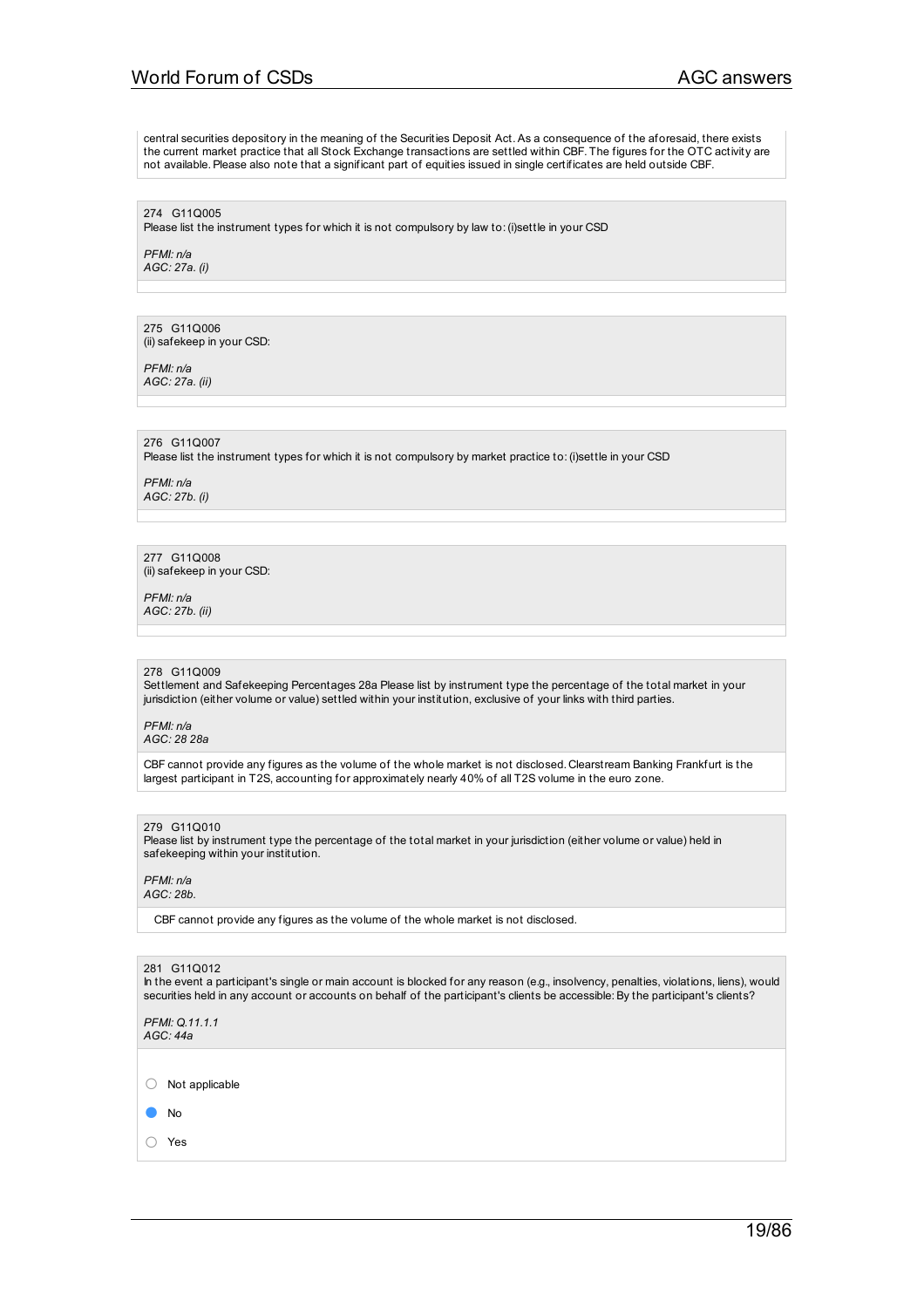central securities depository in the meaning of the Securities Deposit Act. As a consequence of the aforesaid, there exists the current market practice that all Stock Exchange transactions are settled within CBF. The figures for the OTC activity are not available. Please also note that a significant part of equities issued in single certificates are held outside CBF.

274 G11Q005
Please list the instrument types for which it is not compulsory by law to: (i)settle in your CSD

*PFMI: n/a*
*AGC: 27a. (i)*

275 G11Q006
(ii) safekeep in your CSD:

*PFMI: n/a*
*AGC: 27a. (ii)*

276 G11Q007
Please list the instrument types for which it is not compulsory by market practice to: (i)settle in your CSD

*PFMI: n/a*
*AGC: 27b. (i)*

277 G11Q008
(ii) safekeep in your CSD:

*PFMI: n/a*
*AGC: 27b. (ii)*

278 G11Q009
Settlement and Safekeeping Percentages 28a Please list by instrument type the percentage of the total market in your jurisdiction (either volume or value) settled within your institution, exclusive of your links with third parties.

*PFMI: n/a*
*AGC: 28 28a*

CBF cannot provide any figures as the volume of the whole market is not disclosed. Clearstream Banking Frankfurt is the largest participant in T2S, accounting for approximately nearly 40% of all T2S volume in the euro zone.

279 G11Q010
Please list by instrument type the percentage of the total market in your jurisdiction (either volume or value) held in safekeeping within your institution.

*PFMI: n/a*
*AGC: 28b.*

CBF cannot provide any figures as the volume of the whole market is not disclosed.

281 G11Q012
In the event a participant's single or main account is blocked for any reason (e.g., insolvency, penalties, violations, liens), would securities held in any account or accounts on behalf of the participant's clients be accessible: By the participant's clients?

*PFMI: Q.11.1.1*
*AGC: 44a*

- ○ Not applicable
- ● No
- ○ Yes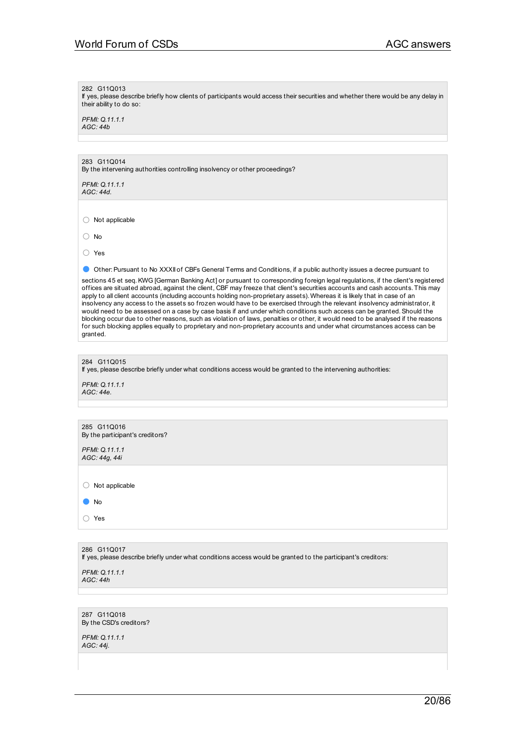282 G11Q013
If yes, please describe briefly how clients of participants would access their securities and whether there would be any delay in their ability to do so:

*PFMI: Q.11.1.1*
*AGC: 44b*

283 G11Q014
By the intervening authorities controlling insolvency or other proceedings?

*PFMI: Q.11.1.1*
*AGC: 44d.*

○ Not applicable

○ No

○ Yes

● Other: Pursuant to No XXXII of CBFs General Terms and Conditions, if a public authority issues a decree pursuant to sections 45 et seq. KWG [German Banking Act] or pursuant to corresponding foreign legal regulations, if the client's registered offices are situated abroad, against the client, CBF may freeze that client's securities accounts and cash accounts. This may apply to all client accounts (including accounts holding non-proprietary assets). Whereas it is likely that in case of an insolvency any access to the assets so frozen would have to be exercised through the relevant insolvency administrator, it would need to be assessed on a case by case basis if and under which conditions such access can be granted. Should the blocking occur due to other reasons, such as violation of laws, penalties or other, it would need to be analysed if the reasons for such blocking applies equally to proprietary and non-proprietary accounts and under what circumstances access can be granted.

284 G11Q015
If yes, please describe briefly under what conditions access would be granted to the intervening authorities:

*PFMI: Q.11.1.1*
*AGC: 44e.*

285 G11Q016
By the participant's creditors?

*PFMI: Q.11.1.1*
*AGC: 44g, 44i*

○ Not applicable

● No

○ Yes

286 G11Q017
If yes, please describe briefly under what conditions access would be granted to the participant's creditors:

*PFMI: Q.11.1.1*
*AGC: 44h*

287 G11Q018
By the CSD's creditors?

*PFMI: Q.11.1.1*
*AGC: 44j.*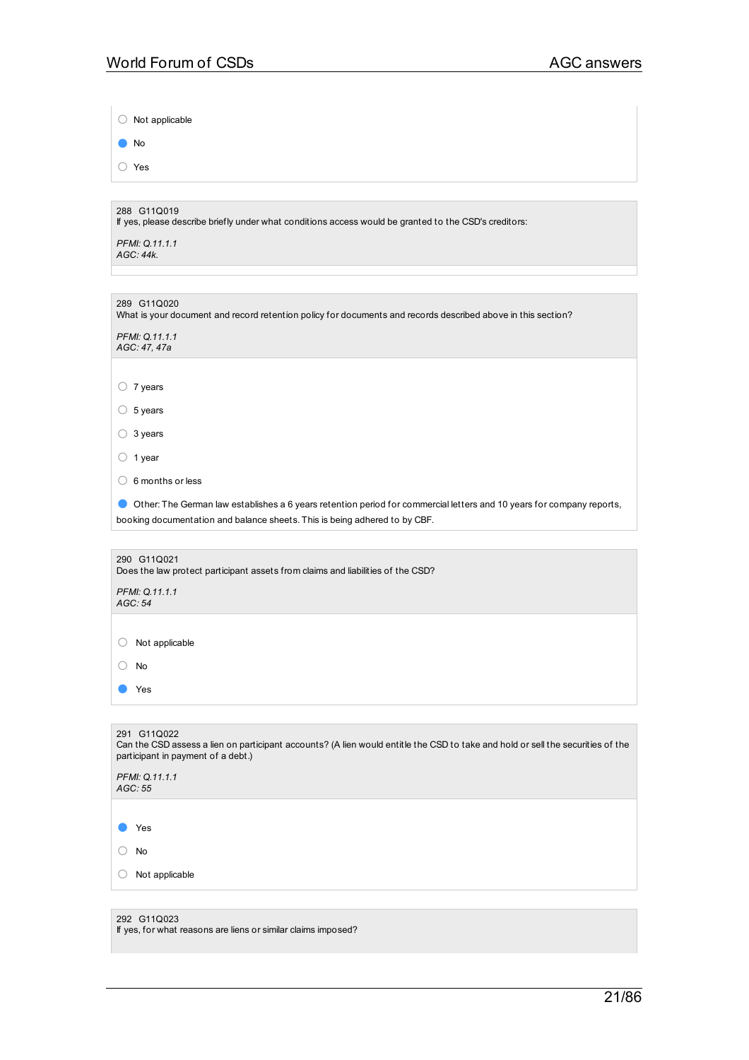- ○ Not applicable
- ● No
- ○ Yes

288 G11Q019
If yes, please describe briefly under what conditions access would be granted to the CSD's creditors:

*PFMI: Q.11.1.1*
*AGC: 44k.*

289 G11Q020
What is your document and record retention policy for documents and records described above in this section?

*PFMI: Q.11.1.1*
*AGC: 47, 47a*

- ○ 7 years
- ○ 5 years
- ○ 3 years
- ○ 1 year
- ○ 6 months or less
- ● Other: The German law establishes a 6 years retention period for commercial letters and 10 years for company reports, booking documentation and balance sheets. This is being adhered to by CBF.

290 G11Q021
Does the law protect participant assets from claims and liabilities of the CSD?

*PFMI: Q.11.1.1*
*AGC: 54*

- ○ Not applicable
- ○ No
- ● Yes

291 G11Q022
Can the CSD assess a lien on participant accounts? (A lien would entitle the CSD to take and hold or sell the securities of the participant in payment of a debt.)

*PFMI: Q.11.1.1*
*AGC: 55*

- ● Yes
- ○ No
- ○ Not applicable

292 G11Q023
If yes, for what reasons are liens or similar claims imposed?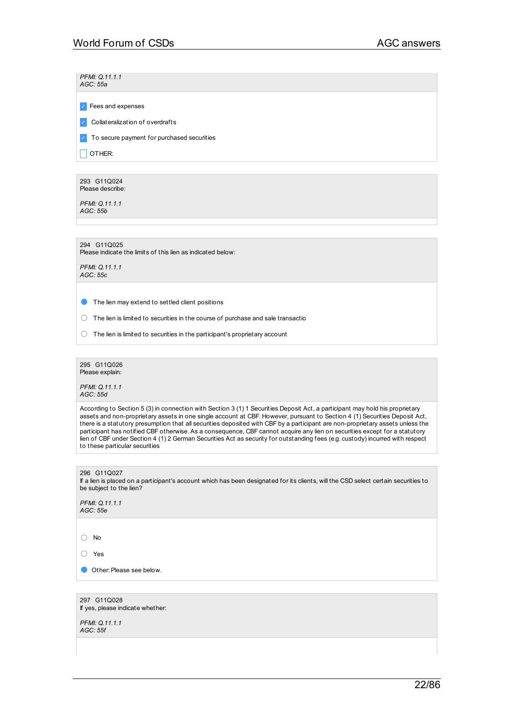*PFMI: Q.11.1.1*
*AGC: 55a*

- [x] Fees and expenses
- [x] Collateralization of overdrafts
- [x] To secure payment for purchased securities
- [ ] OTHER:

293 G11Q024
Please describe:

*PFMI: Q.11.1.1*
*AGC: 55b*

294 G11Q025
Please indicate the limits of this lien as indicated below:

*PFMI: Q.11.1.1*
*AGC: 55c*

- (●) The lien may extend to settled client positions
- ( ) The lien is limited to securities in the course of purchase and sale transactio
- ( ) The lien is limited to securities in the participant's proprietary account

295 G11Q026
Please explain:

*PFMI: Q.11.1.1*
*AGC: 55d*

According to Section 5 (3) in connection with Section 3 (1) 1 Securities Deposit Act, a participant may hold his proprietary assets and non-proprietary assets in one single account at CBF. However, pursuant to Section 4 (1) Securities Deposit Act, there is a statutory presumption that all securities deposited with CBF by a participant are non-proprietary assets unless the participant has notified CBF otherwise. As a consequence, CBF cannot acquire any lien on securities except for a statutory lien of CBF under Section 4 (1) 2 German Securities Act as security for outstanding fees (e.g. custody) incurred with respect to these particular securities

296 G11Q027
If a lien is placed on a participant's account which has been designated for its clients, will the CSD select certain securities to be subject to the lien?

*PFMI: Q.11.1.1*
*AGC: 55e*

- ( ) No
- ( ) Yes
- (●) Other: Please see below.

297 G11Q028
If yes, please indicate whether:

*PFMI: Q.11.1.1*
*AGC: 55f*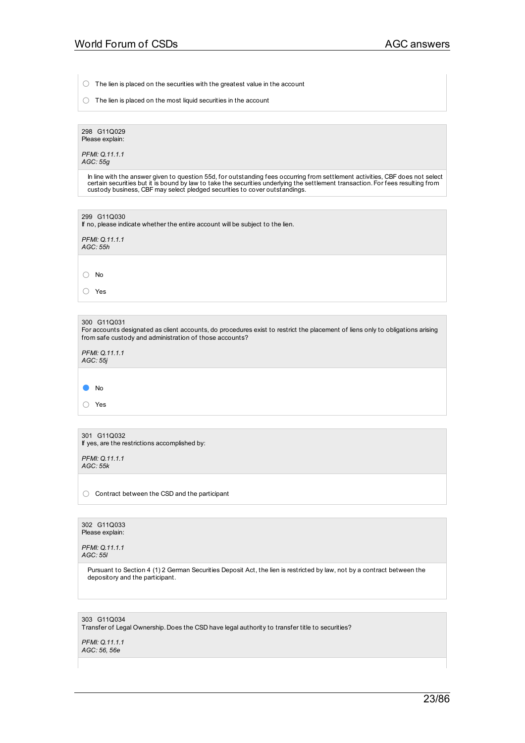- ○ The lien is placed on the securities with the greatest value in the account
- ○ The lien is placed on the most liquid securities in the account

---

298 G11Q029
Please explain:

*PFMI: Q.11.1.1*
*AGC: 55g*

In line with the answer given to question 55d, for outstanding fees occurring from settlement activities, CBF does not select certain securities but it is bound by law to take the securities underlying the settlement transaction. For fees resulting from custody business, CBF may select pledged securities to cover outstandings.

---

299 G11Q030
If no, please indicate whether the entire account will be subject to the lien.

*PFMI: Q.11.1.1*
*AGC: 55h*

- ○ No
- ○ Yes

---

300 G11Q031
For accounts designated as client accounts, do procedures exist to restrict the placement of liens only to obligations arising from safe custody and administration of those accounts?

*PFMI: Q.11.1.1*
*AGC: 55j*

- ● No
- ○ Yes

---

301 G11Q032
If yes, are the restrictions accomplished by:

*PFMI: Q.11.1.1*
*AGC: 55k*

- ○ Contract between the CSD and the participant

---

302 G11Q033
Please explain:

*PFMI: Q.11.1.1*
*AGC: 55l*

Pursuant to Section 4 (1) 2 German Securities Deposit Act, the lien is restricted by law, not by a contract between the depository and the participant.

---

303 G11Q034
Transfer of Legal Ownership. Does the CSD have legal authority to transfer title to securities?

*PFMI: Q.11.1.1*
*AGC: 56, 56e*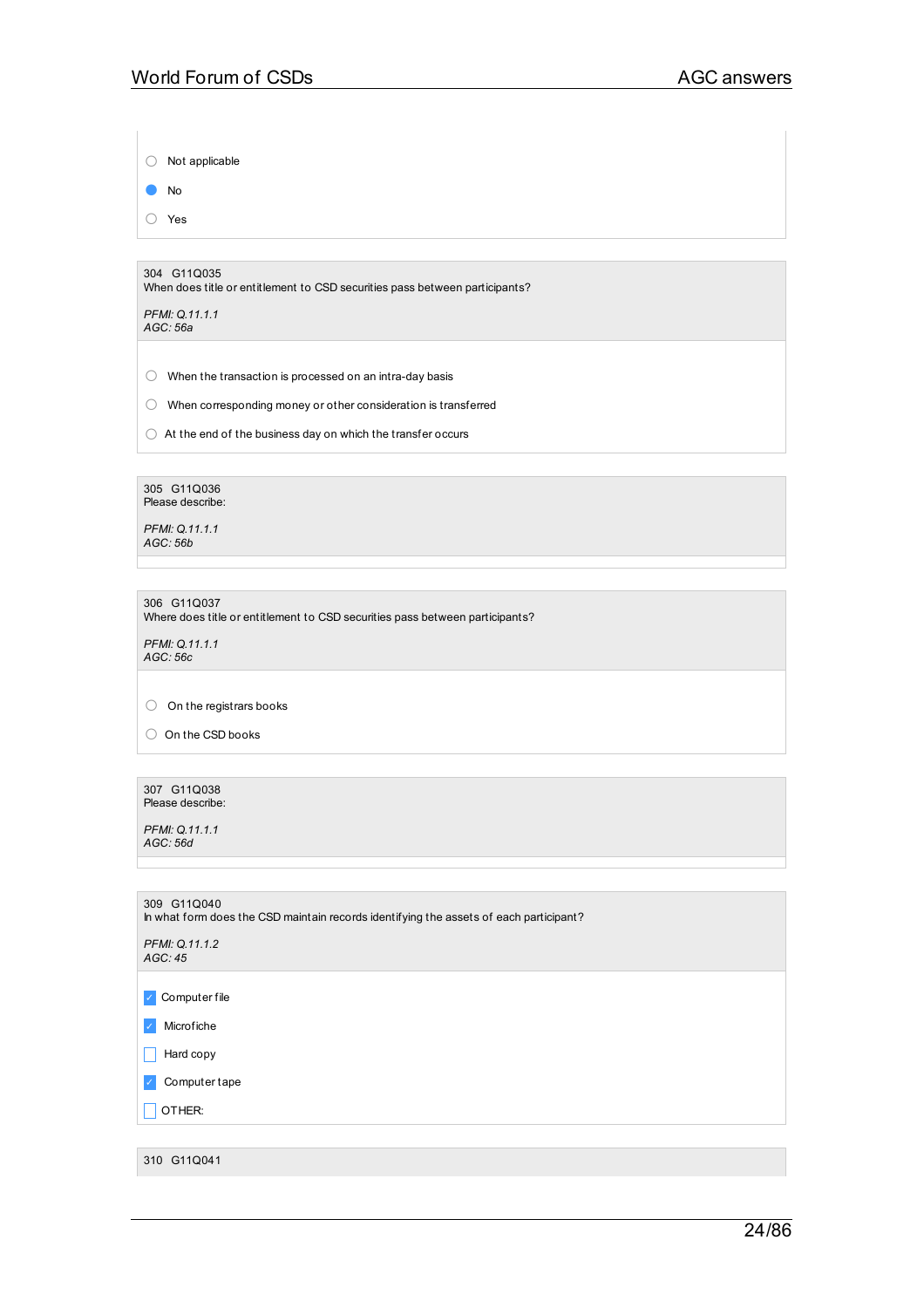- [ ] Not applicable
- [x] No
- [ ] Yes

304 G11Q035
When does title or entitlement to CSD securities pass between participants?

*PFMI: Q.11.1.1*
*AGC: 56a*

- [ ] When the transaction is processed on an intra-day basis
- [ ] When corresponding money or other consideration is transferred
- [ ] At the end of the business day on which the transfer occurs

305 G11Q036
Please describe:

*PFMI: Q.11.1.1*
*AGC: 56b*

306 G11Q037
Where does title or entitlement to CSD securities pass between participants?

*PFMI: Q.11.1.1*
*AGC: 56c*

- [ ] On the registrars books
- [ ] On the CSD books

307 G11Q038
Please describe:

*PFMI: Q.11.1.1*
*AGC: 56d*

309 G11Q040
In what form does the CSD maintain records identifying the assets of each participant?

*PFMI: Q.11.1.2*
*AGC: 45*

- [x] Computer file
- [x] Microfiche
- [ ] Hard copy
- [x] Computer tape
- [ ] OTHER:

310 G11Q041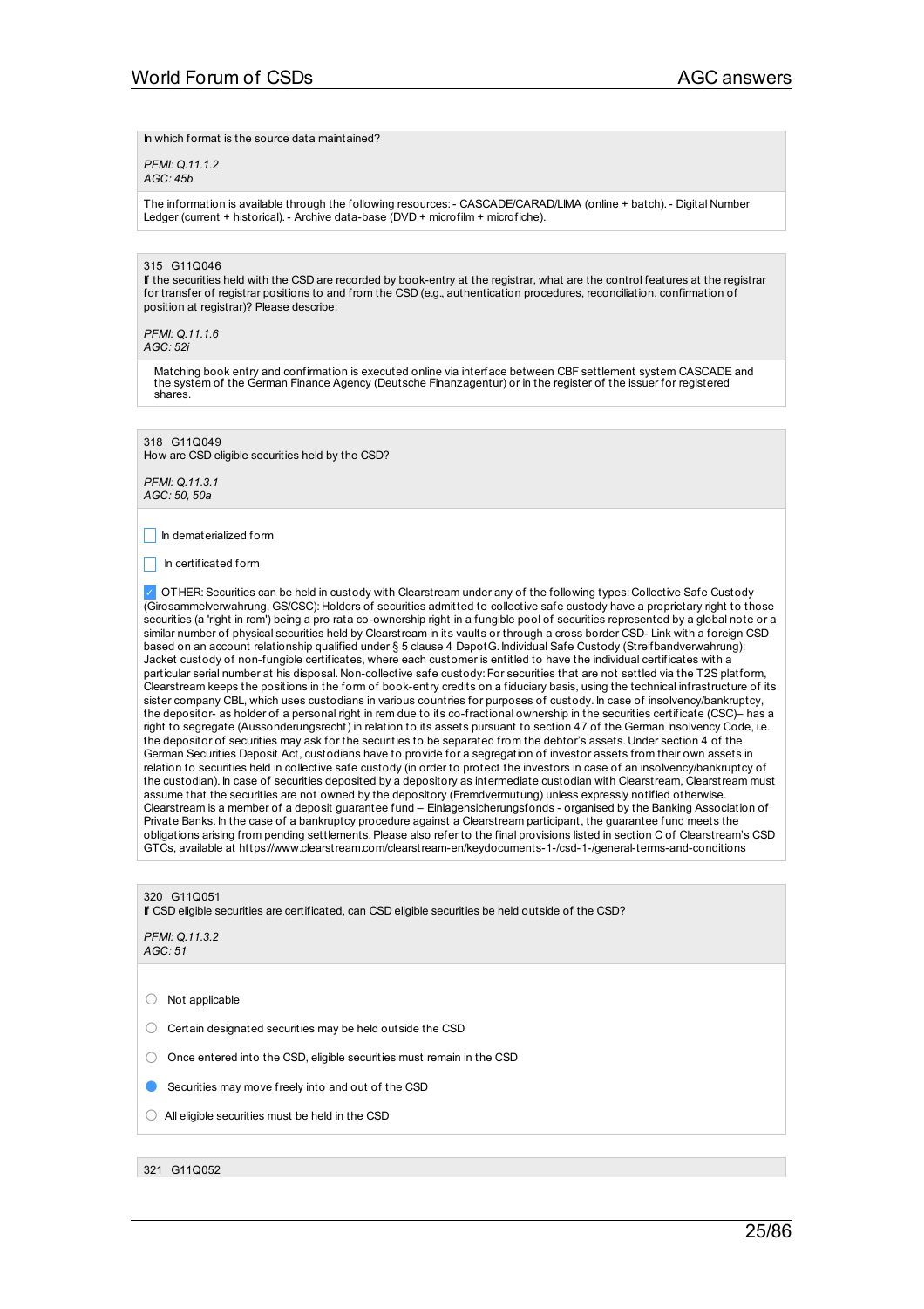In which format is the source data maintained?

*PFMI: Q.11.1.2*
*AGC: 45b*

The information is available through the following resources: - CASCADE/CARAD/LIMA (online + batch). - Digital Number Ledger (current + historical). - Archive data-base (DVD + microfilm + microfiche).

315 G11Q046
If the securities held with the CSD are recorded by book-entry at the registrar, what are the control features at the registrar for transfer of registrar positions to and from the CSD (e.g., authentication procedures, reconciliation, confirmation of position at registrar)? Please describe:

*PFMI: Q.11.1.6*
*AGC: 52i*

Matching book entry and confirmation is executed online via interface between CBF settlement system CASCADE and the system of the German Finance Agency (Deutsche Finanzagentur) or in the register of the issuer for registered shares.

318 G11Q049
How are CSD eligible securities held by the CSD?

*PFMI: Q.11.3.1*
*AGC: 50, 50a*

- [ ] In dematerialized form
- [ ] In certificated form
- [x] OTHER: Securities can be held in custody with Clearstream under any of the following types: Collective Safe Custody (Girosammelverwahrung, GS/CSC): Holders of securities admitted to collective safe custody have a proprietary right to those securities (a 'right in rem') being a pro rata co-ownership right in a fungible pool of securities represented by a global note or a similar number of physical securities held by Clearstream in its vaults or through a cross border CSD- Link with a foreign CSD based on an account relationship qualified under § 5 clause 4 DepotG. Individual Safe Custody (Streifbandverwahrung): Jacket custody of non-fungible certificates, where each customer is entitled to have the individual certificates with a particular serial number at his disposal. Non-collective safe custody: For securities that are not settled via the T2S platform, Clearstream keeps the positions in the form of book-entry credits on a fiduciary basis, using the technical infrastructure of its sister company CBL, which uses custodians in various countries for purposes of custody. In case of insolvency/bankruptcy, the depositor- as holder of a personal right in rem due to its co-fractional ownership in the securities certificate (CSC)– has a right to segregate (Aussonderungsrecht) in relation to its assets pursuant to section 47 of the German Insolvency Code, i.e. the depositor of securities may ask for the securities to be separated from the debtor's assets. Under section 4 of the German Securities Deposit Act, custodians have to provide for a segregation of investor assets from their own assets in relation to securities held in collective safe custody (in order to protect the investors in case of an insolvency/bankruptcy of the custodian). In case of securities deposited by a depository as intermediate custodian with Clearstream, Clearstream must assume that the securities are not owned by the depository (Fremdvermutung) unless expressly notified otherwise. Clearstream is a member of a deposit guarantee fund – Einlagensicherungsfonds - organised by the Banking Association of Private Banks. In the case of a bankruptcy procedure against a Clearstream participant, the guarantee fund meets the obligations arising from pending settlements. Please also refer to the final provisions listed in section C of Clearstream's CSD GTCs, available at https://www.clearstream.com/clearstream-en/keydocuments-1-/csd-1-/general-terms-and-conditions

320 G11Q051
If CSD eligible securities are certificated, can CSD eligible securities be held outside of the CSD?

*PFMI: Q.11.3.2*
*AGC: 51*

- ○ Not applicable
- ○ Certain designated securities may be held outside the CSD
- ○ Once entered into the CSD, eligible securities must remain in the CSD
- ● Securities may move freely into and out of the CSD
- ○ All eligible securities must be held in the CSD

321 G11Q052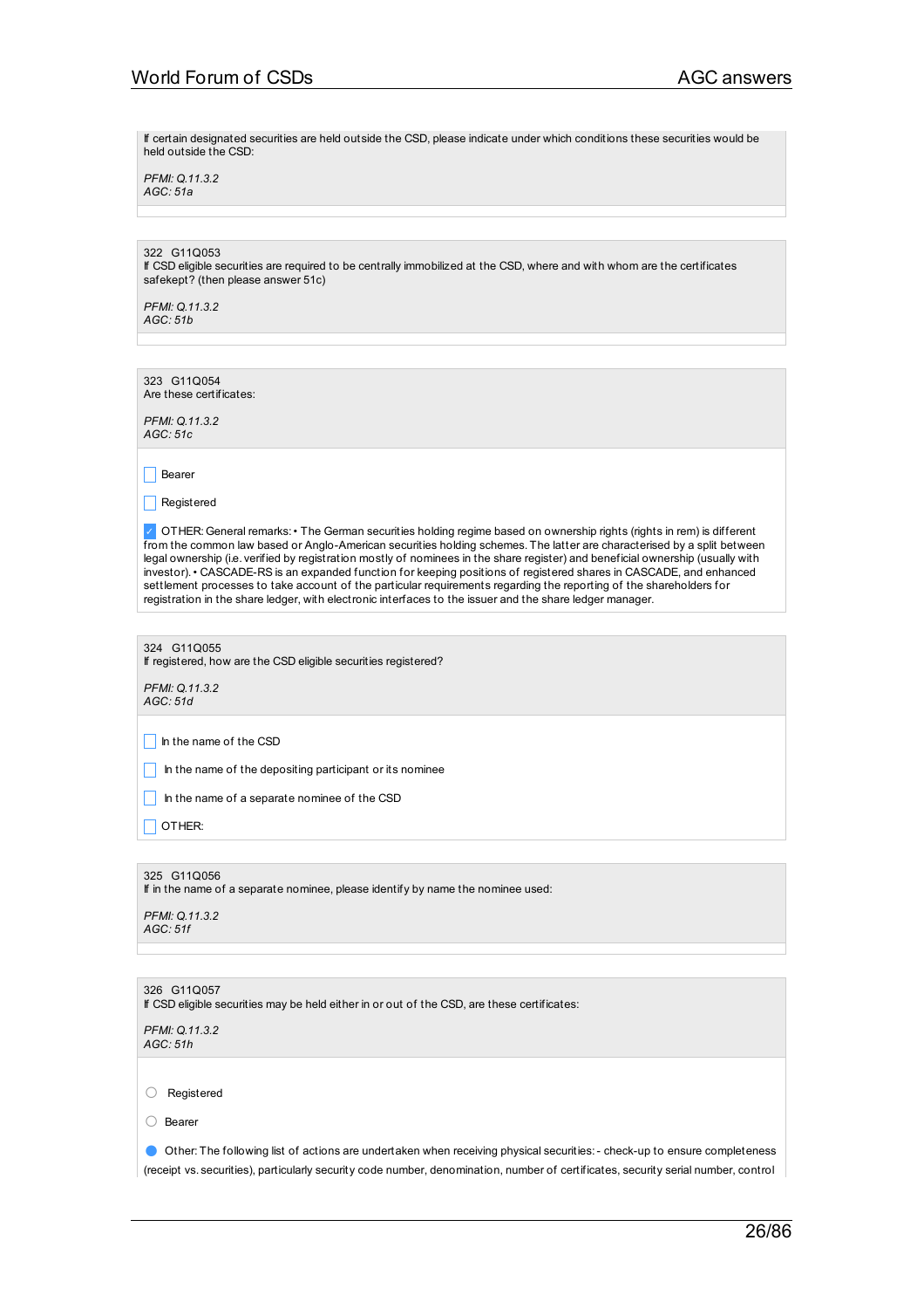If certain designated securities are held outside the CSD, please indicate under which conditions these securities would be held outside the CSD:

*PFMI: Q.11.3.2*
*AGC: 51a*

---

322 G11Q053
If CSD eligible securities are required to be centrally immobilized at the CSD, where and with whom are the certificates safekept? (then please answer 51c)

*PFMI: Q.11.3.2*
*AGC: 51b*

---

323 G11Q054
Are these certificates:

*PFMI: Q.11.3.2*
*AGC: 51c*

- [ ] Bearer
- [ ] Registered
- [x] OTHER: General remarks: • The German securities holding regime based on ownership rights (rights in rem) is different from the common law based or Anglo-American securities holding schemes. The latter are characterised by a split between legal ownership (i.e. verified by registration mostly of nominees in the share register) and beneficial ownership (usually with investor). • CASCADE-RS is an expanded function for keeping positions of registered shares in CASCADE, and enhanced settlement processes to take account of the particular requirements regarding the reporting of the shareholders for registration in the share ledger, with electronic interfaces to the issuer and the share ledger manager.

---

324 G11Q055
If registered, how are the CSD eligible securities registered?

*PFMI: Q.11.3.2*
*AGC: 51d*

- [ ] In the name of the CSD
- [ ] In the name of the depositing participant or its nominee
- [ ] In the name of a separate nominee of the CSD
- [ ] OTHER:

---

325 G11Q056
If in the name of a separate nominee, please identify by name the nominee used:

*PFMI: Q.11.3.2*
*AGC: 51f*

---

326 G11Q057
If CSD eligible securities may be held either in or out of the CSD, are these certificates:

*PFMI: Q.11.3.2*
*AGC: 51h*

- ( ) Registered
- ( ) Bearer
- (•) Other: The following list of actions are undertaken when receiving physical securities: - check-up to ensure completeness (receipt vs. securities), particularly security code number, denomination, number of certificates, security serial number, control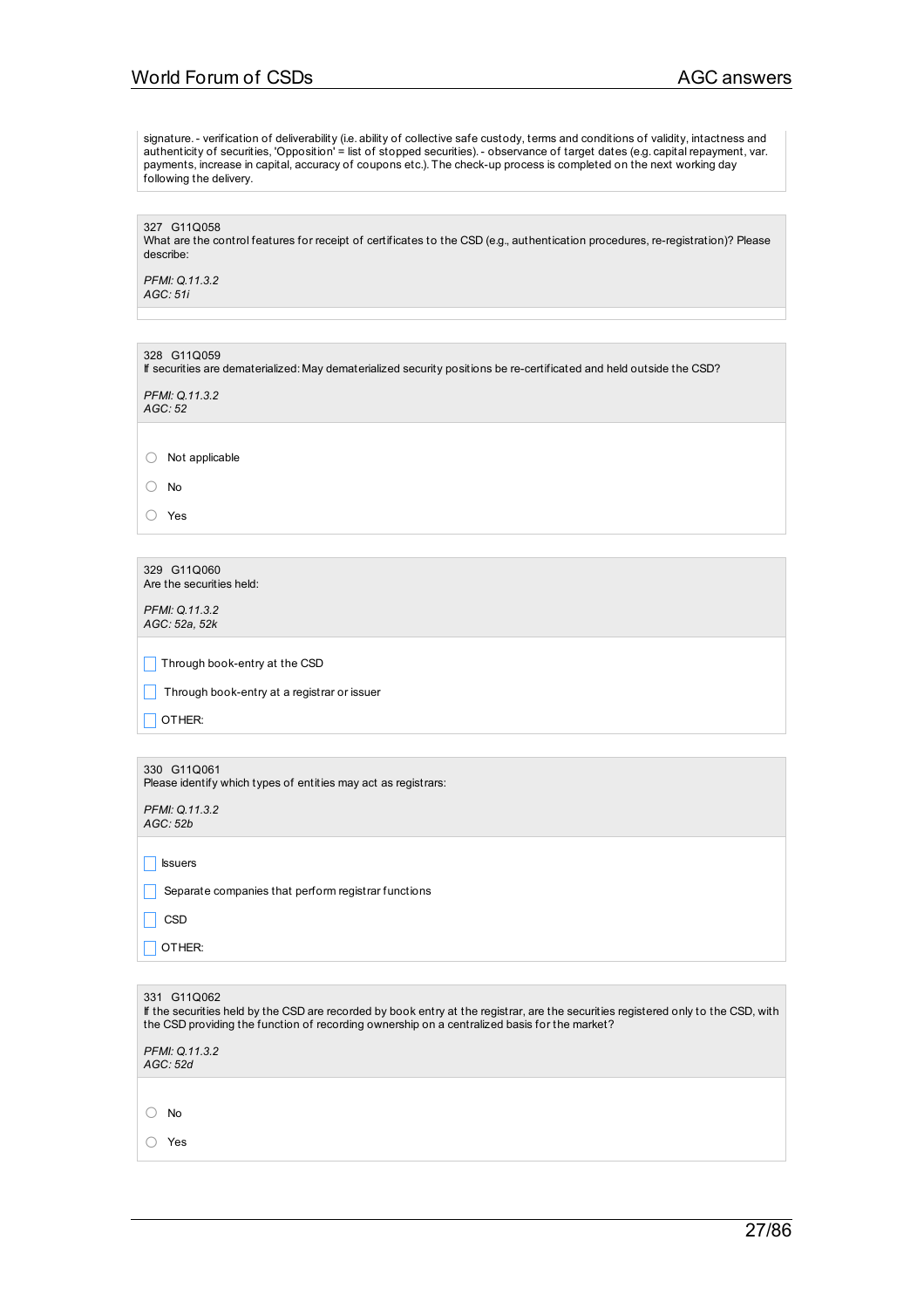signature. - verification of deliverability (i.e. ability of collective safe custody, terms and conditions of validity, intactness and authenticity of securities, 'Opposition' = list of stopped securities). - observance of target dates (e.g. capital repayment, var. payments, increase in capital, accuracy of coupons etc.). The check-up process is completed on the next working day following the delivery.

327 G11Q058
What are the control features for receipt of certificates to the CSD (e.g., authentication procedures, re-registration)? Please describe:

*PFMI: Q.11.3.2*
*AGC: 51i*

328 G11Q059
If securities are dematerialized: May dematerialized security positions be re-certificated and held outside the CSD?

*PFMI: Q.11.3.2*
*AGC: 52*

- ○ Not applicable
- ○ No
- ○ Yes

329 G11Q060
Are the securities held:

*PFMI: Q.11.3.2*
*AGC: 52a, 52k*

- ☐ Through book-entry at the CSD
- ☐ Through book-entry at a registrar or issuer
- ☐ OTHER:

330 G11Q061
Please identify which types of entities may act as registrars:

*PFMI: Q.11.3.2*
*AGC: 52b*

- ☐ Issuers
- ☐ Separate companies that perform registrar functions
- ☐ CSD
- ☐ OTHER:

331 G11Q062
If the securities held by the CSD are recorded by book entry at the registrar, are the securities registered only to the CSD, with the CSD providing the function of recording ownership on a centralized basis for the market?

*PFMI: Q.11.3.2*
*AGC: 52d*

- ○ No
- ○ Yes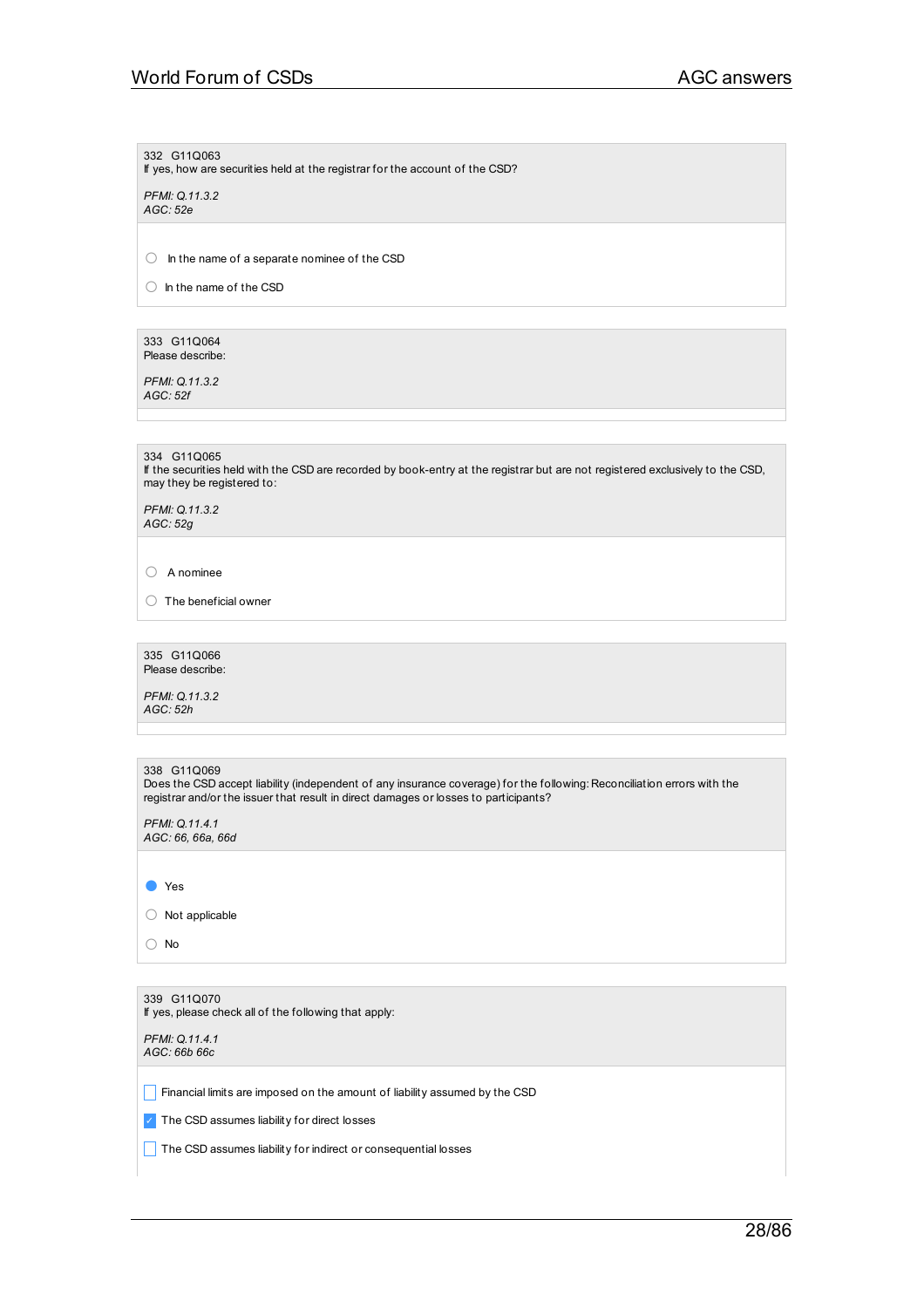332 G11Q063
If yes, how are securities held at the registrar for the account of the CSD?

*PFMI: Q.11.3.2*
*AGC: 52e*

- ○ In the name of a separate nominee of the CSD
- ○ In the name of the CSD

333 G11Q064
Please describe:

*PFMI: Q.11.3.2*
*AGC: 52f*

334 G11Q065
If the securities held with the CSD are recorded by book-entry at the registrar but are not registered exclusively to the CSD, may they be registered to:

*PFMI: Q.11.3.2*
*AGC: 52g*

- ○ A nominee
- ○ The beneficial owner

335 G11Q066
Please describe:

*PFMI: Q.11.3.2*
*AGC: 52h*

338 G11Q069
Does the CSD accept liability (independent of any insurance coverage) for the following: Reconciliation errors with the registrar and/or the issuer that result in direct damages or losses to participants?

*PFMI: Q.11.4.1*
*AGC: 66, 66a, 66d*

- ● Yes
- ○ Not applicable
- ○ No

339 G11Q070
If yes, please check all of the following that apply:

*PFMI: Q.11.4.1*
*AGC: 66b 66c*

- [ ] Financial limits are imposed on the amount of liability assumed by the CSD
- [x] The CSD assumes liability for direct losses
- [ ] The CSD assumes liability for indirect or consequential losses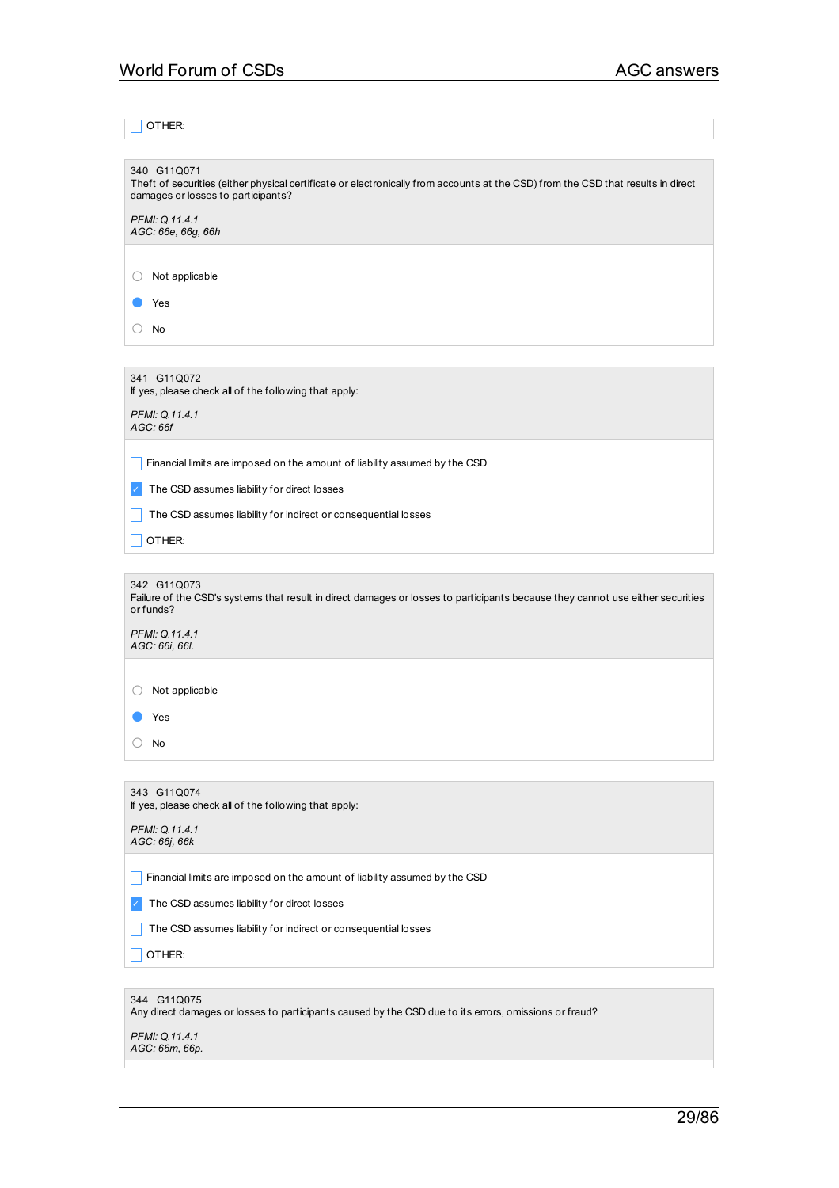- [ ] OTHER:

340 G11Q071
Theft of securities (either physical certificate or electronically from accounts at the CSD) from the CSD that results in direct damages or losses to participants?

*PFMI: Q.11.4.1*
*AGC: 66e, 66g, 66h*

- ○ Not applicable
- ● Yes
- ○ No

341 G11Q072
If yes, please check all of the following that apply:

*PFMI: Q.11.4.1*
*AGC: 66f*

- [ ] Financial limits are imposed on the amount of liability assumed by the CSD
- [x] The CSD assumes liability for direct losses
- [ ] The CSD assumes liability for indirect or consequential losses
- [ ] OTHER:

342 G11Q073
Failure of the CSD's systems that result in direct damages or losses to participants because they cannot use either securities or funds?

*PFMI: Q.11.4.1*
*AGC: 66i, 66l.*

- ○ Not applicable
- ● Yes
- ○ No

343 G11Q074
If yes, please check all of the following that apply:

*PFMI: Q.11.4.1*
*AGC: 66j, 66k*

- [ ] Financial limits are imposed on the amount of liability assumed by the CSD
- [x] The CSD assumes liability for direct losses
- [ ] The CSD assumes liability for indirect or consequential losses
- [ ] OTHER:

344 G11Q075
Any direct damages or losses to participants caused by the CSD due to its errors, omissions or fraud?

*PFMI: Q.11.4.1*
*AGC: 66m, 66p.*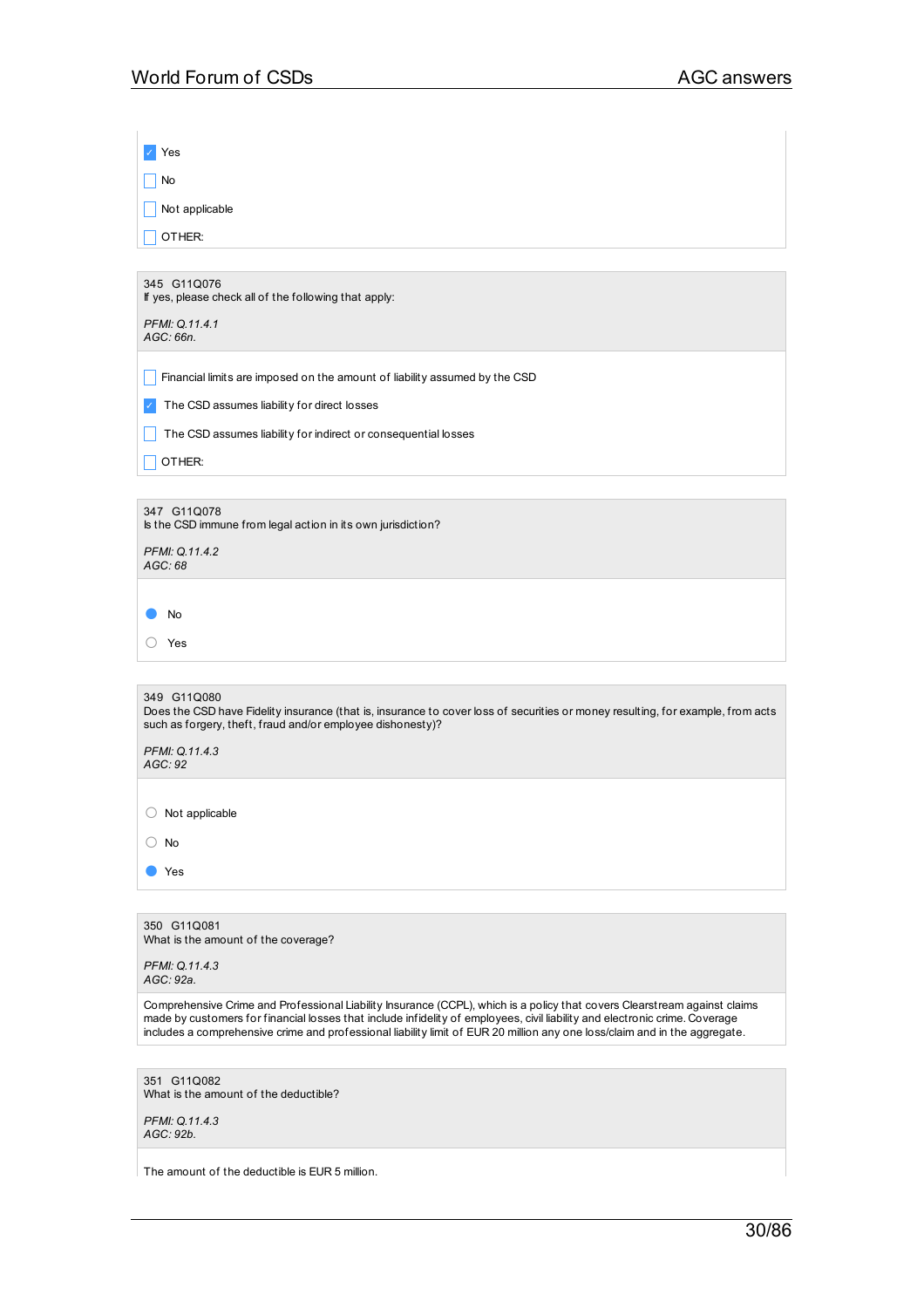- [x] Yes
- [ ] No
- [ ] Not applicable
- [ ] OTHER:

---

345 G11Q076
If yes, please check all of the following that apply:

*PFMI: Q.11.4.1*
*AGC: 66n.*

- [ ] Financial limits are imposed on the amount of liability assumed by the CSD
- [x] The CSD assumes liability for direct losses
- [ ] The CSD assumes liability for indirect or consequential losses
- [ ] OTHER:

---

347 G11Q078
Is the CSD immune from legal action in its own jurisdiction?

*PFMI: Q.11.4.2*
*AGC: 68*

- (●) No
- ( ) Yes

---

349 G11Q080
Does the CSD have Fidelity insurance (that is, insurance to cover loss of securities or money resulting, for example, from acts such as forgery, theft, fraud and/or employee dishonesty)?

*PFMI: Q.11.4.3*
*AGC: 92*

- ( ) Not applicable
- ( ) No
- (●) Yes

---

350 G11Q081
What is the amount of the coverage?

*PFMI: Q.11.4.3*
*AGC: 92a.*

Comprehensive Crime and Professional Liability Insurance (CCPL), which is a policy that covers Clearstream against claims made by customers for financial losses that include infidelity of employees, civil liability and electronic crime. Coverage includes a comprehensive crime and professional liability limit of EUR 20 million any one loss/claim and in the aggregate.

---

351 G11Q082
What is the amount of the deductible?

*PFMI: Q.11.4.3*
*AGC: 92b.*

The amount of the deductible is EUR 5 million.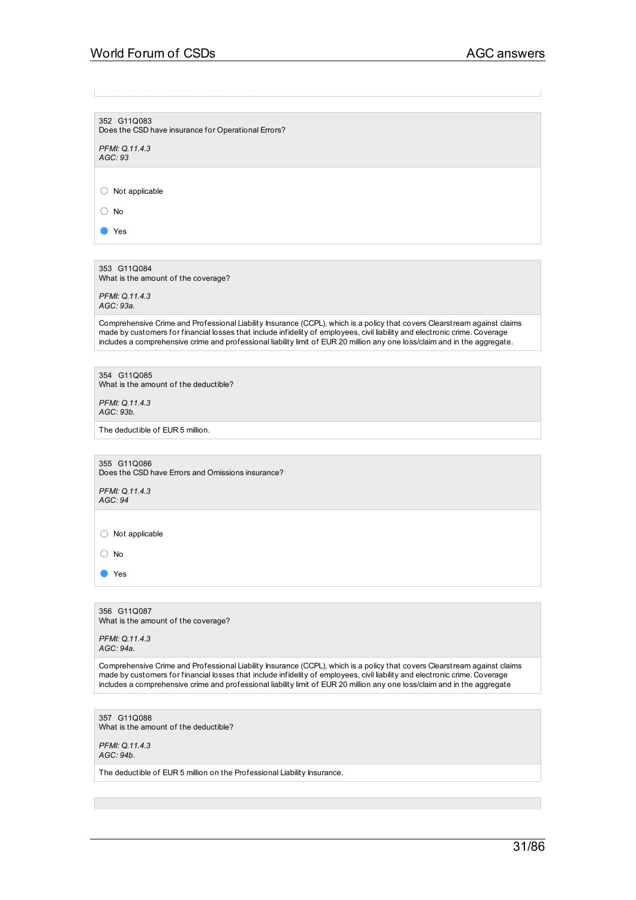352 G11Q083
Does the CSD have insurance for Operational Errors?

*PFMI: Q.11.4.3*
*AGC: 93*

- ○ Not applicable
- ○ No
- ● Yes

353 G11Q084
What is the amount of the coverage?

*PFMI: Q.11.4.3*
*AGC: 93a.*

Comprehensive Crime and Professional Liability Insurance (CCPL), which is a policy that covers Clearstream against claims made by customers for financial losses that include infidelity of employees, civil liability and electronic crime. Coverage includes a comprehensive crime and professional liability limit of EUR 20 million any one loss/claim and in the aggregate.

354 G11Q085
What is the amount of the deductible?

*PFMI: Q.11.4.3*
*AGC: 93b.*

The deductible of EUR 5 million.

355 G11Q086
Does the CSD have Errors and Omissions insurance?

*PFMI: Q.11.4.3*
*AGC: 94*

- ○ Not applicable
- ○ No
- ● Yes

356 G11Q087
What is the amount of the coverage?

*PFMI: Q.11.4.3*
*AGC: 94a.*

Comprehensive Crime and Professional Liability Insurance (CCPL), which is a policy that covers Clearstream against claims made by customers for financial losses that include infidelity of employees, civil liability and electronic crime. Coverage includes a comprehensive crime and professional liability limit of EUR 20 million any one loss/claim and in the aggregate

357 G11Q088
What is the amount of the deductible?

*PFMI: Q.11.4.3*
*AGC: 94b.*

The deductible of EUR 5 million on the Professional Liability Insurance.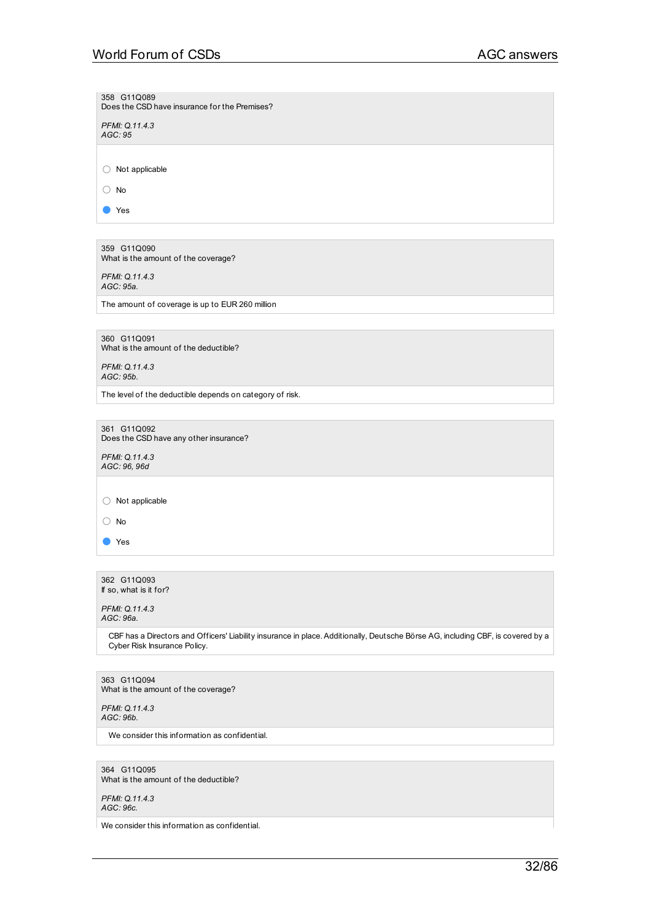358 G11Q089
Does the CSD have insurance for the Premises?

*PFMI: Q.11.4.3*
*AGC: 95*

- ○ Not applicable
- ○ No
- ● Yes

359 G11Q090
What is the amount of the coverage?

*PFMI: Q.11.4.3*
*AGC: 95a.*

The amount of coverage is up to EUR 260 million

360 G11Q091
What is the amount of the deductible?

*PFMI: Q.11.4.3*
*AGC: 95b.*

The level of the deductible depends on category of risk.

361 G11Q092
Does the CSD have any other insurance?

*PFMI: Q.11.4.3*
*AGC: 96, 96d*

- ○ Not applicable
- ○ No
- ● Yes

362 G11Q093
If so, what is it for?

*PFMI: Q.11.4.3*
*AGC: 96a.*

CBF has a Directors and Officers' Liability insurance in place. Additionally, Deutsche Börse AG, including CBF, is covered by a Cyber Risk Insurance Policy.

363 G11Q094
What is the amount of the coverage?

*PFMI: Q.11.4.3*
*AGC: 96b.*

We consider this information as confidential.

364 G11Q095
What is the amount of the deductible?

*PFMI: Q.11.4.3*
*AGC: 96c.*

We consider this information as confidential.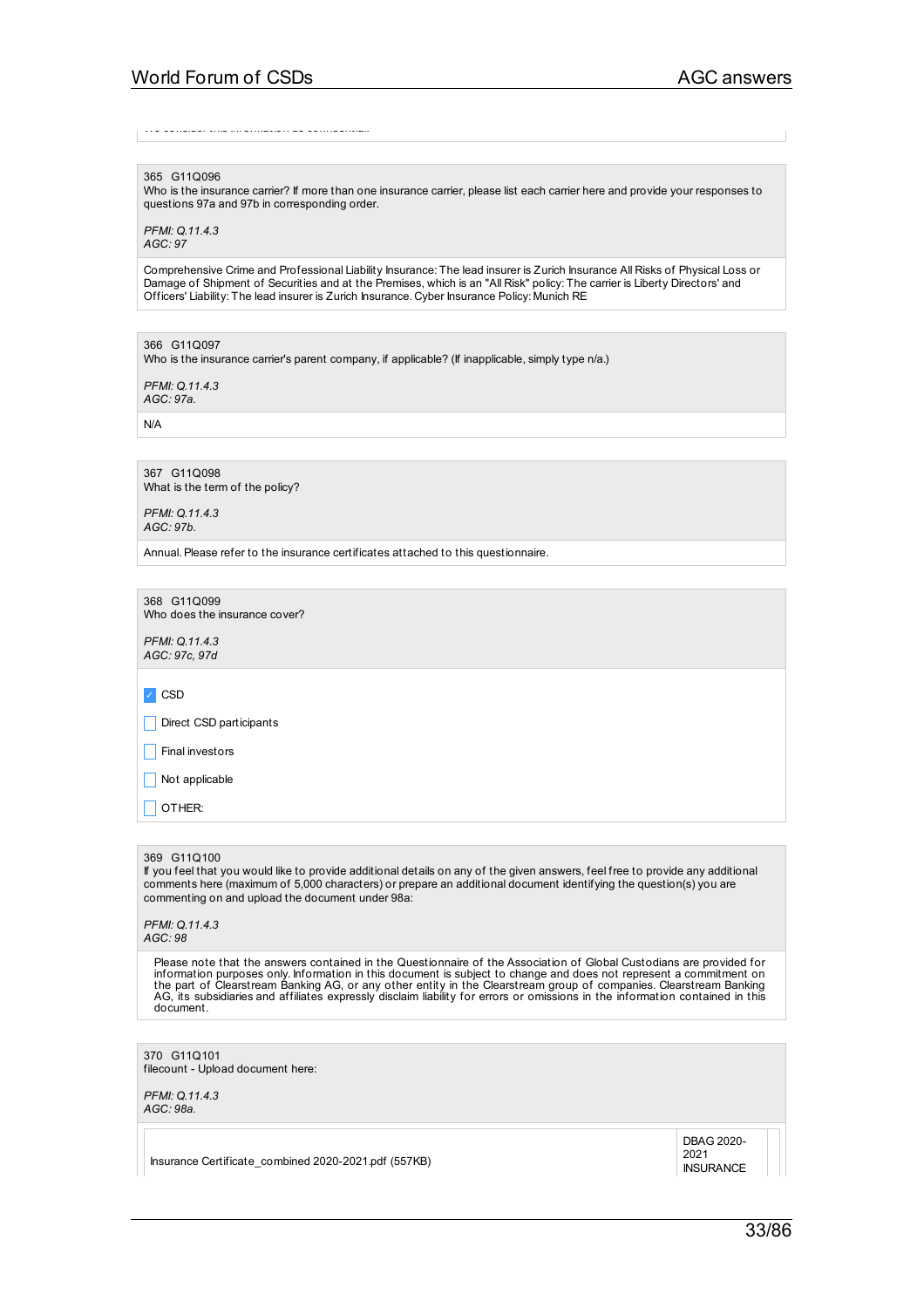365 G11Q096
Who is the insurance carrier? If more than one insurance carrier, please list each carrier here and provide your responses to questions 97a and 97b in corresponding order.

*PFMI: Q.11.4.3*
*AGC: 97*

Comprehensive Crime and Professional Liability Insurance: The lead insurer is Zurich Insurance All Risks of Physical Loss or Damage of Shipment of Securities and at the Premises, which is an "All Risk" policy: The carrier is Liberty Directors' and Officers' Liability: The lead insurer is Zurich Insurance. Cyber Insurance Policy: Munich RE

366 G11Q097
Who is the insurance carrier's parent company, if applicable? (If inapplicable, simply type n/a.)

*PFMI: Q.11.4.3*
*AGC: 97a.*

N/A

367 G11Q098
What is the term of the policy?

*PFMI: Q.11.4.3*
*AGC: 97b.*

Annual. Please refer to the insurance certificates attached to this questionnaire.

368 G11Q099
Who does the insurance cover?

*PFMI: Q.11.4.3*
*AGC: 97c, 97d*

- [x] CSD
- [ ] Direct CSD participants
- [ ] Final investors
- [ ] Not applicable
- [ ] OTHER:

369 G11Q100
If you feel that you would like to provide additional details on any of the given answers, feel free to provide any additional comments here (maximum of 5,000 characters) or prepare an additional document identifying the question(s) you are commenting on and upload the document under 98a:

*PFMI: Q.11.4.3*
*AGC: 98*

Please note that the answers contained in the Questionnaire of the Association of Global Custodians are provided for information purposes only. Information in this document is subject to change and does not represent a commitment on the part of Clearstream Banking AG, or any other entity in the Clearstream group of companies. Clearstream Banking AG, its subsidiaries and affiliates expressly disclaim liability for errors or omissions in the information contained in this document.

370 G11Q101
filecount - Upload document here:

*PFMI: Q.11.4.3*
*AGC: 98a.*

| | |
|---|---|
| Insurance Certificate_combined 2020-2021.pdf (557KB) | DBAG 2020-2021 INSURANCE |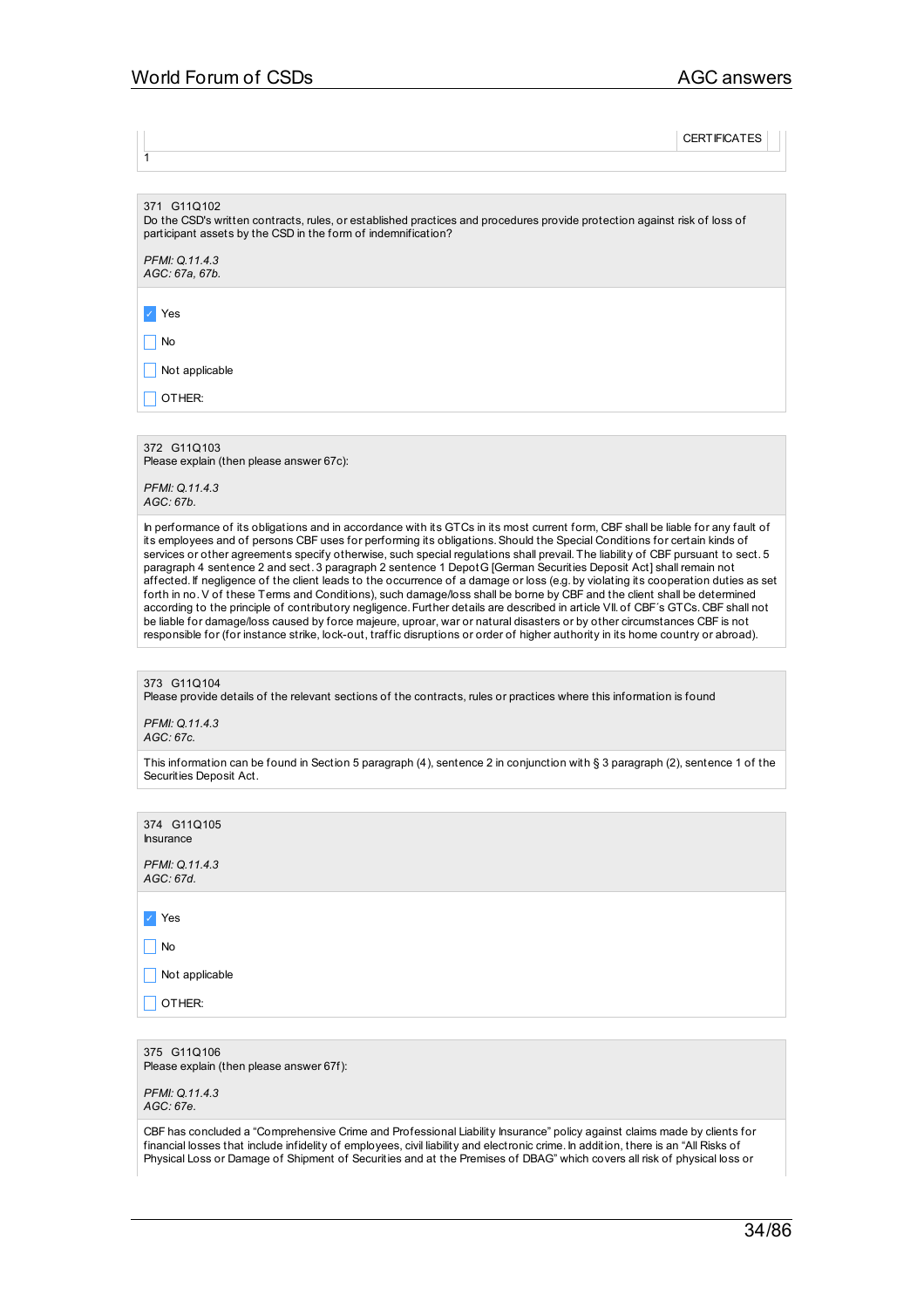| | CERTIFICATES |
|---|---|
| 1 | |

371 G11Q102
Do the CSD's written contracts, rules, or established practices and procedures provide protection against risk of loss of participant assets by the CSD in the form of indemnification?

*PFMI: Q.11.4.3*
*AGC: 67a, 67b.*

- [x] Yes
- [ ] No
- [ ] Not applicable
- [ ] OTHER:

372 G11Q103
Please explain (then please answer 67c):

*PFMI: Q.11.4.3*
*AGC: 67b.*

In performance of its obligations and in accordance with its GTCs in its most current form, CBF shall be liable for any fault of its employees and of persons CBF uses for performing its obligations. Should the Special Conditions for certain kinds of services or other agreements specify otherwise, such special regulations shall prevail. The liability of CBF pursuant to sect. 5 paragraph 4 sentence 2 and sect. 3 paragraph 2 sentence 1 DepotG [German Securities Deposit Act] shall remain not affected. If negligence of the client leads to the occurrence of a damage or loss (e.g. by violating its cooperation duties as set forth in no. V of these Terms and Conditions), such damage/loss shall be borne by CBF and the client shall be determined according to the principle of contributory negligence. Further details are described in article VII. of CBF´s GTCs. CBF shall not be liable for damage/loss caused by force majeure, uproar, war or natural disasters or by other circumstances CBF is not responsible for (for instance strike, lock-out, traffic disruptions or order of higher authority in its home country or abroad).

373 G11Q104
Please provide details of the relevant sections of the contracts, rules or practices where this information is found

*PFMI: Q.11.4.3*
*AGC: 67c.*

This information can be found in Section 5 paragraph (4), sentence 2 in conjunction with § 3 paragraph (2), sentence 1 of the Securities Deposit Act.

374 G11Q105
Insurance

*PFMI: Q.11.4.3*
*AGC: 67d.*

- [x] Yes
- [ ] No
- [ ] Not applicable
- [ ] OTHER:

375 G11Q106
Please explain (then please answer 67f):

*PFMI: Q.11.4.3*
*AGC: 67e.*

CBF has concluded a "Comprehensive Crime and Professional Liability Insurance" policy against claims made by clients for financial losses that include infidelity of employees, civil liability and electronic crime. In addition, there is an "All Risks of Physical Loss or Damage of Shipment of Securities and at the Premises of DBAG" which covers all risk of physical loss or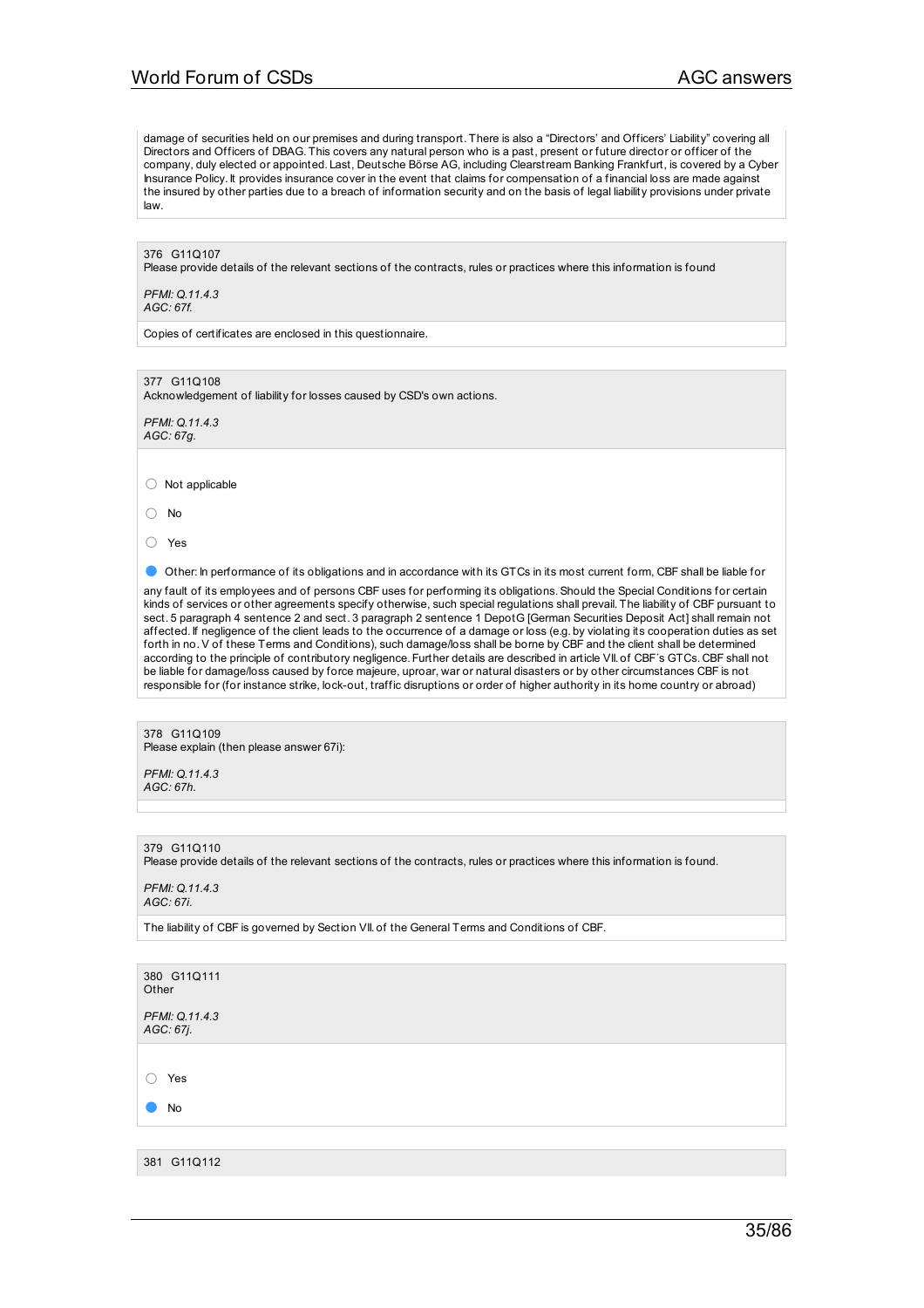damage of securities held on our premises and during transport. There is also a "Directors' and Officers' Liability" covering all Directors and Officers of DBAG. This covers any natural person who is a past, present or future director or officer of the company, duly elected or appointed. Last, Deutsche Börse AG, including Clearstream Banking Frankfurt, is covered by a Cyber Insurance Policy. It provides insurance cover in the event that claims for compensation of a financial loss are made against the insured by other parties due to a breach of information security and on the basis of legal liability provisions under private law.

376 G11Q107
Please provide details of the relevant sections of the contracts, rules or practices where this information is found

*PFMI: Q.11.4.3*
*AGC: 67f.*

Copies of certificates are enclosed in this questionnaire.

377 G11Q108
Acknowledgement of liability for losses caused by CSD's own actions.

*PFMI: Q.11.4.3*
*AGC: 67g.*

- ○ Not applicable
- ○ No
- ○ Yes
- ● Other: In performance of its obligations and in accordance with its GTCs in its most current form, CBF shall be liable for any fault of its employees and of persons CBF uses for performing its obligations. Should the Special Conditions for certain kinds of services or other agreements specify otherwise, such special regulations shall prevail. The liability of CBF pursuant to sect. 5 paragraph 4 sentence 2 and sect. 3 paragraph 2 sentence 1 DepotG [German Securities Deposit Act] shall remain not affected. If negligence of the client leads to the occurrence of a damage or loss (e.g. by violating its cooperation duties as set forth in no. V of these Terms and Conditions), such damage/loss shall be borne by CBF and the client shall be determined according to the principle of contributory negligence. Further details are described in article VII. of CBF´s GTCs. CBF shall not be liable for damage/loss caused by force majeure, uproar, war or natural disasters or by other circumstances CBF is not responsible for (for instance strike, lock-out, traffic disruptions or order of higher authority in its home country or abroad)

378 G11Q109
Please explain (then please answer 67i):

*PFMI: Q.11.4.3*
*AGC: 67h.*

379 G11Q110
Please provide details of the relevant sections of the contracts, rules or practices where this information is found.

*PFMI: Q.11.4.3*
*AGC: 67i.*

The liability of CBF is governed by Section VII. of the General Terms and Conditions of CBF.

380 G11Q111
Other

*PFMI: Q.11.4.3*
*AGC: 67j.*

- ○ Yes
- ● No

381 G11Q112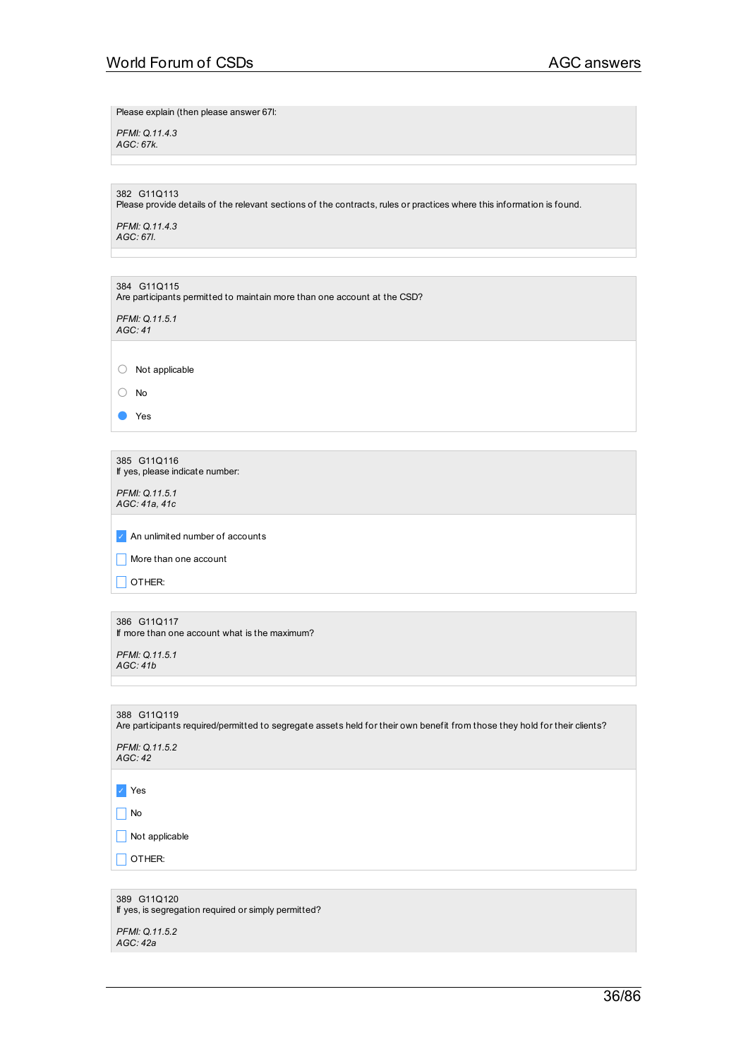Please explain (then please answer 67l:

*PFMI: Q.11.4.3*
*AGC: 67k.*

382 G11Q113
Please provide details of the relevant sections of the contracts, rules or practices where this information is found.

*PFMI: Q.11.4.3*
*AGC: 67l.*

384 G11Q115
Are participants permitted to maintain more than one account at the CSD?

*PFMI: Q.11.5.1*
*AGC: 41*

- ○ Not applicable
- ○ No
- ● Yes

385 G11Q116
If yes, please indicate number:

*PFMI: Q.11.5.1*
*AGC: 41a, 41c*

- [x] An unlimited number of accounts
- [ ] More than one account
- [ ] OTHER:

386 G11Q117
If more than one account what is the maximum?

*PFMI: Q.11.5.1*
*AGC: 41b*

388 G11Q119
Are participants required/permitted to segregate assets held for their own benefit from those they hold for their clients?

*PFMI: Q.11.5.2*
*AGC: 42*

- [x] Yes
- [ ] No
- [ ] Not applicable
- [ ] OTHER:

389 G11Q120
If yes, is segregation required or simply permitted?

*PFMI: Q.11.5.2*
*AGC: 42a*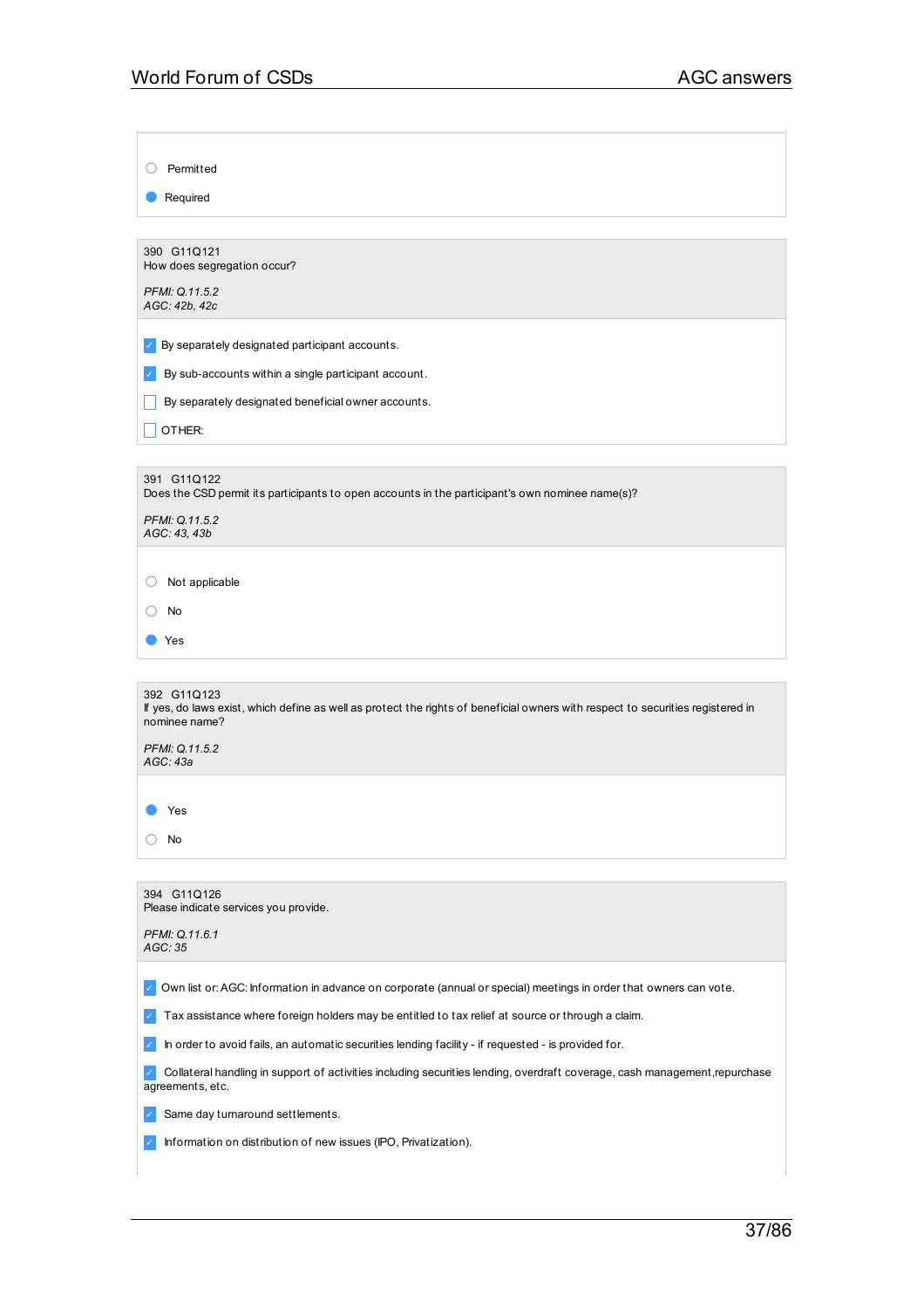- ○ Permitted
- ● Required

---

390 G11Q121
How does segregation occur?

*PFMI: Q.11.5.2*
*AGC: 42b, 42c*

- [x] By separately designated participant accounts.
- [x] By sub-accounts within a single participant account.
- [ ] By separately designated beneficial owner accounts.
- [ ] OTHER:

---

391 G11Q122
Does the CSD permit its participants to open accounts in the participant's own nominee name(s)?

*PFMI: Q.11.5.2*
*AGC: 43, 43b*

- ○ Not applicable
- ○ No
- ● Yes

---

392 G11Q123
If yes, do laws exist, which define as well as protect the rights of beneficial owners with respect to securities registered in nominee name?

*PFMI: Q.11.5.2*
*AGC: 43a*

- ● Yes
- ○ No

---

394 G11Q126
Please indicate services you provide.

*PFMI: Q.11.6.1*
*AGC: 35*

- [x] Own list or: AGC: Information in advance on corporate (annual or special) meetings in order that owners can vote.
- [x] Tax assistance where foreign holders may be entitled to tax relief at source or through a claim.
- [x] In order to avoid fails, an automatic securities lending facility - if requested - is provided for.
- [x] Collateral handling in support of activities including securities lending, overdraft coverage, cash management,repurchase agreements, etc.
- [x] Same day turnaround settlements.
- [x] Information on distribution of new issues (IPO, Privatization).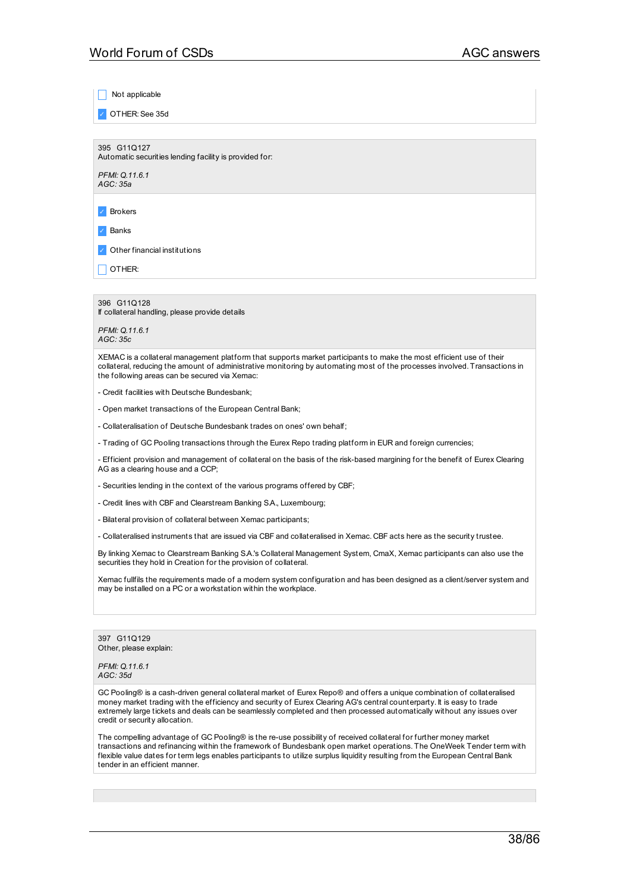- [ ] Not applicable
- [x] OTHER: See 35d

395 G11Q127
Automatic securities lending facility is provided for:

*PFMI: Q.11.6.1*
*AGC: 35a*

- [x] Brokers
- [x] Banks
- [x] Other financial institutions
- [ ] OTHER:

396 G11Q128
If collateral handling, please provide details

*PFMI: Q.11.6.1*
*AGC: 35c*

XEMAC is a collateral management platform that supports market participants to make the most efficient use of their collateral, reducing the amount of administrative monitoring by automating most of the processes involved. Transactions in the following areas can be secured via Xemac:

- Credit facilities with Deutsche Bundesbank;

- Open market transactions of the European Central Bank;

- Collateralisation of Deutsche Bundesbank trades on ones' own behalf;

- Trading of GC Pooling transactions through the Eurex Repo trading platform in EUR and foreign currencies;

- Efficient provision and management of collateral on the basis of the risk-based margining for the benefit of Eurex Clearing AG as a clearing house and a CCP;

- Securities lending in the context of the various programs offered by CBF;

- Credit lines with CBF and Clearstream Banking S.A., Luxembourg;

- Bilateral provision of collateral between Xemac participants;

- Collateralised instruments that are issued via CBF and collateralised in Xemac. CBF acts here as the security trustee.

By linking Xemac to Clearstream Banking S.A.'s Collateral Management System, CmaX, Xemac participants can also use the securities they hold in Creation for the provision of collateral.

Xemac fullfils the requirements made of a modern system configuration and has been designed as a client/server system and may be installed on a PC or a workstation within the workplace.

397 G11Q129
Other, please explain:

*PFMI: Q.11.6.1*
*AGC: 35d*

GC Pooling® is a cash-driven general collateral market of Eurex Repo® and offers a unique combination of collateralised money market trading with the efficiency and security of Eurex Clearing AG's central counterparty. It is easy to trade extremely large tickets and deals can be seamlessly completed and then processed automatically without any issues over credit or security allocation.

The compelling advantage of GC Pooling® is the re-use possibility of received collateral for further money market transactions and refinancing within the framework of Bundesbank open market operations. The OneWeek Tender term with flexible value dates for term legs enables participants to utilize surplus liquidity resulting from the European Central Bank tender in an efficient manner.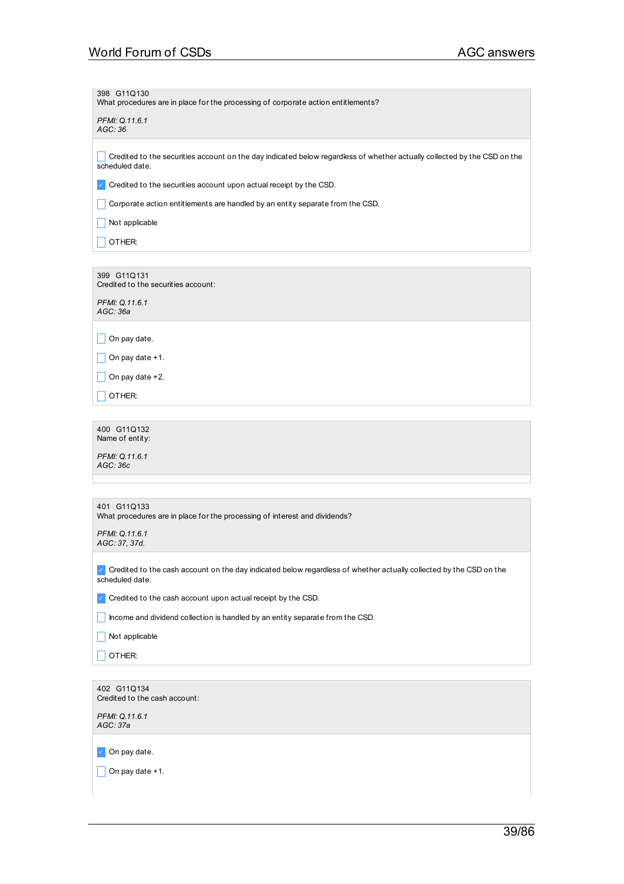398 G11Q130
What procedures are in place for the processing of corporate action entitlements?

*PFMI: Q.11.6.1*
*AGC: 36*

- [ ] Credited to the securities account on the day indicated below regardless of whether actually collected by the CSD on the scheduled date.
- [x] Credited to the securities account upon actual receipt by the CSD.
- [ ] Corporate action entitlements are handled by an entity separate from the CSD.
- [ ] Not applicable
- [ ] OTHER:

399 G11Q131
Credited to the securities account:

*PFMI: Q.11.6.1*
*AGC: 36a*

- [ ] On pay date.
- [ ] On pay date +1.
- [ ] On pay date +2.
- [ ] OTHER:

400 G11Q132
Name of entity:

*PFMI: Q.11.6.1*
*AGC: 36c*

401 G11Q133
What procedures are in place for the processing of interest and dividends?

*PFMI: Q.11.6.1*
*AGC: 37, 37d.*

- [x] Credited to the cash account on the day indicated below regardless of whether actually collected by the CSD on the scheduled date.
- [x] Credited to the cash account upon actual receipt by the CSD.
- [ ] Income and dividend collection is handled by an entity separate from the CSD.
- [ ] Not applicable
- [ ] OTHER:

402 G11Q134
Credited to the cash account:

*PFMI: Q.11.6.1*
*AGC: 37a*

- [x] On pay date.
- [ ] On pay date +1.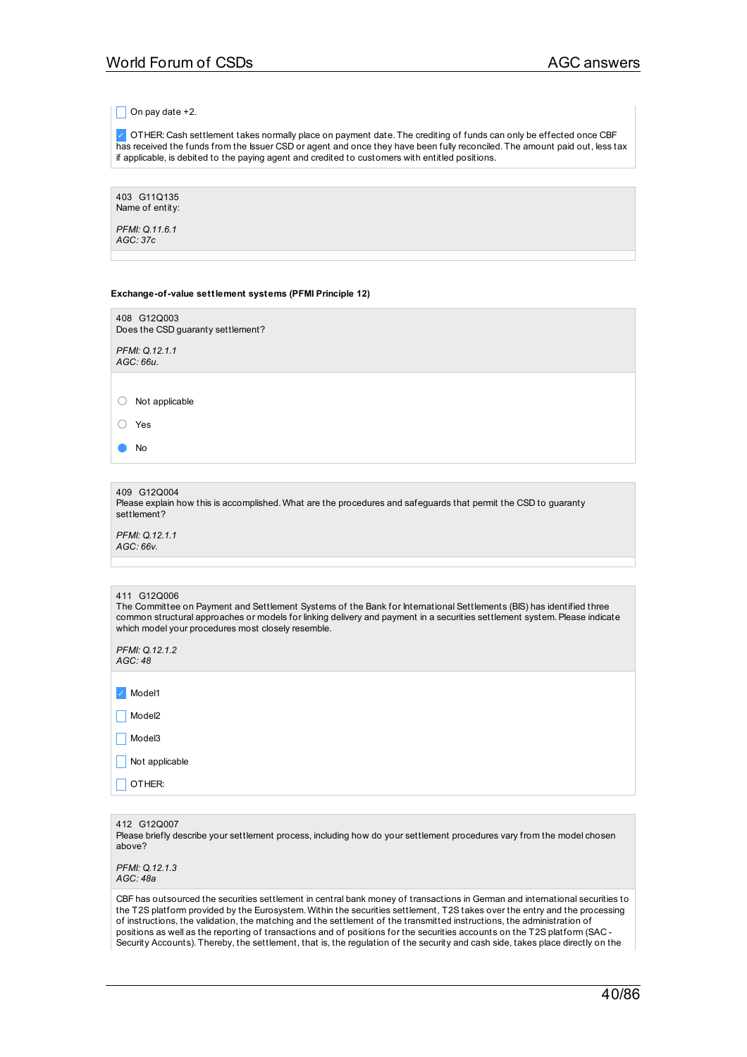- [ ] On pay date +2.
- [x] OTHER: Cash settlement takes normally place on payment date. The crediting of funds can only be effected once CBF has received the funds from the Issuer CSD or agent and once they have been fully reconciled. The amount paid out, less tax if applicable, is debited to the paying agent and credited to customers with entitled positions.

403 G11Q135
Name of entity:

*PFMI: Q.11.6.1*
*AGC: 37c*

**Exchange-of-value settlement systems (PFMI Principle 12)**

408 G12Q003
Does the CSD guaranty settlement?

*PFMI: Q.12.1.1*
*AGC: 66u.*

- ○ Not applicable
- ○ Yes
- ● No

409 G12Q004
Please explain how this is accomplished. What are the procedures and safeguards that permit the CSD to guaranty settlement?

*PFMI: Q.12.1.1*
*AGC: 66v.*

411 G12Q006
The Committee on Payment and Settlement Systems of the Bank for International Settlements (BIS) has identified three common structural approaches or models for linking delivery and payment in a securities settlement system. Please indicate which model your procedures most closely resemble.

*PFMI: Q.12.1.2*
*AGC: 48*

- [x] Model1
- [ ] Model2
- [ ] Model3
- [ ] Not applicable
- [ ] OTHER:

412 G12Q007
Please briefly describe your settlement process, including how do your settlement procedures vary from the model chosen above?

*PFMI: Q.12.1.3*
*AGC: 48a*

CBF has outsourced the securities settlement in central bank money of transactions in German and international securities to the T2S platform provided by the Eurosystem. Within the securities settlement, T2S takes over the entry and the processing of instructions, the validation, the matching and the settlement of the transmitted instructions, the administration of positions as well as the reporting of transactions and of positions for the securities accounts on the T2S platform (SAC - Security Accounts). Thereby, the settlement, that is, the regulation of the security and cash side, takes place directly on the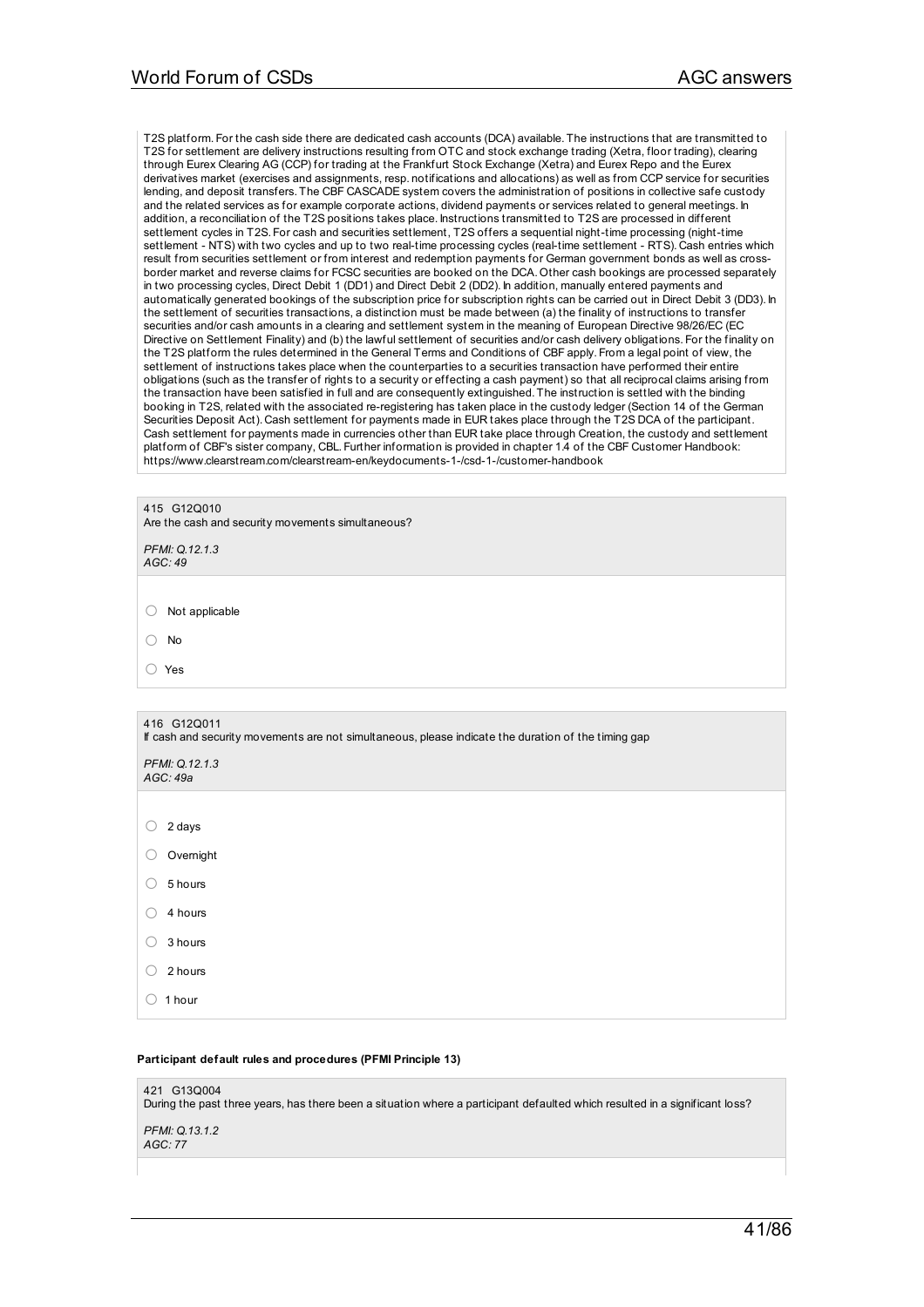T2S platform. For the cash side there are dedicated cash accounts (DCA) available. The instructions that are transmitted to T2S for settlement are delivery instructions resulting from OTC and stock exchange trading (Xetra, floor trading), clearing through Eurex Clearing AG (CCP) for trading at the Frankfurt Stock Exchange (Xetra) and Eurex Repo and the Eurex derivatives market (exercises and assignments, resp. notifications and allocations) as well as from CCP service for securities lending, and deposit transfers. The CBF CASCADE system covers the administration of positions in collective safe custody and the related services as for example corporate actions, dividend payments or services related to general meetings. In addition, a reconciliation of the T2S positions takes place. Instructions transmitted to T2S are processed in different settlement cycles in T2S. For cash and securities settlement, T2S offers a sequential night-time processing (night-time settlement - NTS) with two cycles and up to two real-time processing cycles (real-time settlement - RTS). Cash entries which result from securities settlement or from interest and redemption payments for German government bonds as well as cross-border market and reverse claims for FCSC securities are booked on the DCA. Other cash bookings are processed separately in two processing cycles, Direct Debit 1 (DD1) and Direct Debit 2 (DD2). In addition, manually entered payments and automatically generated bookings of the subscription price for subscription rights can be carried out in Direct Debit 3 (DD3). In the settlement of securities transactions, a distinction must be made between (a) the finality of instructions to transfer securities and/or cash amounts in a clearing and settlement system in the meaning of European Directive 98/26/EC (EC Directive on Settlement Finality) and (b) the lawful settlement of securities and/or cash delivery obligations. For the finality on the T2S platform the rules determined in the General Terms and Conditions of CBF apply. From a legal point of view, the settlement of instructions takes place when the counterparties to a securities transaction have performed their entire obligations (such as the transfer of rights to a security or effecting a cash payment) so that all reciprocal claims arising from the transaction have been satisfied in full and are consequently extinguished. The instruction is settled with the binding booking in T2S, related with the associated re-registering has taken place in the custody ledger (Section 14 of the German Securities Deposit Act). Cash settlement for payments made in EUR takes place through the T2S DCA of the participant. Cash settlement for payments made in currencies other than EUR take place through Creation, the custody and settlement platform of CBF's sister company, CBL. Further information is provided in chapter 1.4 of the CBF Customer Handbook: https://www.clearstream.com/clearstream-en/keydocuments-1-/csd-1-/customer-handbook

415 G12Q010
Are the cash and security movements simultaneous?

*PFMI: Q.12.1.3*
*AGC: 49*

- ○ Not applicable
- ○ No
- ○ Yes

416 G12Q011
If cash and security movements are not simultaneous, please indicate the duration of the timing gap

*PFMI: Q.12.1.3*
*AGC: 49a*

- ○ 2 days
- ○ Overnight
- ○ 5 hours
- ○ 4 hours
- ○ 3 hours
- ○ 2 hours
- ○ 1 hour

**Participant default rules and procedures (PFMI Principle 13)**

421 G13Q004
During the past three years, has there been a situation where a participant defaulted which resulted in a significant loss?

*PFMI: Q.13.1.2*
*AGC: 77*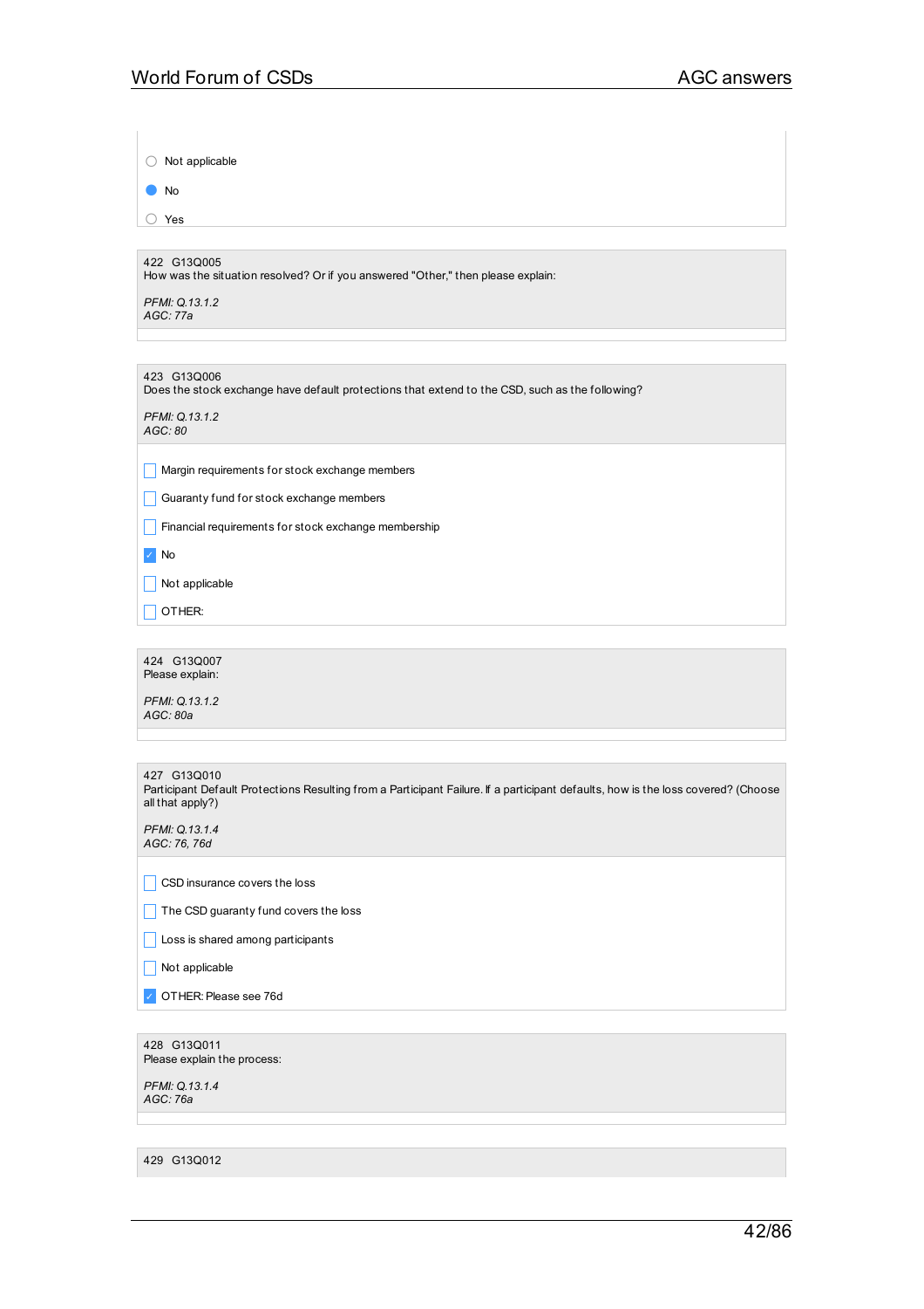- ○ Not applicable
- ● No
- ○ Yes

---

422 G13Q005
How was the situation resolved? Or if you answered "Other," then please explain:

*PFMI: Q.13.1.2*
*AGC: 77a*

---

423 G13Q006
Does the stock exchange have default protections that extend to the CSD, such as the following?

*PFMI: Q.13.1.2*
*AGC: 80*

- [ ] Margin requirements for stock exchange members
- [ ] Guaranty fund for stock exchange members
- [ ] Financial requirements for stock exchange membership
- [x] No
- [ ] Not applicable
- [ ] OTHER:

---

424 G13Q007
Please explain:

*PFMI: Q.13.1.2*
*AGC: 80a*

---

427 G13Q010
Participant Default Protections Resulting from a Participant Failure. If a participant defaults, how is the loss covered? (Choose all that apply?)

*PFMI: Q.13.1.4*
*AGC: 76, 76d*

- [ ] CSD insurance covers the loss
- [ ] The CSD guaranty fund covers the loss
- [ ] Loss is shared among participants
- [ ] Not applicable
- [x] OTHER: Please see 76d

---

428 G13Q011
Please explain the process:

*PFMI: Q.13.1.4*
*AGC: 76a*

---

429 G13Q012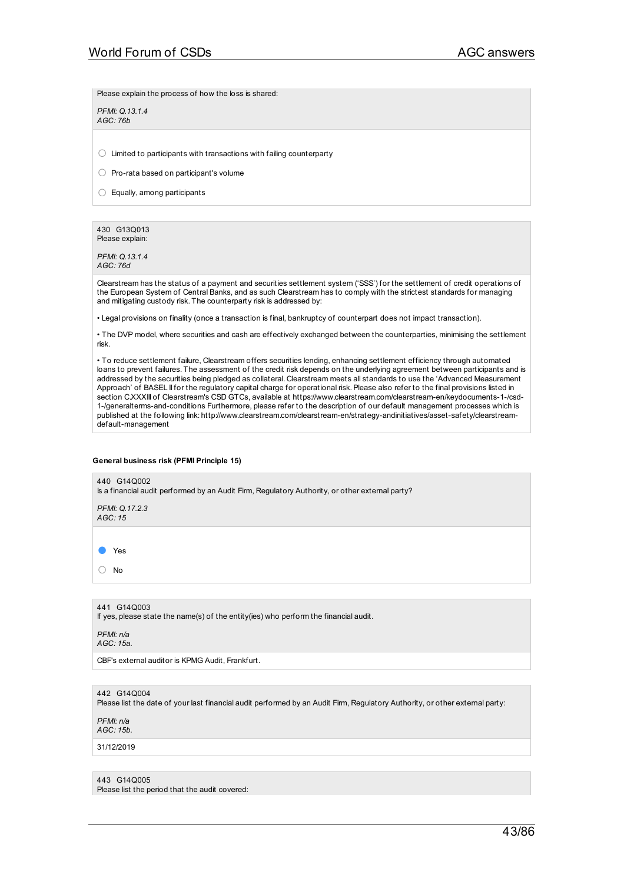Please explain the process of how the loss is shared:

*PFMI: Q.13.1.4*
*AGC: 76b*

- ○ Limited to participants with transactions with failing counterparty
- ○ Pro-rata based on participant's volume
- ○ Equally, among participants

430 G13Q013
Please explain:

*PFMI: Q.13.1.4*
*AGC: 76d*

Clearstream has the status of a payment and securities settlement system ('SSS') for the settlement of credit operations of the European System of Central Banks, and as such Clearstream has to comply with the strictest standards for managing and mitigating custody risk. The counterparty risk is addressed by:

• Legal provisions on finality (once a transaction is final, bankruptcy of counterpart does not impact transaction).

• The DVP model, where securities and cash are effectively exchanged between the counterparties, minimising the settlement risk.

• To reduce settlement failure, Clearstream offers securities lending, enhancing settlement efficiency through automated loans to prevent failures. The assessment of the credit risk depends on the underlying agreement between participants and is addressed by the securities being pledged as collateral. Clearstream meets all standards to use the 'Advanced Measurement Approach' of BASEL II for the regulatory capital charge for operational risk. Please also refer to the final provisions listed in section C.XXXIII of Clearstream's CSD GTCs, available at https://www.clearstream.com/clearstream-en/keydocuments-1-/csd-1-/generalterms-and-conditions Furthermore, please refer to the description of our default management processes which is published at the following link: http://www.clearstream.com/clearstream-en/strategy-andinitiatives/asset-safety/clearstream-default-management

#### General business risk (PFMI Principle 15)

440 G14Q002
Is a financial audit performed by an Audit Firm, Regulatory Authority, or other external party?

*PFMI: Q.17.2.3*
*AGC: 15*

- ● Yes
- ○ No

441 G14Q003
If yes, please state the name(s) of the entity(ies) who perform the financial audit.

*PFMI: n/a*
*AGC: 15a.*

CBF's external auditor is KPMG Audit, Frankfurt.

442 G14Q004
Please list the date of your last financial audit performed by an Audit Firm, Regulatory Authority, or other external party:

*PFMI: n/a*
*AGC: 15b.*

31/12/2019

443 G14Q005
Please list the period that the audit covered: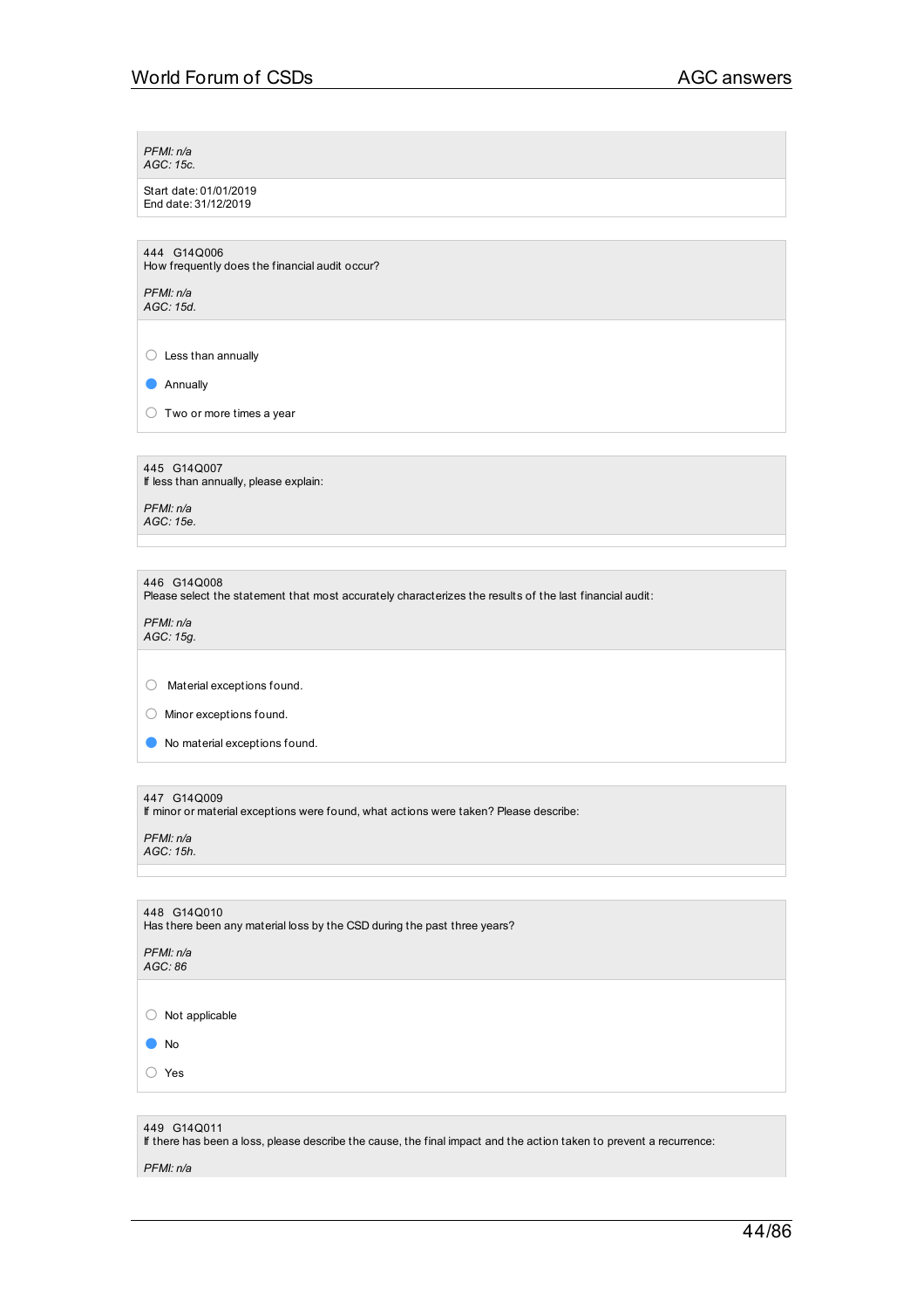*PFMI: n/a*
*AGC: 15c.*

Start date: 01/01/2019
End date: 31/12/2019

444 G14Q006
How frequently does the financial audit occur?

*PFMI: n/a*
*AGC: 15d.*

- ○ Less than annually
- ● Annually
- ○ Two or more times a year

445 G14Q007
If less than annually, please explain:

*PFMI: n/a*
*AGC: 15e.*

446 G14Q008
Please select the statement that most accurately characterizes the results of the last financial audit:

*PFMI: n/a*
*AGC: 15g.*

- ○ Material exceptions found.
- ○ Minor exceptions found.
- ● No material exceptions found.

447 G14Q009
If minor or material exceptions were found, what actions were taken? Please describe:

*PFMI: n/a*
*AGC: 15h.*

448 G14Q010
Has there been any material loss by the CSD during the past three years?

*PFMI: n/a*
*AGC: 86*

- ○ Not applicable
- ● No
- ○ Yes

449 G14Q011
If there has been a loss, please describe the cause, the final impact and the action taken to prevent a recurrence:

*PFMI: n/a*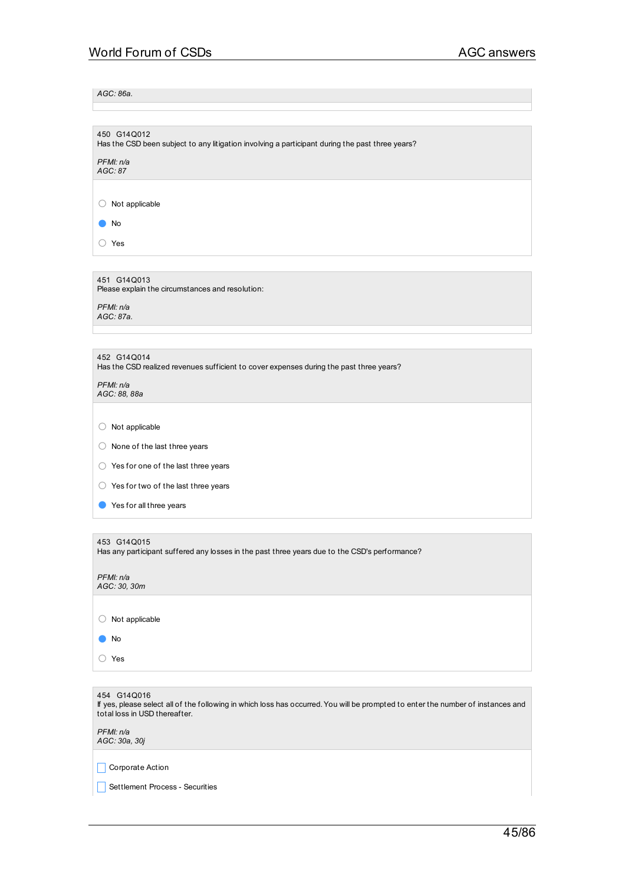*AGC: 86a.*

450 G14Q012
Has the CSD been subject to any litigation involving a participant during the past three years?

*PFMI: n/a*
*AGC: 87*

- ○ Not applicable
- ● No
- ○ Yes

451 G14Q013
Please explain the circumstances and resolution:

*PFMI: n/a*
*AGC: 87a.*

452 G14Q014
Has the CSD realized revenues sufficient to cover expenses during the past three years?

*PFMI: n/a*
*AGC: 88, 88a*

- ○ Not applicable
- ○ None of the last three years
- ○ Yes for one of the last three years
- ○ Yes for two of the last three years
- ● Yes for all three years

453 G14Q015
Has any participant suffered any losses in the past three years due to the CSD's performance?

*PFMI: n/a*
*AGC: 30, 30m*

- ○ Not applicable
- ● No
- ○ Yes

454 G14Q016
If yes, please select all of the following in which loss has occurred. You will be prompted to enter the number of instances and total loss in USD thereafter.

*PFMI: n/a*
*AGC: 30a, 30j*

- ☐ Corporate Action
- ☐ Settlement Process - Securities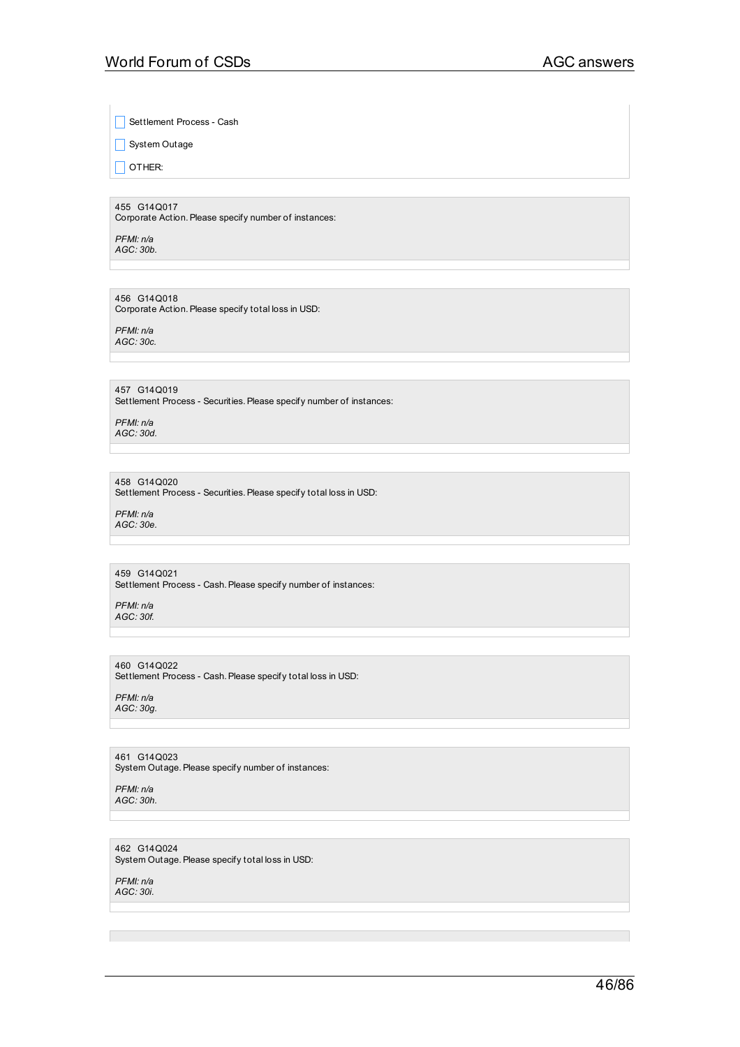- [ ] Settlement Process - Cash
- [ ] System Outage
- [ ] OTHER:

455 G14Q017
Corporate Action. Please specify number of instances:

*PFMI: n/a*
*AGC: 30b.*

456 G14Q018
Corporate Action. Please specify total loss in USD:

*PFMI: n/a*
*AGC: 30c.*

457 G14Q019
Settlement Process - Securities. Please specify number of instances:

*PFMI: n/a*
*AGC: 30d.*

458 G14Q020
Settlement Process - Securities. Please specify total loss in USD:

*PFMI: n/a*
*AGC: 30e.*

459 G14Q021
Settlement Process - Cash. Please specify number of instances:

*PFMI: n/a*
*AGC: 30f.*

460 G14Q022
Settlement Process - Cash. Please specify total loss in USD:

*PFMI: n/a*
*AGC: 30g.*

461 G14Q023
System Outage. Please specify number of instances:

*PFMI: n/a*
*AGC: 30h.*

462 G14Q024
System Outage. Please specify total loss in USD:

*PFMI: n/a*
*AGC: 30i.*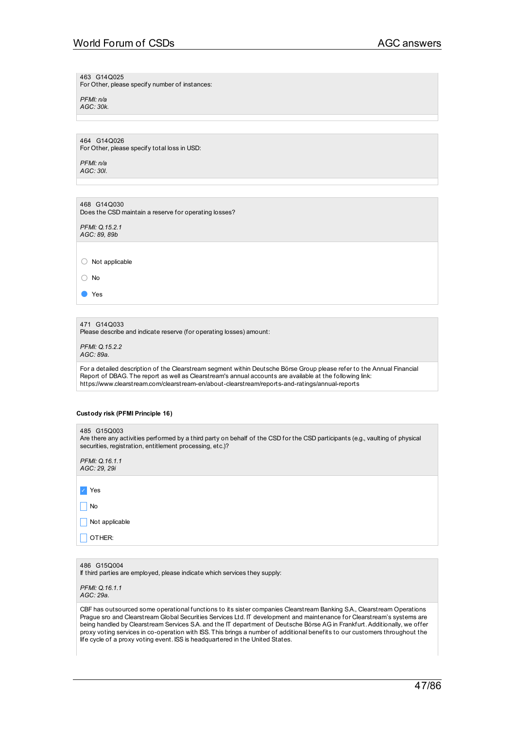463 G14Q025
For Other, please specify number of instances:

*PFMI: n/a*
*AGC: 30k.*

464 G14Q026
For Other, please specify total loss in USD:

*PFMI: n/a*
*AGC: 30l.*

468 G14Q030
Does the CSD maintain a reserve for operating losses?

*PFMI: Q.15.2.1*
*AGC: 89, 89b*

- ○ Not applicable
- ○ No
- ● Yes

471 G14Q033
Please describe and indicate reserve (for operating losses) amount:

*PFMI: Q.15.2.2*
*AGC: 89a.*

For a detailed description of the Clearstream segment within Deutsche Börse Group please refer to the Annual Financial Report of DBAG. The report as well as Clearstream's annual accounts are available at the following link: https://www.clearstream.com/clearstream-en/about-clearstream/reports-and-ratings/annual-reports

**Custody risk (PFMI Principle 16)**

485 G15Q003
Are there any activities performed by a third party on behalf of the CSD for the CSD participants (e.g., vaulting of physical securities, registration, entitlement processing, etc.)?

*PFMI: Q.16.1.1*
*AGC: 29, 29i*

- [x] Yes
- [ ] No
- [ ] Not applicable
- [ ] OTHER:

486 G15Q004
If third parties are employed, please indicate which services they supply:

*PFMI: Q.16.1.1*
*AGC: 29a.*

CBF has outsourced some operational functions to its sister companies Clearstream Banking S.A., Clearstream Operations Prague sro and Clearstream Global Securities Services Ltd. IT development and maintenance for Clearstream's systems are being handled by Clearstream Services S.A. and the IT department of Deutsche Börse AG in Frankfurt. Additionally, we offer proxy voting services in co-operation with ISS. This brings a number of additional benefits to our customers throughout the life cycle of a proxy voting event. ISS is headquartered in the United States.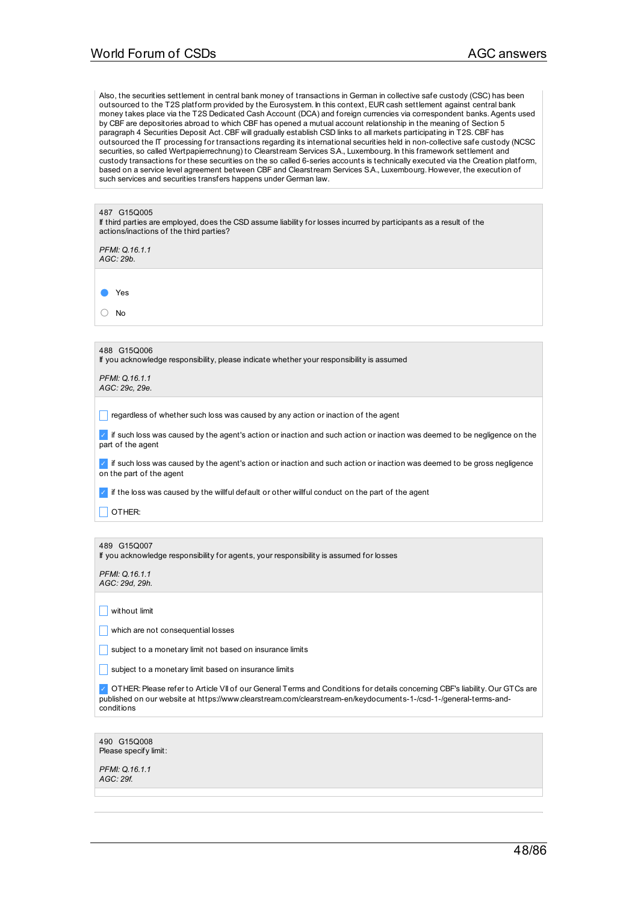Also, the securities settlement in central bank money of transactions in German in collective safe custody (CSC) has been outsourced to the T2S platform provided by the Eurosystem. In this context, EUR cash settlement against central bank money takes place via the T2S Dedicated Cash Account (DCA) and foreign currencies via correspondent banks. Agents used by CBF are depositories abroad to which CBF has opened a mutual account relationship in the meaning of Section 5 paragraph 4 Securities Deposit Act. CBF will gradually establish CSD links to all markets participating in T2S. CBF has outsourced the IT processing for transactions regarding its international securities held in non-collective safe custody (NCSC securities, so called Wertpapierrechnung) to Clearstream Services S.A., Luxembourg. In this framework settlement and custody transactions for these securities on the so called 6-series accounts is technically executed via the Creation platform, based on a service level agreement between CBF and Clearstream Services S.A., Luxembourg. However, the execution of such services and securities transfers happens under German law.

---

487 G15Q005
If third parties are employed, does the CSD assume liability for losses incurred by participants as a result of the actions/inactions of the third parties?

*PFMI: Q.16.1.1*
*AGC: 29b.*

- (●) Yes
- ( ) No

---

488 G15Q006
If you acknowledge responsibility, please indicate whether your responsibility is assumed

*PFMI: Q.16.1.1*
*AGC: 29c, 29e.*

- [ ] regardless of whether such loss was caused by any action or inaction of the agent
- [x] if such loss was caused by the agent's action or inaction and such action or inaction was deemed to be negligence on the part of the agent
- [x] if such loss was caused by the agent's action or inaction and such action or inaction was deemed to be gross negligence on the part of the agent
- [x] if the loss was caused by the willful default or other willful conduct on the part of the agent
- [ ] OTHER:

---

489 G15Q007
If you acknowledge responsibility for agents, your responsibility is assumed for losses

*PFMI: Q.16.1.1*
*AGC: 29d, 29h.*

- [ ] without limit
- [ ] which are not consequential losses
- [ ] subject to a monetary limit not based on insurance limits
- [ ] subject to a monetary limit based on insurance limits
- [x] OTHER: Please refer to Article VII of our General Terms and Conditions for details concerning CBF's liability. Our GTCs are published on our website at https://www.clearstream.com/clearstream-en/keydocuments-1-/csd-1-/general-terms-and-conditions

---

490 G15Q008
Please specify limit:

*PFMI: Q.16.1.1*
*AGC: 29f.*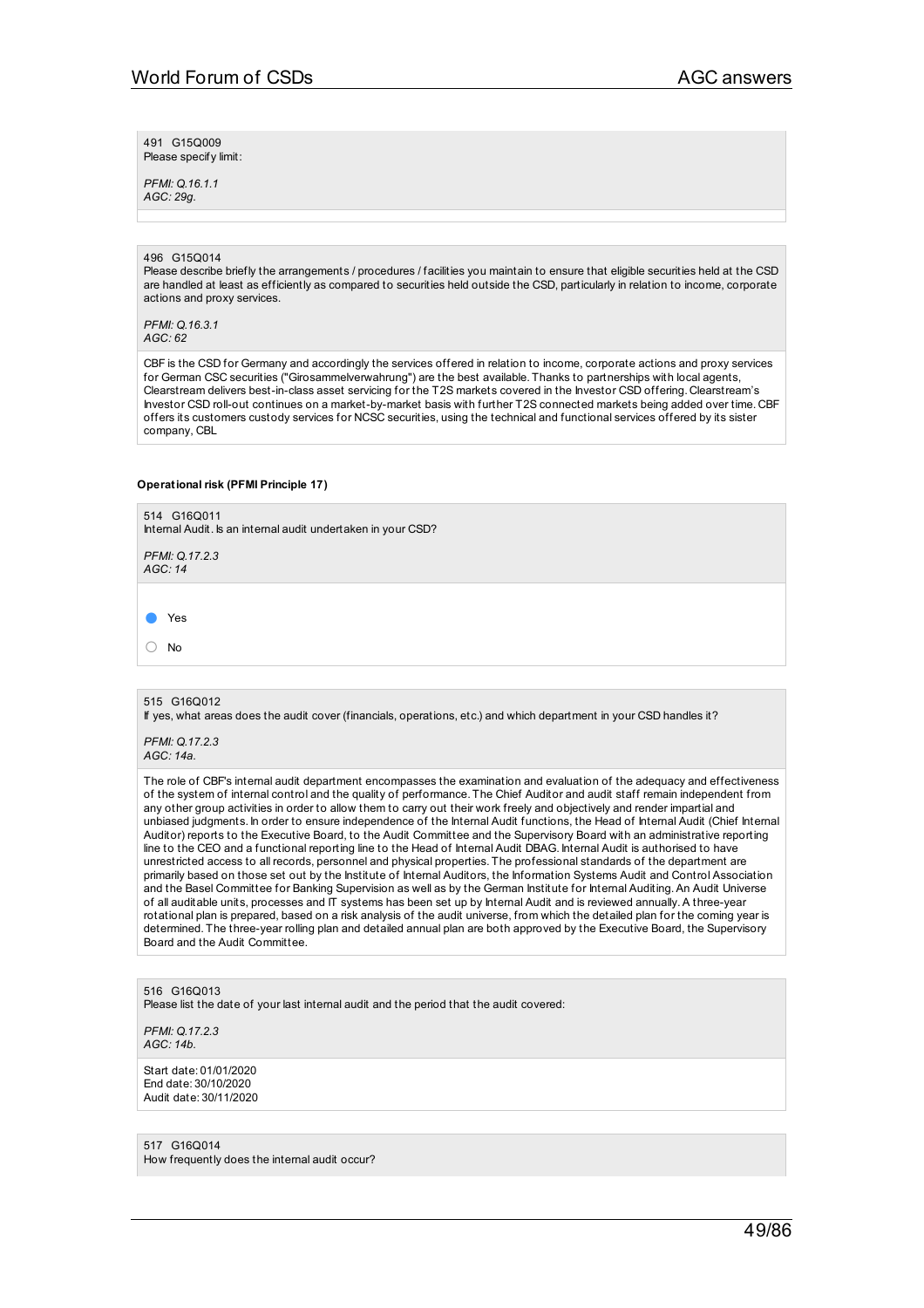491 G15Q009
Please specify limit:

*PFMI: Q.16.1.1*
*AGC: 29g.*

496 G15Q014
Please describe briefly the arrangements / procedures / facilities you maintain to ensure that eligible securities held at the CSD are handled at least as efficiently as compared to securities held outside the CSD, particularly in relation to income, corporate actions and proxy services.

*PFMI: Q.16.3.1*
*AGC: 62*

CBF is the CSD for Germany and accordingly the services offered in relation to income, corporate actions and proxy services for German CSC securities ("Girosammelverwahrung") are the best available. Thanks to partnerships with local agents, Clearstream delivers best-in-class asset servicing for the T2S markets covered in the Investor CSD offering. Clearstream's Investor CSD roll-out continues on a market-by-market basis with further T2S connected markets being added over time. CBF offers its customers custody services for NCSC securities, using the technical and functional services offered by its sister company, CBL

#### Operational risk (PFMI Principle 17)

514 G16Q011
Internal Audit. Is an internal audit undertaken in your CSD?

*PFMI: Q.17.2.3*
*AGC: 14*

- [x] Yes
- [ ] No

515 G16Q012
If yes, what areas does the audit cover (financials, operations, etc.) and which department in your CSD handles it?

*PFMI: Q.17.2.3*
*AGC: 14a.*

The role of CBF's internal audit department encompasses the examination and evaluation of the adequacy and effectiveness of the system of internal control and the quality of performance. The Chief Auditor and audit staff remain independent from any other group activities in order to allow them to carry out their work freely and objectively and render impartial and unbiased judgments. In order to ensure independence of the Internal Audit functions, the Head of Internal Audit (Chief Internal Auditor) reports to the Executive Board, to the Audit Committee and the Supervisory Board with an administrative reporting line to the CEO and a functional reporting line to the Head of Internal Audit DBAG. Internal Audit is authorised to have unrestricted access to all records, personnel and physical properties. The professional standards of the department are primarily based on those set out by the Institute of Internal Auditors, the Information Systems Audit and Control Association and the Basel Committee for Banking Supervision as well as by the German Institute for Internal Auditing. An Audit Universe of all auditable units, processes and IT systems has been set up by Internal Audit and is reviewed annually. A three-year rotational plan is prepared, based on a risk analysis of the audit universe, from which the detailed plan for the coming year is determined. The three-year rolling plan and detailed annual plan are both approved by the Executive Board, the Supervisory Board and the Audit Committee.

516 G16Q013
Please list the date of your last internal audit and the period that the audit covered:

*PFMI: Q.17.2.3*
*AGC: 14b.*

Start date: 01/01/2020
End date: 30/10/2020
Audit date: 30/11/2020

517 G16Q014
How frequently does the internal audit occur?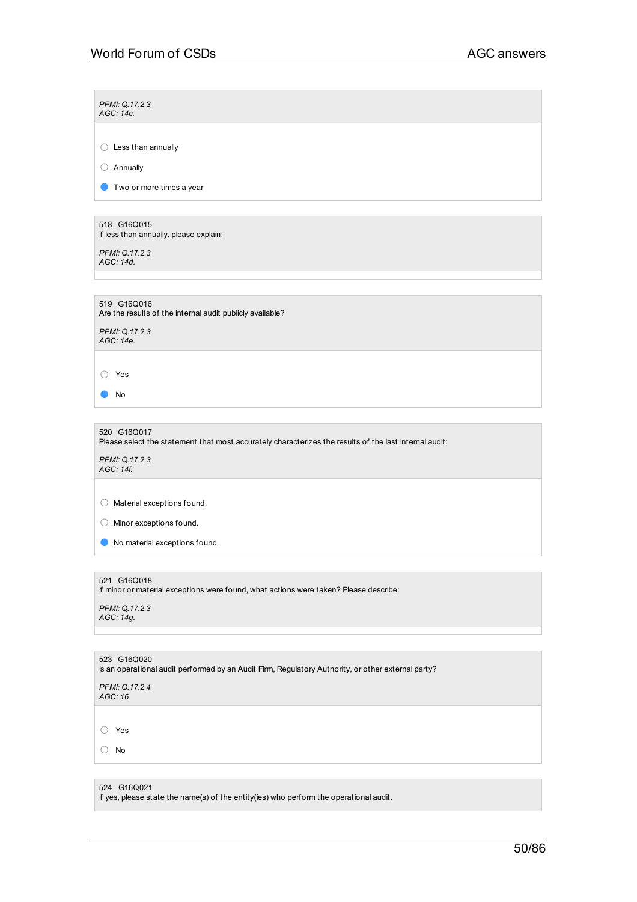*PFMI: Q.17.2.3*
*AGC: 14c.*

- ○ Less than annually
- ○ Annually
- ● Two or more times a year

518 G16Q015
If less than annually, please explain:

*PFMI: Q.17.2.3*
*AGC: 14d.*

519 G16Q016
Are the results of the internal audit publicly available?

*PFMI: Q.17.2.3*
*AGC: 14e.*

- ○ Yes
- ● No

520 G16Q017
Please select the statement that most accurately characterizes the results of the last internal audit:

*PFMI: Q.17.2.3*
*AGC: 14f.*

- ○ Material exceptions found.
- ○ Minor exceptions found.
- ● No material exceptions found.

521 G16Q018
If minor or material exceptions were found, what actions were taken? Please describe:

*PFMI: Q.17.2.3*
*AGC: 14g.*

523 G16Q020
Is an operational audit performed by an Audit Firm, Regulatory Authority, or other external party?

*PFMI: Q.17.2.4*
*AGC: 16*

- ○ Yes
- ○ No

524 G16Q021
If yes, please state the name(s) of the entity(ies) who perform the operational audit.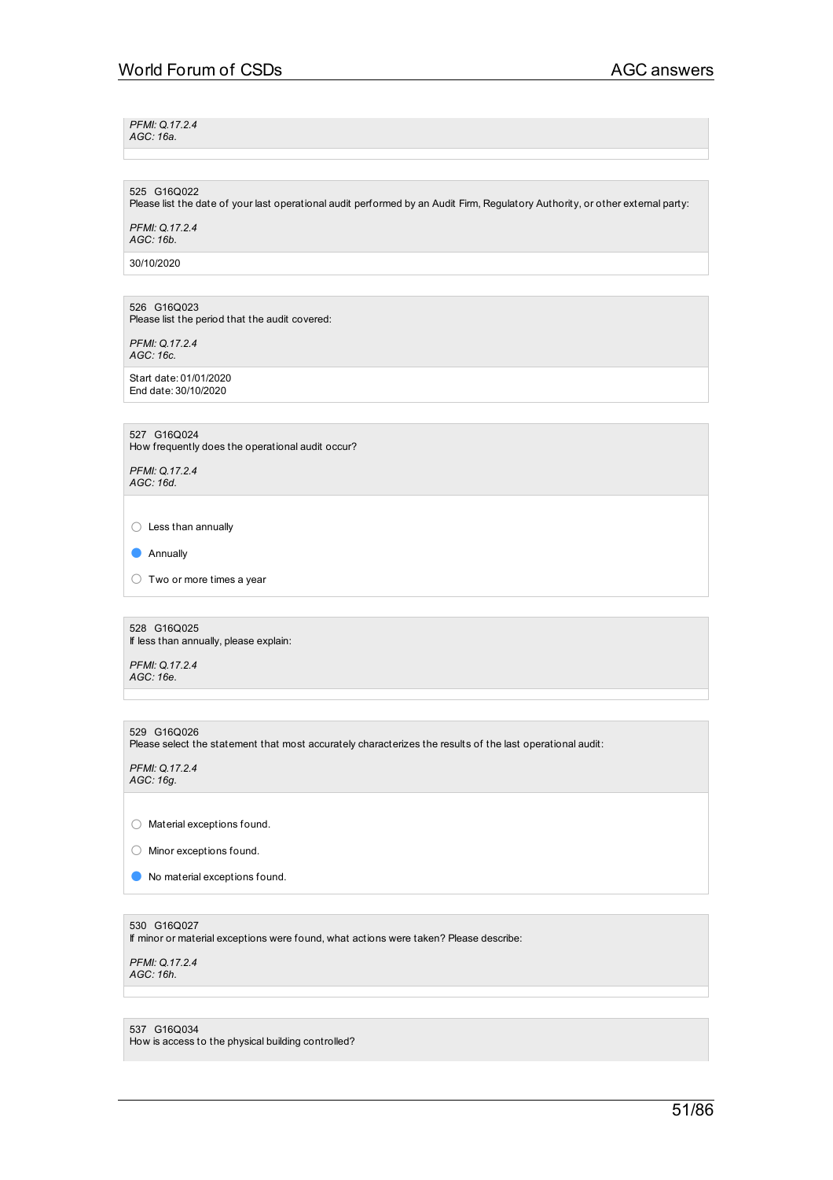*PFMI: Q.17.2.4*
*AGC: 16a.*

525 G16Q022
Please list the date of your last operational audit performed by an Audit Firm, Regulatory Authority, or other external party:

*PFMI: Q.17.2.4*
*AGC: 16b.*

30/10/2020

526 G16Q023
Please list the period that the audit covered:

*PFMI: Q.17.2.4*
*AGC: 16c.*

Start date: 01/01/2020
End date: 30/10/2020

527 G16Q024
How frequently does the operational audit occur?

*PFMI: Q.17.2.4*
*AGC: 16d.*

- ○ Less than annually
- ● Annually
- ○ Two or more times a year

528 G16Q025
If less than annually, please explain:

*PFMI: Q.17.2.4*
*AGC: 16e.*

529 G16Q026
Please select the statement that most accurately characterizes the results of the last operational audit:

*PFMI: Q.17.2.4*
*AGC: 16g.*

- ○ Material exceptions found.
- ○ Minor exceptions found.
- ● No material exceptions found.

530 G16Q027
If minor or material exceptions were found, what actions were taken? Please describe:

*PFMI: Q.17.2.4*
*AGC: 16h.*

537 G16Q034
How is access to the physical building controlled?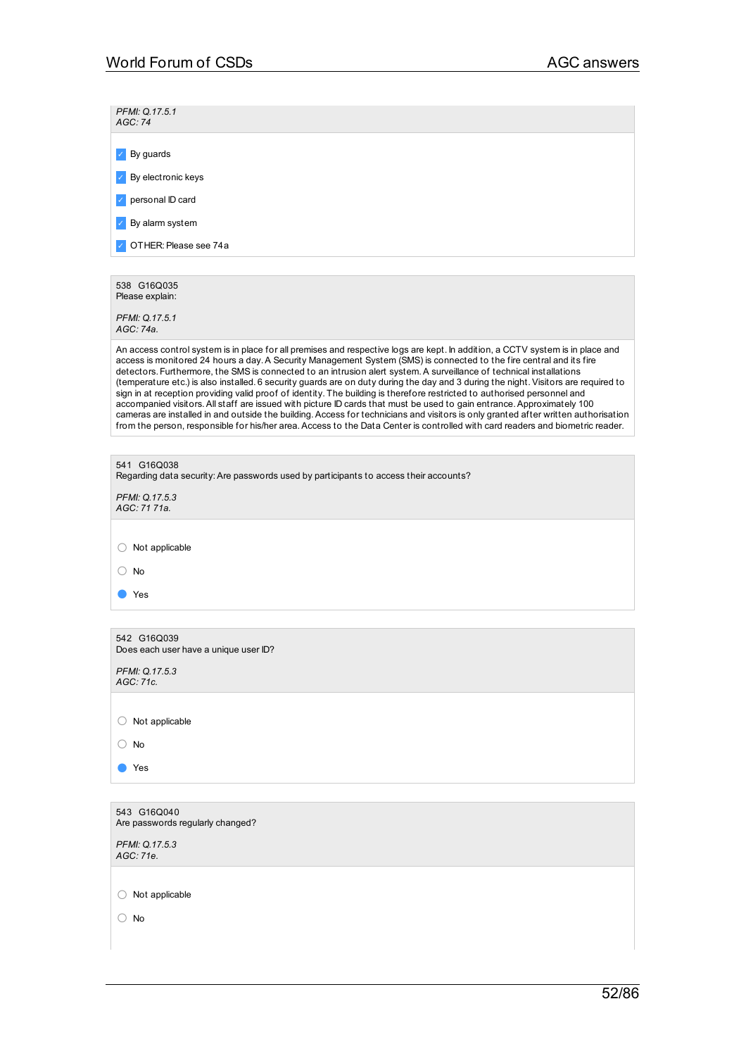*PFMI: Q.17.5.1*
*AGC: 74*

- ☑ By guards
- ☑ By electronic keys
- ☑ personal ID card
- ☑ By alarm system
- ☑ OTHER: Please see 74a

538 G16Q035
Please explain:

*PFMI: Q.17.5.1*
*AGC: 74a.*

An access control system is in place for all premises and respective logs are kept. In addition, a CCTV system is in place and access is monitored 24 hours a day. A Security Management System (SMS) is connected to the fire central and its fire detectors. Furthermore, the SMS is connected to an intrusion alert system. A surveillance of technical installations (temperature etc.) is also installed. 6 security guards are on duty during the day and 3 during the night. Visitors are required to sign in at reception providing valid proof of identity. The building is therefore restricted to authorised personnel and accompanied visitors. All staff are issued with picture ID cards that must be used to gain entrance. Approximately 100 cameras are installed in and outside the building. Access for technicians and visitors is only granted after written authorisation from the person, responsible for his/her area. Access to the Data Center is controlled with card readers and biometric reader.

541 G16Q038
Regarding data security: Are passwords used by participants to access their accounts?

*PFMI: Q.17.5.3*
*AGC: 71 71a.*

- ○ Not applicable
- ○ No
- ● Yes

542 G16Q039
Does each user have a unique user ID?

*PFMI: Q.17.5.3*
*AGC: 71c.*

- ○ Not applicable
- ○ No
- ● Yes

543 G16Q040
Are passwords regularly changed?

*PFMI: Q.17.5.3*
*AGC: 71e.*

- ○ Not applicable
- ○ No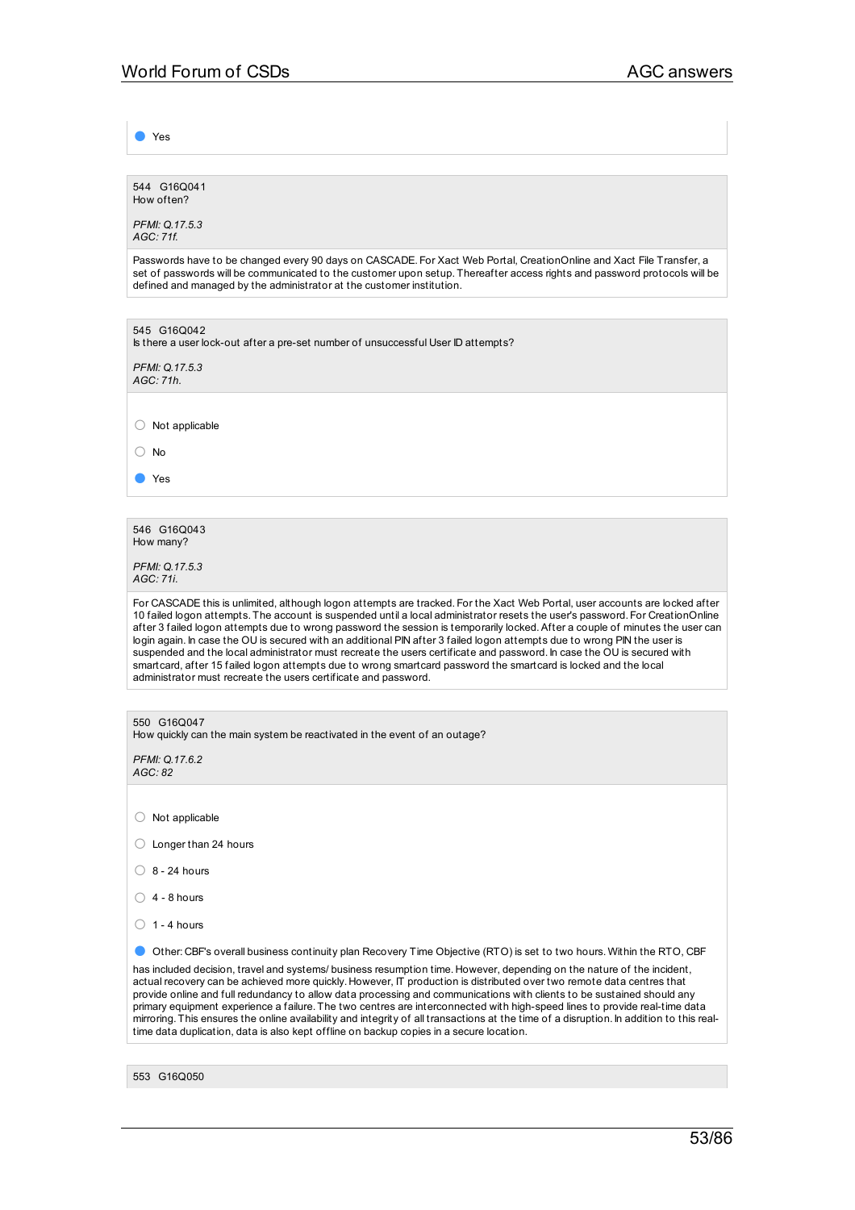● Yes

544 G16Q041
How often?

*PFMI: Q.17.5.3*
*AGC: 71f.*

Passwords have to be changed every 90 days on CASCADE. For Xact Web Portal, CreationOnline and Xact File Transfer, a set of passwords will be communicated to the customer upon setup. Thereafter access rights and password protocols will be defined and managed by the administrator at the customer institution.

545 G16Q042
Is there a user lock-out after a pre-set number of unsuccessful User ID attempts?

*PFMI: Q.17.5.3*
*AGC: 71h.*

○ Not applicable

○ No

● Yes

546 G16Q043
How many?

*PFMI: Q.17.5.3*
*AGC: 71i.*

For CASCADE this is unlimited, although logon attempts are tracked. For the Xact Web Portal, user accounts are locked after 10 failed logon attempts. The account is suspended until a local administrator resets the user's password. For CreationOnline after 3 failed logon attempts due to wrong password the session is temporarily locked. After a couple of minutes the user can login again. In case the OU is secured with an additional PIN after 3 failed logon attempts due to wrong PIN the user is suspended and the local administrator must recreate the users certificate and password. In case the OU is secured with smartcard, after 15 failed logon attempts due to wrong smartcard password the smartcard is locked and the local administrator must recreate the users certificate and password.

550 G16Q047
How quickly can the main system be reactivated in the event of an outage?

*PFMI: Q.17.6.2*
*AGC: 82*

○ Not applicable

○ Longer than 24 hours

○ 8 - 24 hours

○ 4 - 8 hours

○ 1 - 4 hours

● Other: CBF's overall business continuity plan Recovery Time Objective (RTO) is set to two hours. Within the RTO, CBF has included decision, travel and systems/ business resumption time. However, depending on the nature of the incident, actual recovery can be achieved more quickly. However, IT production is distributed over two remote data centres that provide online and full redundancy to allow data processing and communications with clients to be sustained should any primary equipment experience a failure. The two centres are interconnected with high-speed lines to provide real-time data mirroring. This ensures the online availability and integrity of all transactions at the time of a disruption. In addition to this real-time data duplication, data is also kept offline on backup copies in a secure location.

553 G16Q050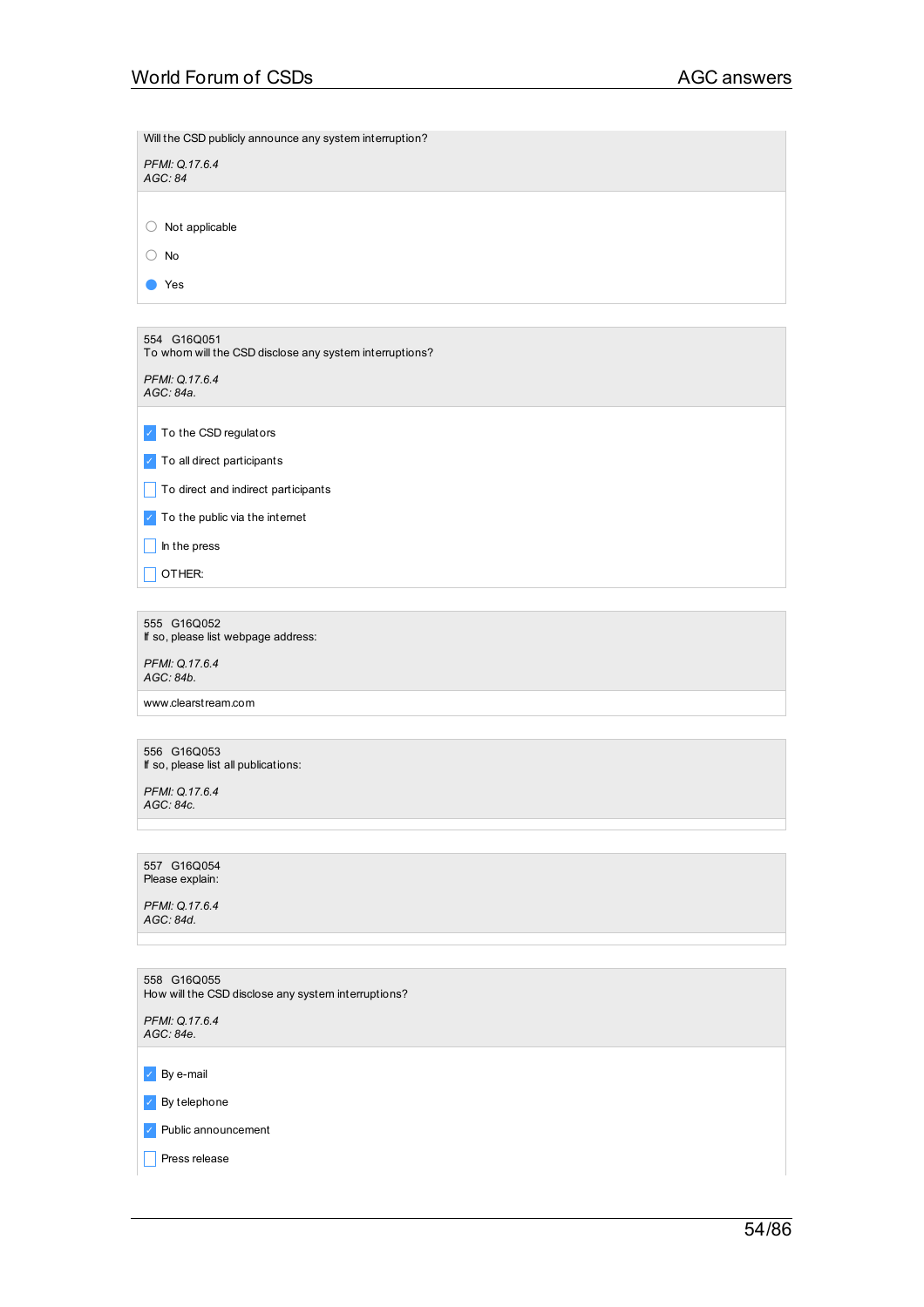Will the CSD publicly announce any system interruption?

*PFMI: Q.17.6.4*
*AGC: 84*

- ○ Not applicable
- ○ No
- ● Yes

---

554 G16Q051
To whom will the CSD disclose any system interruptions?

*PFMI: Q.17.6.4*
*AGC: 84a.*

- [x] To the CSD regulators
- [x] To all direct participants
- [ ] To direct and indirect participants
- [x] To the public via the internet
- [ ] In the press
- [ ] OTHER:

---

555 G16Q052
If so, please list webpage address:

*PFMI: Q.17.6.4*
*AGC: 84b.*

www.clearstream.com

---

556 G16Q053
If so, please list all publications:

*PFMI: Q.17.6.4*
*AGC: 84c.*

---

557 G16Q054
Please explain:

*PFMI: Q.17.6.4*
*AGC: 84d.*

---

558 G16Q055
How will the CSD disclose any system interruptions?

*PFMI: Q.17.6.4*
*AGC: 84e.*

- [x] By e-mail
- [x] By telephone
- [x] Public announcement
- [ ] Press release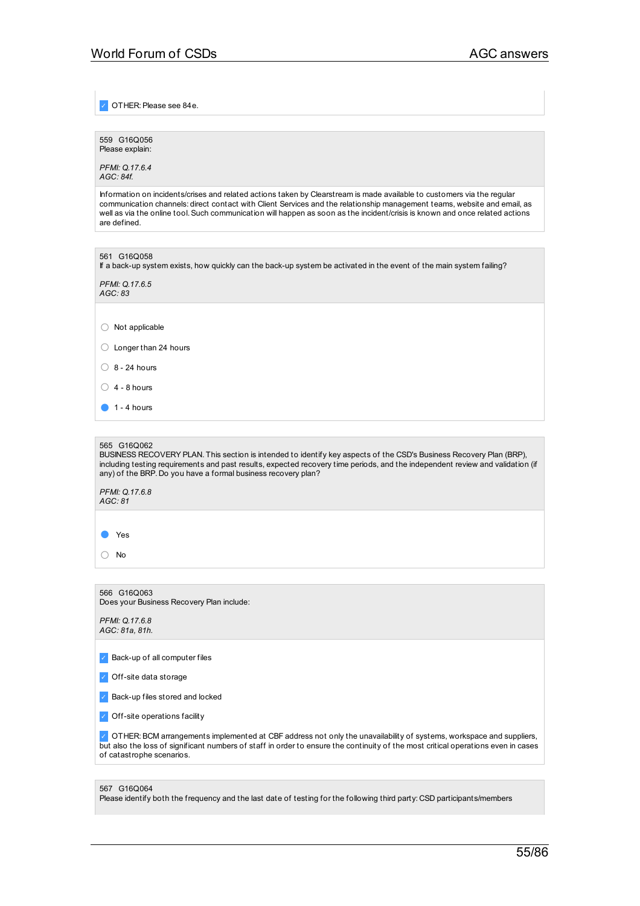- [x] OTHER: Please see 84e.

559 G16Q056
Please explain:

*PFMI: Q.17.6.4*
*AGC: 84f.*

Information on incidents/crises and related actions taken by Clearstream is made available to customers via the regular communication channels: direct contact with Client Services and the relationship management teams, website and email, as well as via the online tool. Such communication will happen as soon as the incident/crisis is known and once related actions are defined.

561 G16Q058
If a back-up system exists, how quickly can the back-up system be activated in the event of the main system failing?

*PFMI: Q.17.6.5*
*AGC: 83*

- ○ Not applicable
- ○ Longer than 24 hours
- ○ 8 - 24 hours
- ○ 4 - 8 hours
- ● 1 - 4 hours

565 G16Q062
BUSINESS RECOVERY PLAN. This section is intended to identify key aspects of the CSD's Business Recovery Plan (BRP), including testing requirements and past results, expected recovery time periods, and the independent review and validation (if any) of the BRP. Do you have a formal business recovery plan?

*PFMI: Q.17.6.8*
*AGC: 81*

- ● Yes
- ○ No

566 G16Q063
Does your Business Recovery Plan include:

*PFMI: Q.17.6.8*
*AGC: 81a, 81h.*

- [x] Back-up of all computer files
- [x] Off-site data storage
- [x] Back-up files stored and locked
- [x] Off-site operations facility
- [x] OTHER: BCM arrangements implemented at CBF address not only the unavailability of systems, workspace and suppliers, but also the loss of significant numbers of staff in order to ensure the continuity of the most critical operations even in cases of catastrophe scenarios.

567 G16Q064
Please identify both the frequency and the last date of testing for the following third party: CSD participants/members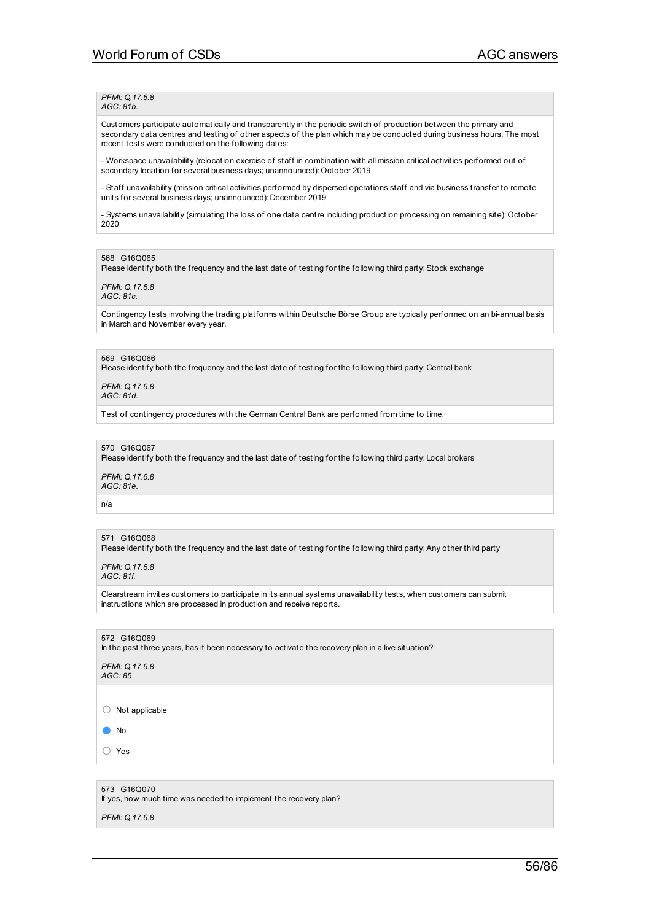*PFMI: Q.17.6.8*
*AGC: 81b.*

Customers participate automatically and transparently in the periodic switch of production between the primary and secondary data centres and testing of other aspects of the plan which may be conducted during business hours. The most recent tests were conducted on the following dates:

- Workspace unavailability (relocation exercise of staff in combination with all mission critical activities performed out of secondary location for several business days; unannounced): October 2019

- Staff unavailability (mission critical activities performed by dispersed operations staff and via business transfer to remote units for several business days; unannounced): December 2019

- Systems unavailability (simulating the loss of one data centre including production processing on remaining site): October 2020

568 G16Q065
Please identify both the frequency and the last date of testing for the following third party: Stock exchange

*PFMI: Q.17.6.8*
*AGC: 81c.*

Contingency tests involving the trading platforms within Deutsche Börse Group are typically performed on an bi-annual basis in March and November every year.

569 G16Q066
Please identify both the frequency and the last date of testing for the following third party: Central bank

*PFMI: Q.17.6.8*
*AGC: 81d.*

Test of contingency procedures with the German Central Bank are performed from time to time.

570 G16Q067
Please identify both the frequency and the last date of testing for the following third party: Local brokers

*PFMI: Q.17.6.8*
*AGC: 81e.*

n/a

571 G16Q068
Please identify both the frequency and the last date of testing for the following third party: Any other third party

*PFMI: Q.17.6.8*
*AGC: 81f.*

Clearstream invites customers to participate in its annual systems unavailability tests, when customers can submit instructions which are processed in production and receive reports.

572 G16Q069
In the past three years, has it been necessary to activate the recovery plan in a live situation?

*PFMI: Q.17.6.8*
*AGC: 85*

○ Not applicable

● No

○ Yes

573 G16Q070
If yes, how much time was needed to implement the recovery plan?

*PFMI: Q.17.6.8*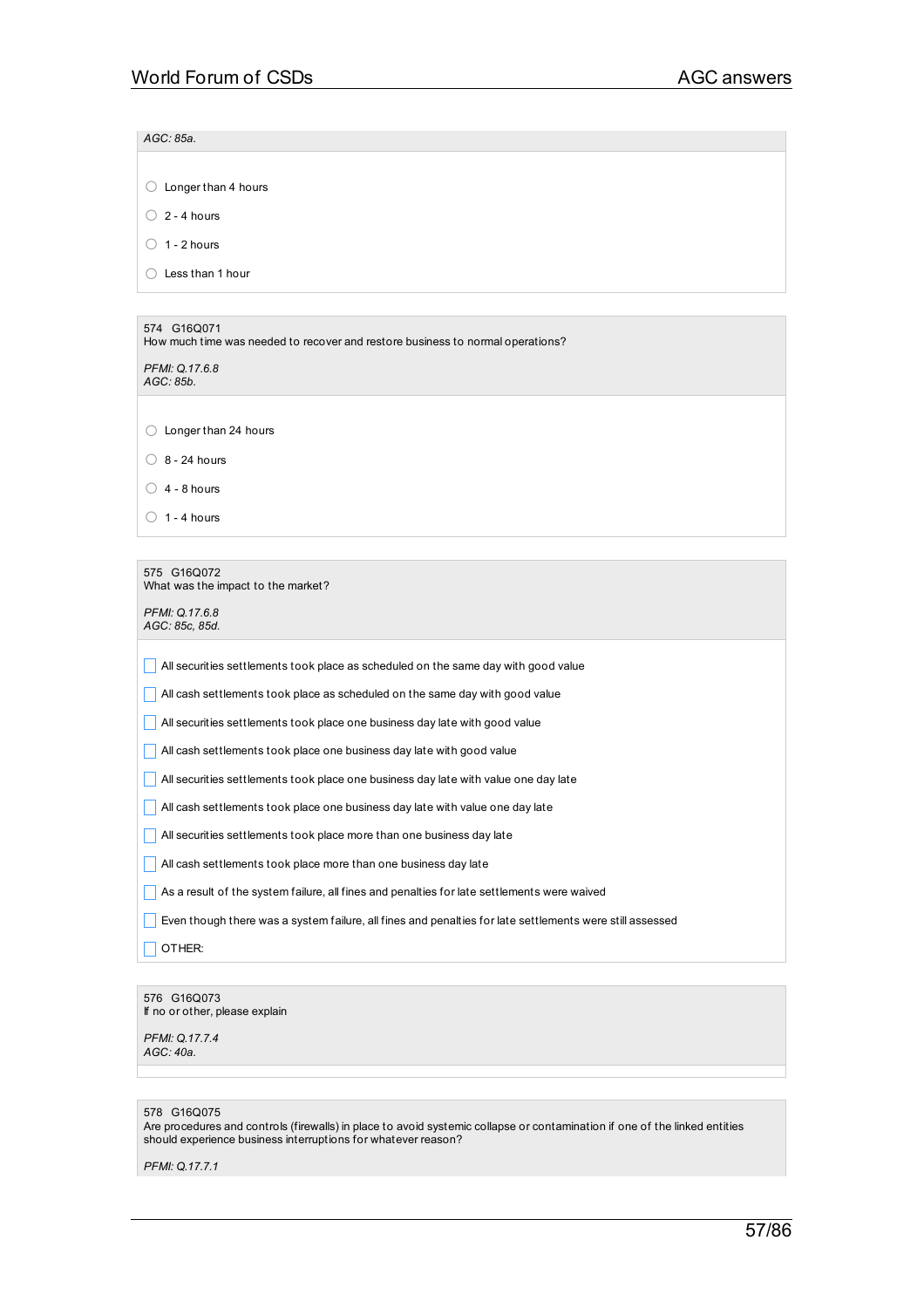*AGC: 85a.*

- ○ Longer than 4 hours
- ○ 2 - 4 hours
- ○ 1 - 2 hours
- ○ Less than 1 hour

574 G16Q071
How much time was needed to recover and restore business to normal operations?

*PFMI: Q.17.6.8*
*AGC: 85b.*

- ○ Longer than 24 hours
- ○ 8 - 24 hours
- ○ 4 - 8 hours
- ○ 1 - 4 hours

575 G16Q072
What was the impact to the market?

*PFMI: Q.17.6.8*
*AGC: 85c, 85d.*

- ☐ All securities settlements took place as scheduled on the same day with good value
- ☐ All cash settlements took place as scheduled on the same day with good value
- ☐ All securities settlements took place one business day late with good value
- ☐ All cash settlements took place one business day late with good value
- ☐ All securities settlements took place one business day late with value one day late
- ☐ All cash settlements took place one business day late with value one day late
- ☐ All securities settlements took place more than one business day late
- ☐ All cash settlements took place more than one business day late
- ☐ As a result of the system failure, all fines and penalties for late settlements were waived
- ☐ Even though there was a system failure, all fines and penalties for late settlements were still assessed
- ☐ OTHER:

576 G16Q073
If no or other, please explain

*PFMI: Q.17.7.4*
*AGC: 40a.*

578 G16Q075
Are procedures and controls (firewalls) in place to avoid systemic collapse or contamination if one of the linked entities should experience business interruptions for whatever reason?

*PFMI: Q.17.7.1*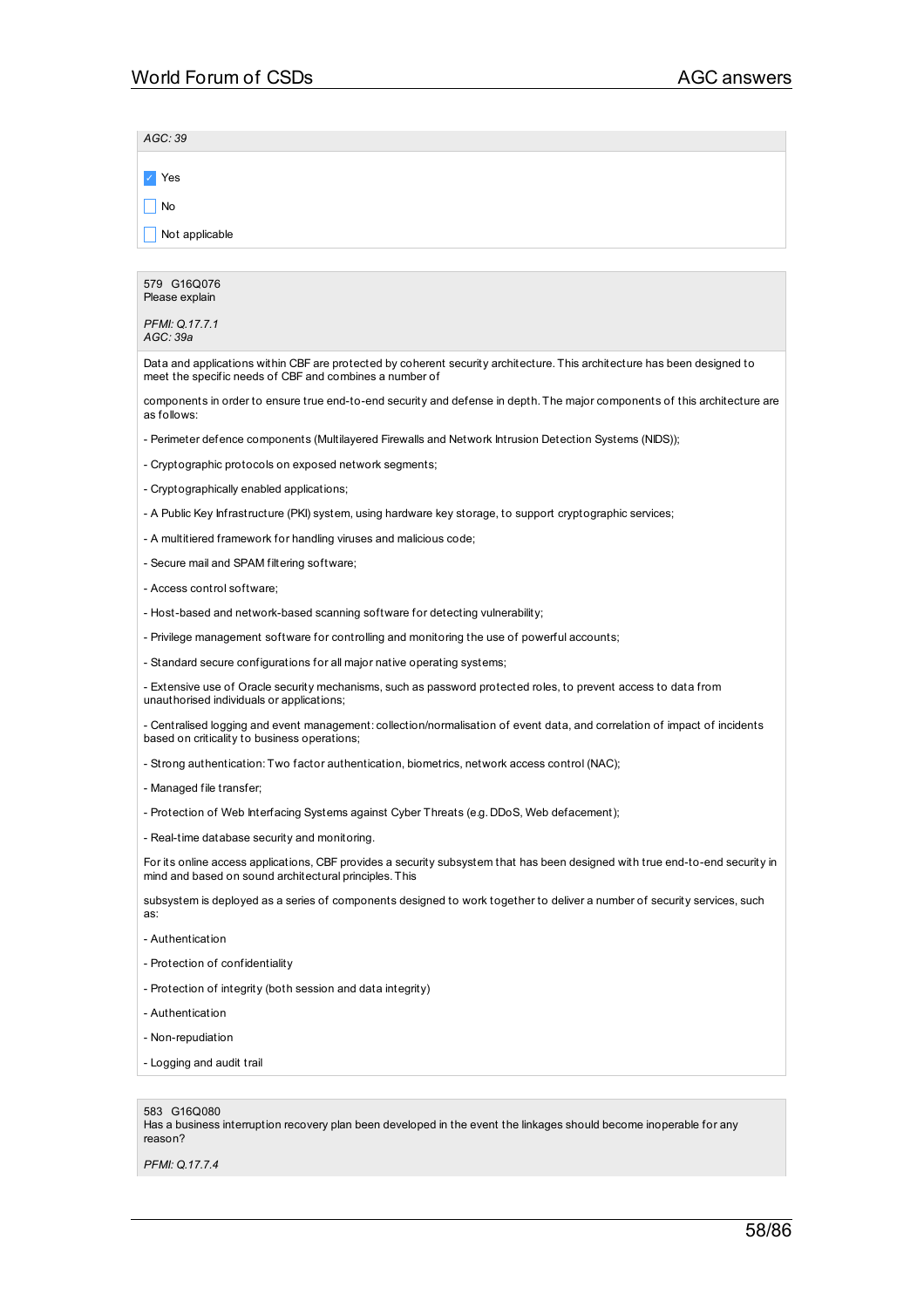*AGC: 39*

- [x] Yes
- [ ] No
- [ ] Not applicable

579 G16Q076
Please explain

*PFMI: Q.17.7.1*
*AGC: 39a*

Data and applications within CBF are protected by coherent security architecture. This architecture has been designed to meet the specific needs of CBF and combines a number of

components in order to ensure true end-to-end security and defense in depth. The major components of this architecture are as follows:

- Perimeter defence components (Multilayered Firewalls and Network Intrusion Detection Systems (NIDS));
- Cryptographic protocols on exposed network segments;
- Cryptographically enabled applications;
- A Public Key Infrastructure (PKI) system, using hardware key storage, to support cryptographic services;
- A multitiered framework for handling viruses and malicious code;
- Secure mail and SPAM filtering software;
- Access control software;
- Host-based and network-based scanning software for detecting vulnerability;
- Privilege management software for controlling and monitoring the use of powerful accounts;
- Standard secure configurations for all major native operating systems;
- Extensive use of Oracle security mechanisms, such as password protected roles, to prevent access to data from unauthorised individuals or applications;
- Centralised logging and event management: collection/normalisation of event data, and correlation of impact of incidents based on criticality to business operations;
- Strong authentication: Two factor authentication, biometrics, network access control (NAC);
- Managed file transfer;
- Protection of Web Interfacing Systems against Cyber Threats (e.g. DDoS, Web defacement);
- Real-time database security and monitoring.

For its online access applications, CBF provides a security subsystem that has been designed with true end-to-end security in mind and based on sound architectural principles. This

subsystem is deployed as a series of components designed to work together to deliver a number of security services, such as:

- Authentication
- Protection of confidentiality
- Protection of integrity (both session and data integrity)
- Authentication
- Non-repudiation
- Logging and audit trail

583 G16Q080
Has a business interruption recovery plan been developed in the event the linkages should become inoperable for any reason?

*PFMI: Q.17.7.4*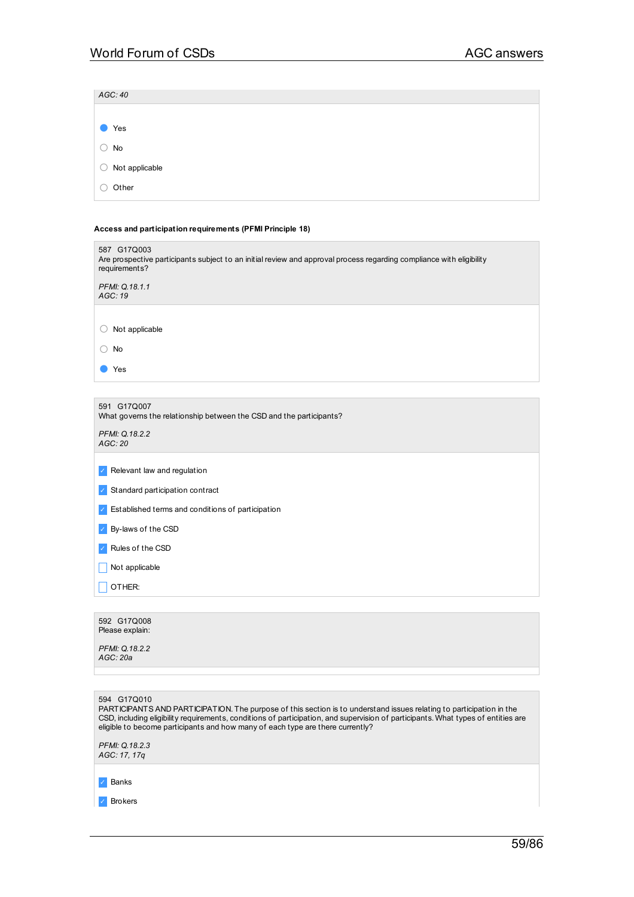*AGC: 40*

- [x] Yes
- [ ] No
- [ ] Not applicable
- [ ] Other

**Access and participation requirements (PFMI Principle 18)**

587 G17Q003
Are prospective participants subject to an initial review and approval process regarding compliance with eligibility requirements?

*PFMI: Q.18.1.1*
*AGC: 19*

- [ ] Not applicable
- [ ] No
- [x] Yes

591 G17Q007
What governs the relationship between the CSD and the participants?

*PFMI: Q.18.2.2*
*AGC: 20*

- [x] Relevant law and regulation
- [x] Standard participation contract
- [x] Established terms and conditions of participation
- [x] By-laws of the CSD
- [x] Rules of the CSD
- [ ] Not applicable
- [ ] OTHER:

592 G17Q008
Please explain:

*PFMI: Q.18.2.2*
*AGC: 20a*

594 G17Q010
PARTICIPANTS AND PARTICIPATION. The purpose of this section is to understand issues relating to participation in the CSD, including eligibility requirements, conditions of participation, and supervision of participants. What types of entities are eligible to become participants and how many of each type are there currently?

*PFMI: Q.18.2.3*
*AGC: 17, 17q*

- [x] Banks
- [x] Brokers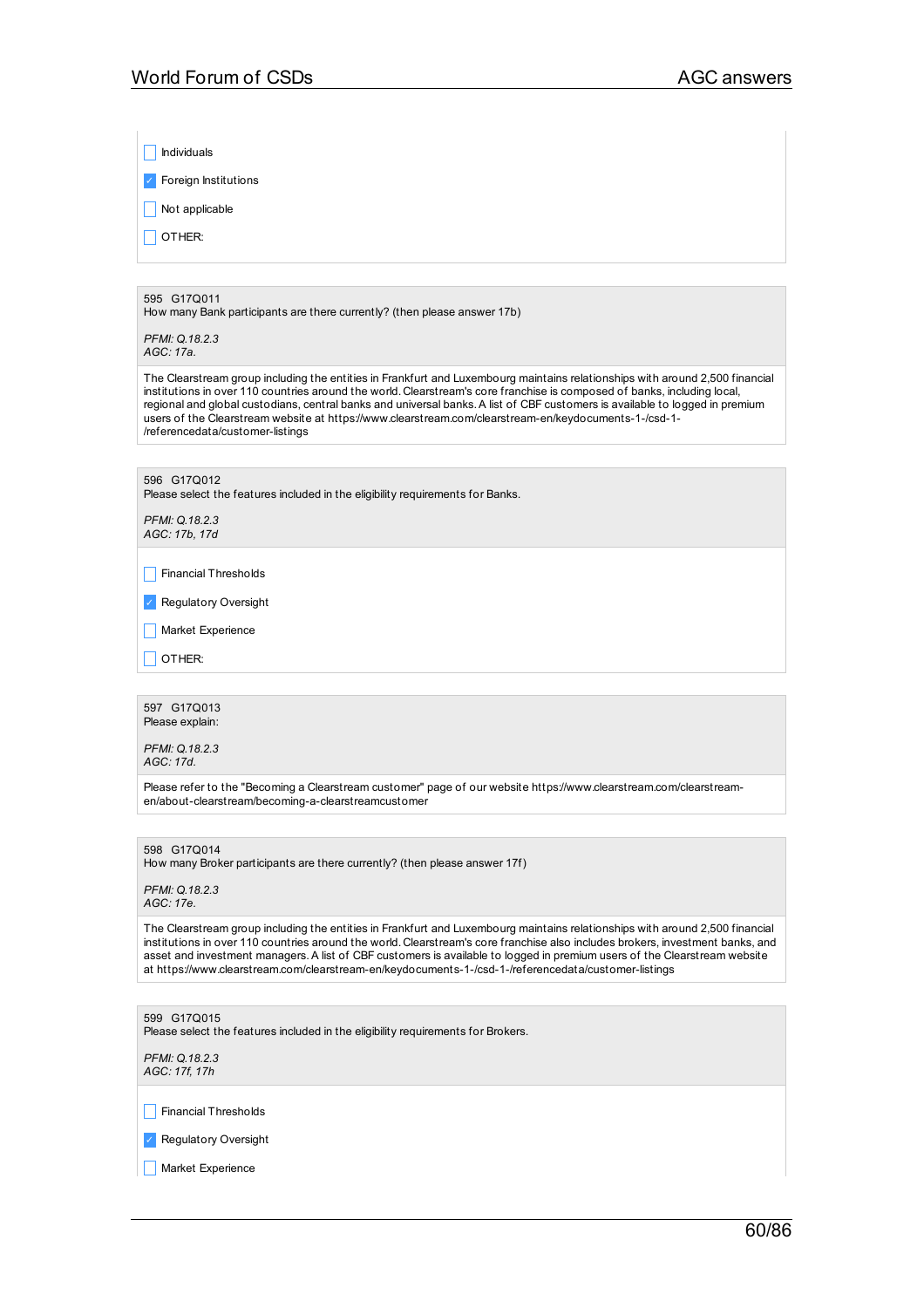- [ ] Individuals
- [x] Foreign Institutions
- [ ] Not applicable
- [ ] OTHER:

595 G17Q011
How many Bank participants are there currently? (then please answer 17b)

*PFMI: Q.18.2.3*
*AGC: 17a.*

The Clearstream group including the entities in Frankfurt and Luxembourg maintains relationships with around 2,500 financial institutions in over 110 countries around the world. Clearstream's core franchise is composed of banks, including local, regional and global custodians, central banks and universal banks. A list of CBF customers is available to logged in premium users of the Clearstream website at https://www.clearstream.com/clearstream-en/keydocuments-1-/csd-1-/referencedata/customer-listings

596 G17Q012
Please select the features included in the eligibility requirements for Banks.

*PFMI: Q.18.2.3*
*AGC: 17b, 17d*

- [ ] Financial Thresholds
- [x] Regulatory Oversight
- [ ] Market Experience
- [ ] OTHER:

597 G17Q013
Please explain:

*PFMI: Q.18.2.3*
*AGC: 17d.*

Please refer to the "Becoming a Clearstream customer" page of our website https://www.clearstream.com/clearstream-en/about-clearstream/becoming-a-clearstreamcustomer

598 G17Q014
How many Broker participants are there currently? (then please answer 17f)

*PFMI: Q.18.2.3*
*AGC: 17e.*

The Clearstream group including the entities in Frankfurt and Luxembourg maintains relationships with around 2,500 financial institutions in over 110 countries around the world. Clearstream's core franchise also includes brokers, investment banks, and asset and investment managers. A list of CBF customers is available to logged in premium users of the Clearstream website at https://www.clearstream.com/clearstream-en/keydocuments-1-/csd-1-/referencedata/customer-listings

599 G17Q015
Please select the features included in the eligibility requirements for Brokers.

*PFMI: Q.18.2.3*
*AGC: 17f, 17h*

- [ ] Financial Thresholds
- [x] Regulatory Oversight
- [ ] Market Experience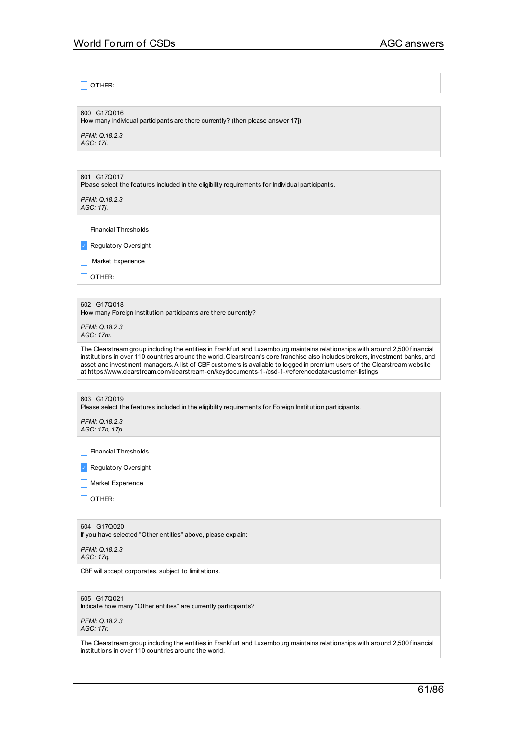- [ ] OTHER:

600 G17Q016
How many Individual participants are there currently? (then please answer 17j)

*PFMI: Q.18.2.3*
*AGC: 17i.*

601 G17Q017
Please select the features included in the eligibility requirements for Individual participants.

*PFMI: Q.18.2.3*
*AGC: 17j.*

- [ ] Financial Thresholds
- [x] Regulatory Oversight
- [ ] Market Experience
- [ ] OTHER:

602 G17Q018
How many Foreign Institution participants are there currently?

*PFMI: Q.18.2.3*
*AGC: 17m.*

The Clearstream group including the entities in Frankfurt and Luxembourg maintains relationships with around 2,500 financial institutions in over 110 countries around the world. Clearstream's core franchise also includes brokers, investment banks, and asset and investment managers. A list of CBF customers is available to logged in premium users of the Clearstream website at https://www.clearstream.com/clearstream-en/keydocuments-1-/csd-1-/referencedata/customer-listings

603 G17Q019
Please select the features included in the eligibility requirements for Foreign Institution participants.

*PFMI: Q.18.2.3*
*AGC: 17n, 17p.*

- [ ] Financial Thresholds
- [x] Regulatory Oversight
- [ ] Market Experience
- [ ] OTHER:

604 G17Q020
If you have selected "Other entities" above, please explain:

*PFMI: Q.18.2.3*
*AGC: 17q.*

CBF will accept corporates, subject to limitations.

605 G17Q021
Indicate how many "Other entities" are currently participants?

*PFMI: Q.18.2.3*
*AGC: 17r.*

The Clearstream group including the entities in Frankfurt and Luxembourg maintains relationships with around 2,500 financial institutions in over 110 countries around the world.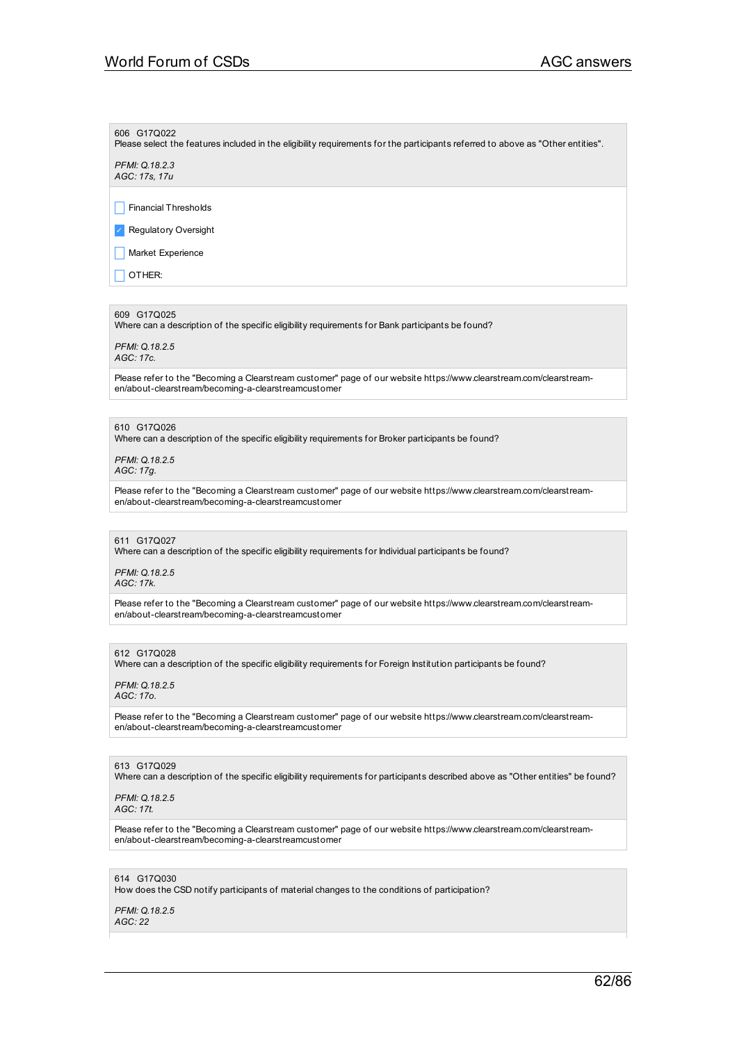606 G17Q022
Please select the features included in the eligibility requirements for the participants referred to above as "Other entities".

*PFMI: Q.18.2.3*
*AGC: 17s, 17u*

- [ ] Financial Thresholds
- [x] Regulatory Oversight
- [ ] Market Experience
- [ ] OTHER:

609 G17Q025
Where can a description of the specific eligibility requirements for Bank participants be found?

*PFMI: Q.18.2.5*
*AGC: 17c.*

Please refer to the "Becoming a Clearstream customer" page of our website https://www.clearstream.com/clearstream-en/about-clearstream/becoming-a-clearstreamcustomer

610 G17Q026
Where can a description of the specific eligibility requirements for Broker participants be found?

*PFMI: Q.18.2.5*
*AGC: 17g.*

Please refer to the "Becoming a Clearstream customer" page of our website https://www.clearstream.com/clearstream-en/about-clearstream/becoming-a-clearstreamcustomer

611 G17Q027
Where can a description of the specific eligibility requirements for Individual participants be found?

*PFMI: Q.18.2.5*
*AGC: 17k.*

Please refer to the "Becoming a Clearstream customer" page of our website https://www.clearstream.com/clearstream-en/about-clearstream/becoming-a-clearstreamcustomer

612 G17Q028
Where can a description of the specific eligibility requirements for Foreign Institution participants be found?

*PFMI: Q.18.2.5*
*AGC: 17o.*

Please refer to the "Becoming a Clearstream customer" page of our website https://www.clearstream.com/clearstream-en/about-clearstream/becoming-a-clearstreamcustomer

613 G17Q029
Where can a description of the specific eligibility requirements for participants described above as "Other entities" be found?

*PFMI: Q.18.2.5*
*AGC: 17t.*

Please refer to the "Becoming a Clearstream customer" page of our website https://www.clearstream.com/clearstream-en/about-clearstream/becoming-a-clearstreamcustomer

614 G17Q030
How does the CSD notify participants of material changes to the conditions of participation?

*PFMI: Q.18.2.5*
*AGC: 22*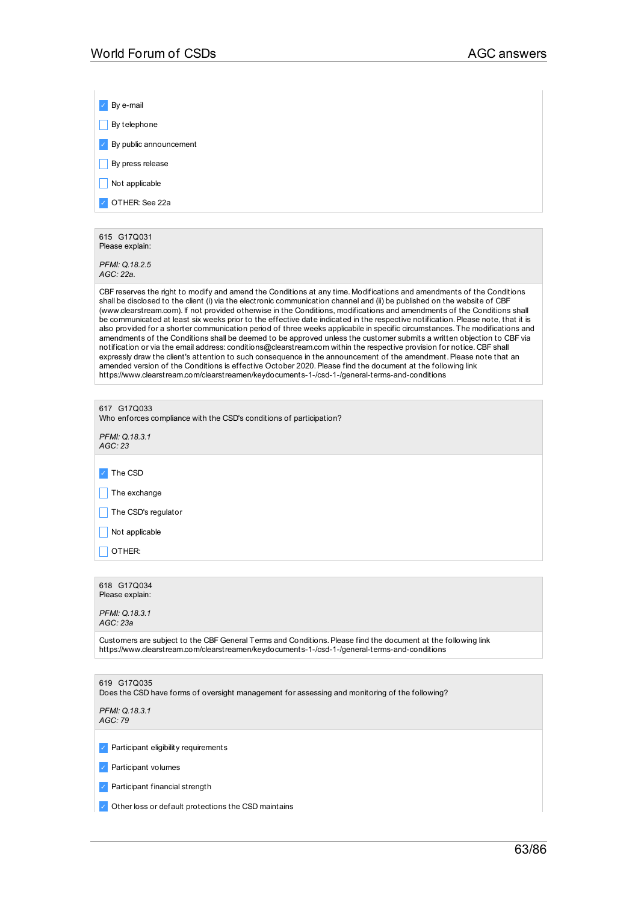- [x] By e-mail
- [ ] By telephone
- [x] By public announcement
- [ ] By press release
- [ ] Not applicable
- [x] OTHER: See 22a

---

615 G17Q031
Please explain:

*PFMI: Q.18.2.5*
*AGC: 22a.*

CBF reserves the right to modify and amend the Conditions at any time. Modifications and amendments of the Conditions shall be disclosed to the client (i) via the electronic communication channel and (ii) be published on the website of CBF (www.clearstream.com). If not provided otherwise in the Conditions, modifications and amendments of the Conditions shall be communicated at least six weeks prior to the effective date indicated in the respective notification. Please note, that it is also provided for a shorter communication period of three weeks applicabile in specific circumstances. The modifications and amendments of the Conditions shall be deemed to be approved unless the customer submits a written objection to CBF via notification or via the email address: conditions@clearstream.com within the respective provision for notice. CBF shall expressly draw the client's attention to such consequence in the announcement of the amendment. Please note that an amended version of the Conditions is effective October 2020. Please find the document at the following link https://www.clearstream.com/clearstreamen/keydocuments-1-/csd-1-/general-terms-and-conditions

---

617 G17Q033
Who enforces compliance with the CSD's conditions of participation?

*PFMI: Q.18.3.1*
*AGC: 23*

- [x] The CSD
- [ ] The exchange
- [ ] The CSD's regulator
- [ ] Not applicable
- [ ] OTHER:

---

618 G17Q034
Please explain:

*PFMI: Q.18.3.1*
*AGC: 23a*

Customers are subject to the CBF General Terms and Conditions. Please find the document at the following link https://www.clearstream.com/clearstreamen/keydocuments-1-/csd-1-/general-terms-and-conditions

---

619 G17Q035
Does the CSD have forms of oversight management for assessing and monitoring of the following?

*PFMI: Q.18.3.1*
*AGC: 79*

- [x] Participant eligibility requirements
- [x] Participant volumes
- [x] Participant financial strength
- [x] Other loss or default protections the CSD maintains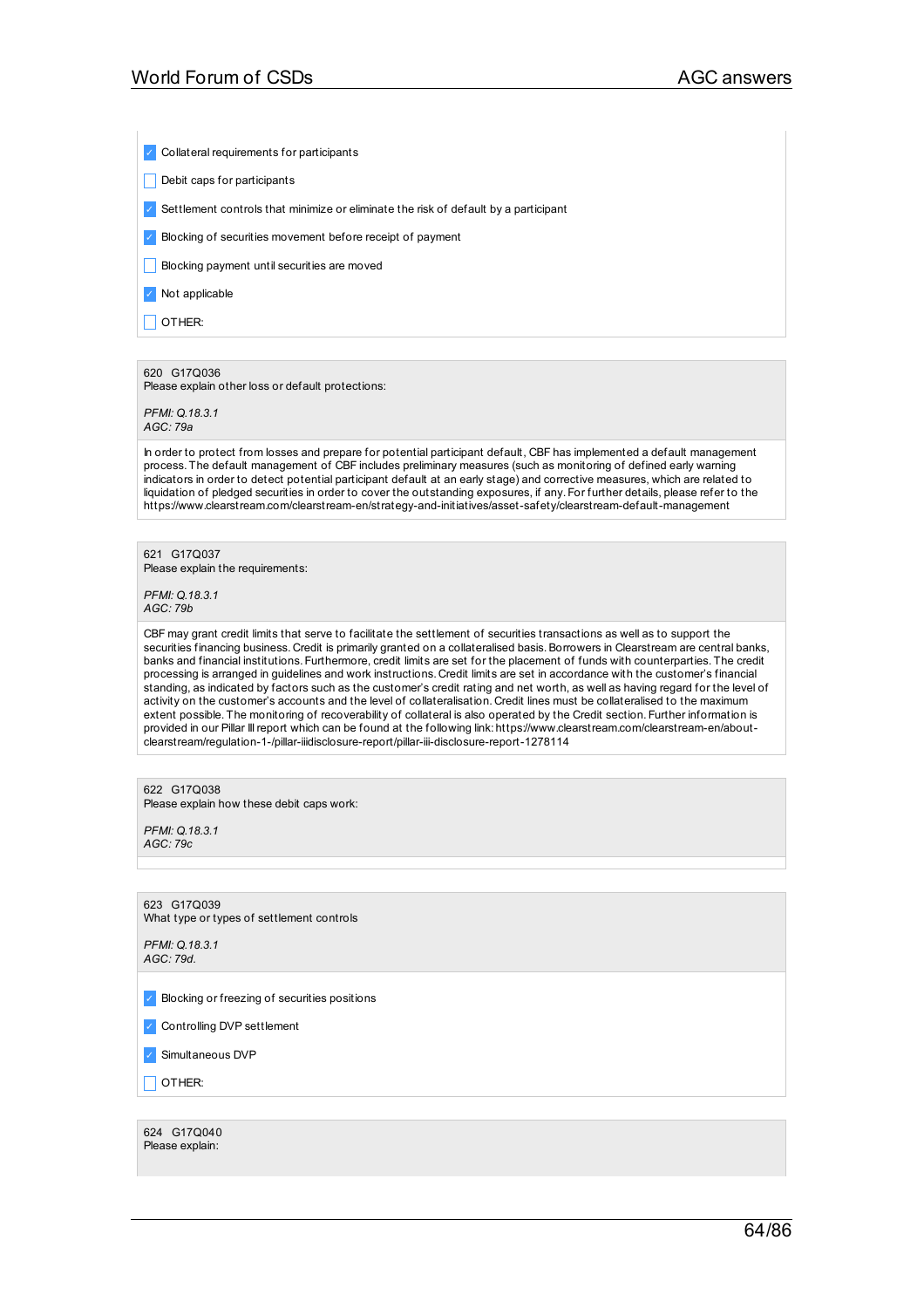- [x] Collateral requirements for participants
- [ ] Debit caps for participants
- [x] Settlement controls that minimize or eliminate the risk of default by a participant
- [x] Blocking of securities movement before receipt of payment
- [ ] Blocking payment until securities are moved
- [x] Not applicable
- [ ] OTHER:

620 G17Q036
Please explain other loss or default protections:

*PFMI: Q.18.3.1*
*AGC: 79a*

In order to protect from losses and prepare for potential participant default, CBF has implemented a default management process. The default management of CBF includes preliminary measures (such as monitoring of defined early warning indicators in order to detect potential participant default at an early stage) and corrective measures, which are related to liquidation of pledged securities in order to cover the outstanding exposures, if any. For further details, please refer to the https://www.clearstream.com/clearstream-en/strategy-and-initiatives/asset-safety/clearstream-default-management

621 G17Q037
Please explain the requirements:

*PFMI: Q.18.3.1*
*AGC: 79b*

CBF may grant credit limits that serve to facilitate the settlement of securities transactions as well as to support the securities financing business. Credit is primarily granted on a collateralised basis. Borrowers in Clearstream are central banks, banks and financial institutions. Furthermore, credit limits are set for the placement of funds with counterparties. The credit processing is arranged in guidelines and work instructions. Credit limits are set in accordance with the customer's financial standing, as indicated by factors such as the customer's credit rating and net worth, as well as having regard for the level of activity on the customer's accounts and the level of collateralisation. Credit lines must be collateralised to the maximum extent possible. The monitoring of recoverability of collateral is also operated by the Credit section. Further information is provided in our Pillar III report which can be found at the following link: https://www.clearstream.com/clearstream-en/about-clearstream/regulation-1-/pillar-iiidisclosure-report/pillar-iii-disclosure-report-1278114

622 G17Q038
Please explain how these debit caps work:

*PFMI: Q.18.3.1*
*AGC: 79c*

623 G17Q039
What type or types of settlement controls

*PFMI: Q.18.3.1*
*AGC: 79d.*

- [x] Blocking or freezing of securities positions
- [x] Controlling DVP settlement
- [x] Simultaneous DVP
- [ ] OTHER:

624 G17Q040
Please explain: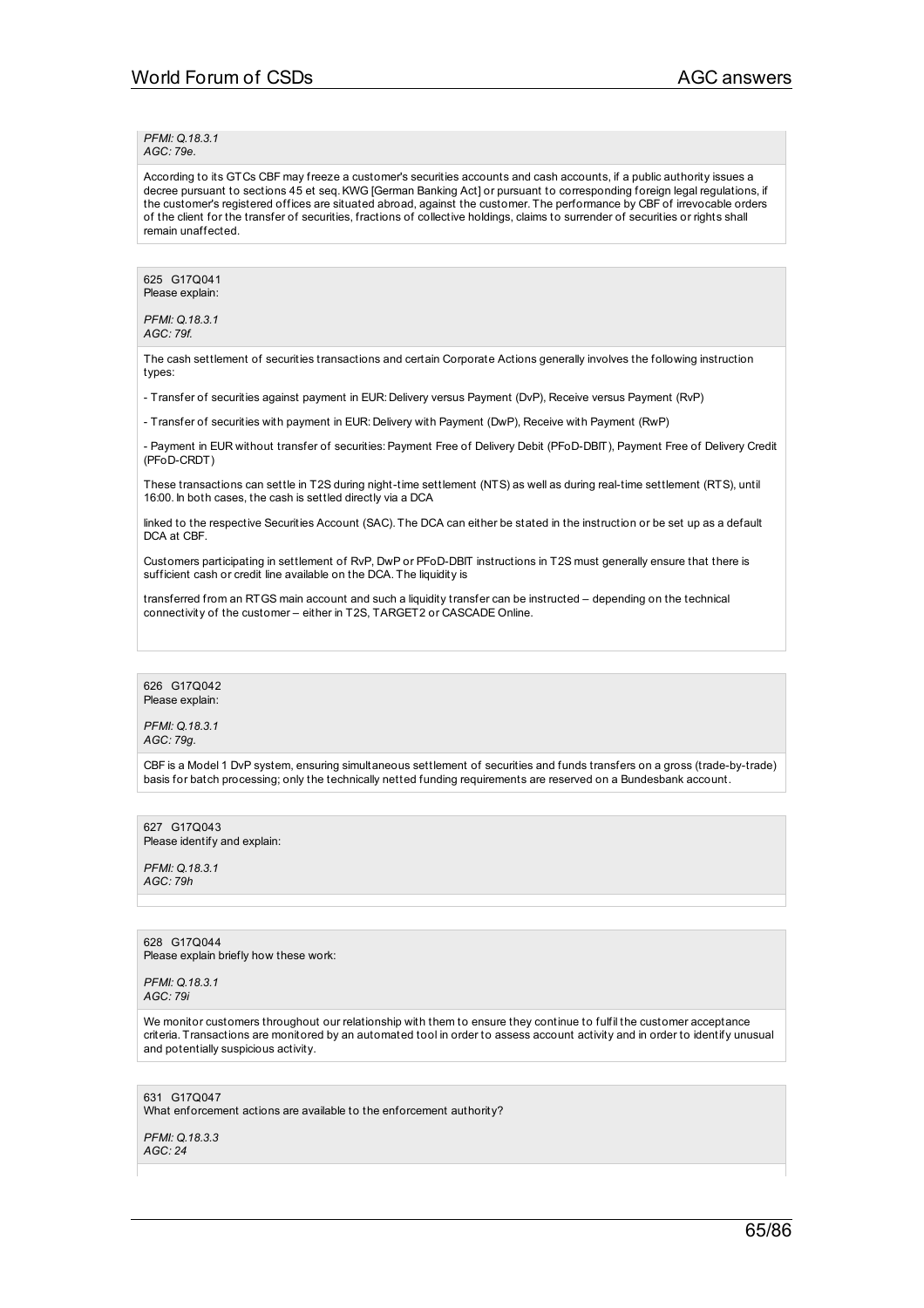*PFMI: Q.18.3.1*
*AGC: 79e.*

According to its GTCs CBF may freeze a customer's securities accounts and cash accounts, if a public authority issues a decree pursuant to sections 45 et seq. KWG [German Banking Act] or pursuant to corresponding foreign legal regulations, if the customer's registered offices are situated abroad, against the customer. The performance by CBF of irrevocable orders of the client for the transfer of securities, fractions of collective holdings, claims to surrender of securities or rights shall remain unaffected.

625 G17Q041
Please explain:

*PFMI: Q.18.3.1*
*AGC: 79f.*

The cash settlement of securities transactions and certain Corporate Actions generally involves the following instruction types:

- Transfer of securities against payment in EUR: Delivery versus Payment (DvP), Receive versus Payment (RvP)

- Transfer of securities with payment in EUR: Delivery with Payment (DwP), Receive with Payment (RwP)

- Payment in EUR without transfer of securities: Payment Free of Delivery Debit (PFoD-DBIT), Payment Free of Delivery Credit (PFoD-CRDT)

These transactions can settle in T2S during night-time settlement (NTS) as well as during real-time settlement (RTS), until 16:00. In both cases, the cash is settled directly via a DCA

linked to the respective Securities Account (SAC). The DCA can either be stated in the instruction or be set up as a default DCA at CBF.

Customers participating in settlement of RvP, DwP or PFoD-DBIT instructions in T2S must generally ensure that there is sufficient cash or credit line available on the DCA. The liquidity is

transferred from an RTGS main account and such a liquidity transfer can be instructed – depending on the technical connectivity of the customer – either in T2S, TARGET2 or CASCADE Online.

626 G17Q042
Please explain:

*PFMI: Q.18.3.1*
*AGC: 79g.*

CBF is a Model 1 DvP system, ensuring simultaneous settlement of securities and funds transfers on a gross (trade-by-trade) basis for batch processing; only the technically netted funding requirements are reserved on a Bundesbank account.

627 G17Q043
Please identify and explain:

*PFMI: Q.18.3.1*
*AGC: 79h*

628 G17Q044
Please explain briefly how these work:

*PFMI: Q.18.3.1*
*AGC: 79i*

We monitor customers throughout our relationship with them to ensure they continue to fulfil the customer acceptance criteria. Transactions are monitored by an automated tool in order to assess account activity and in order to identify unusual and potentially suspicious activity.

631 G17Q047
What enforcement actions are available to the enforcement authority?

*PFMI: Q.18.3.3*
*AGC: 24*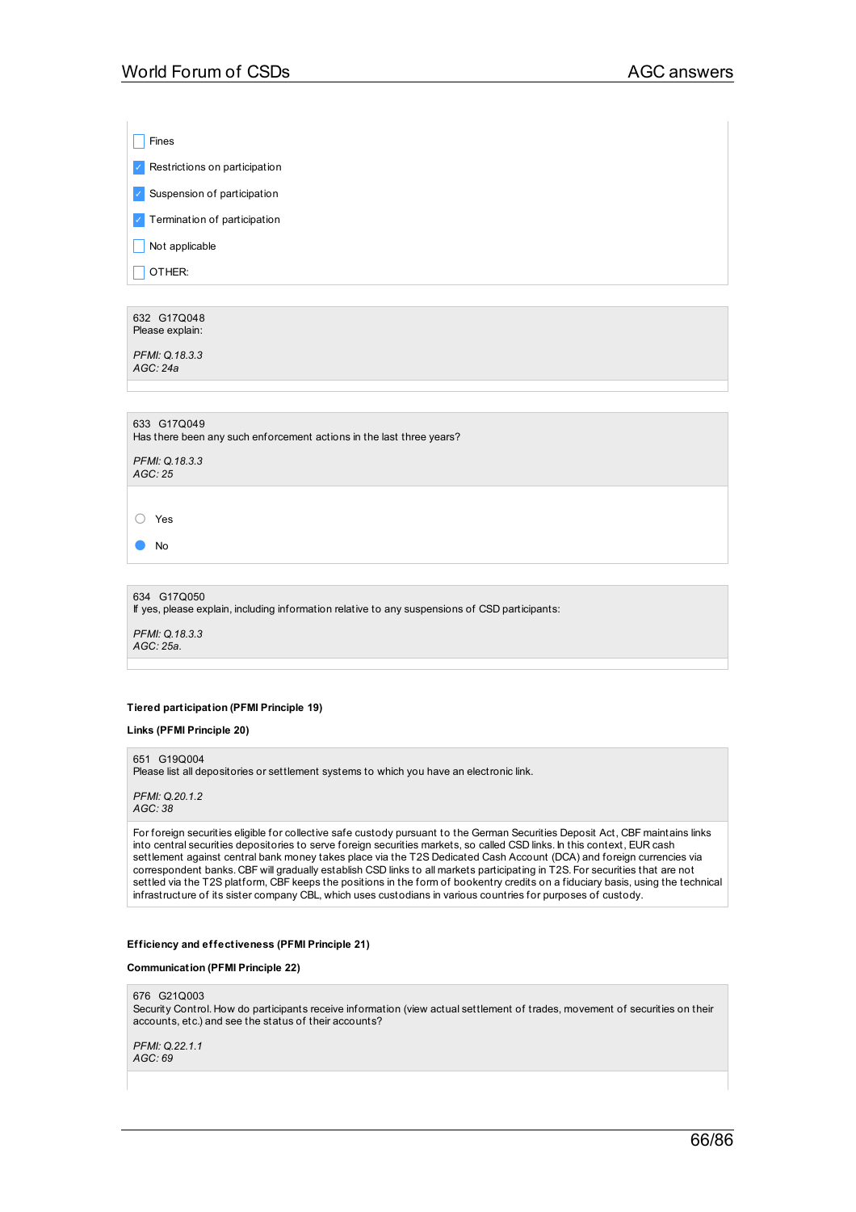- [ ] Fines
- [x] Restrictions on participation
- [x] Suspension of participation
- [x] Termination of participation
- [ ] Not applicable
- [ ] OTHER:

632 G17Q048
Please explain:

*PFMI: Q.18.3.3*
*AGC: 24a*

633 G17Q049
Has there been any such enforcement actions in the last three years?

*PFMI: Q.18.3.3*
*AGC: 25*

- ( ) Yes
- (•) No

634 G17Q050
If yes, please explain, including information relative to any suspensions of CSD participants:

*PFMI: Q.18.3.3*
*AGC: 25a.*

**Tiered participation (PFMI Principle 19)**

**Links (PFMI Principle 20)**

651 G19Q004
Please list all depositories or settlement systems to which you have an electronic link.

*PFMI: Q.20.1.2*
*AGC: 38*

For foreign securities eligible for collective safe custody pursuant to the German Securities Deposit Act, CBF maintains links into central securities depositories to serve foreign securities markets, so called CSD links. In this context, EUR cash settlement against central bank money takes place via the T2S Dedicated Cash Account (DCA) and foreign currencies via correspondent banks. CBF will gradually establish CSD links to all markets participating in T2S. For securities that are not settled via the T2S platform, CBF keeps the positions in the form of bookentry credits on a fiduciary basis, using the technical infrastructure of its sister company CBL, which uses custodians in various countries for purposes of custody.

**Efficiency and effectiveness (PFMI Principle 21)**

**Communication (PFMI Principle 22)**

676 G21Q003
Security Control. How do participants receive information (view actual settlement of trades, movement of securities on their accounts, etc.) and see the status of their accounts?

*PFMI: Q.22.1.1*
*AGC: 69*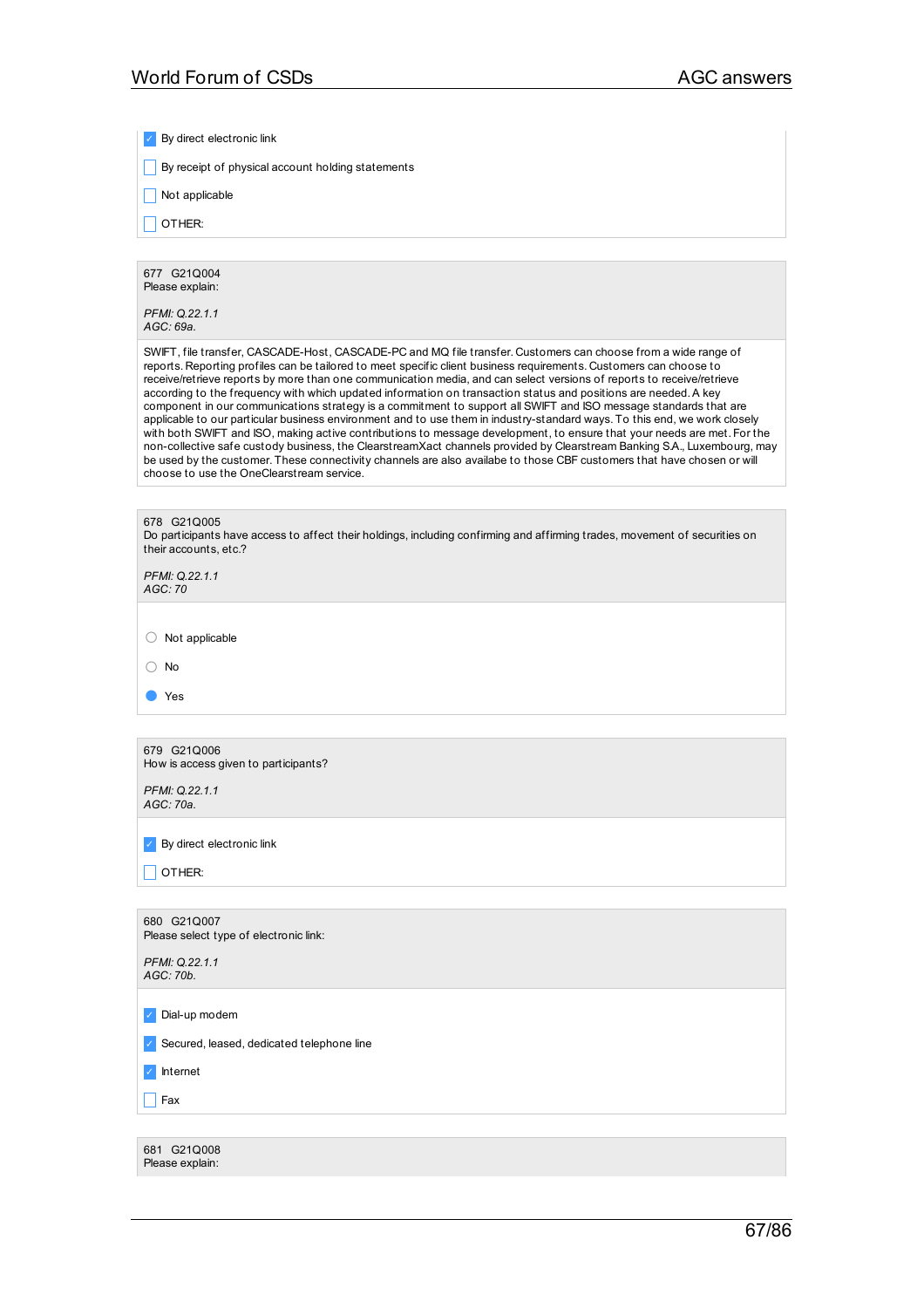- [x] By direct electronic link
- [ ] By receipt of physical account holding statements
- [ ] Not applicable
- [ ] OTHER:

677 G21Q004
Please explain:

*PFMI: Q.22.1.1*
*AGC: 69a.*

SWIFT, file transfer, CASCADE-Host, CASCADE-PC and MQ file transfer. Customers can choose from a wide range of reports. Reporting profiles can be tailored to meet specific client business requirements. Customers can choose to receive/retrieve reports by more than one communication media, and can select versions of reports to receive/retrieve according to the frequency with which updated information on transaction status and positions are needed. A key component in our communications strategy is a commitment to support all SWIFT and ISO message standards that are applicable to our particular business environment and to use them in industry-standard ways. To this end, we work closely with both SWIFT and ISO, making active contributions to message development, to ensure that your needs are met. For the non-collective safe custody business, the ClearstreamXact channels provided by Clearstream Banking S.A., Luxembourg, may be used by the customer. These connectivity channels are also availabe to those CBF customers that have chosen or will choose to use the OneClearstream service.

678 G21Q005
Do participants have access to affect their holdings, including confirming and affirming trades, movement of securities on their accounts, etc.?

*PFMI: Q.22.1.1*
*AGC: 70*

- ○ Not applicable
- ○ No
- ● Yes

679 G21Q006
How is access given to participants?

*PFMI: Q.22.1.1*
*AGC: 70a.*

- [x] By direct electronic link
- [ ] OTHER:

680 G21Q007
Please select type of electronic link:

*PFMI: Q.22.1.1*
*AGC: 70b.*

- [x] Dial-up modem
- [x] Secured, leased, dedicated telephone line
- [x] Internet
- [ ] Fax

681 G21Q008
Please explain: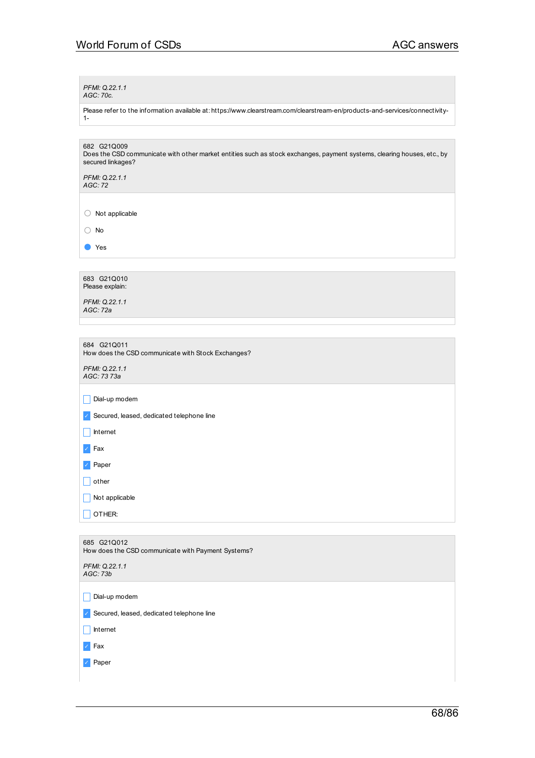*PFMI: Q.22.1.1*
*AGC: 70c.*

Please refer to the information available at: https://www.clearstream.com/clearstream-en/products-and-services/connectivity-1-

682 G21Q009
Does the CSD communicate with other market entities such as stock exchanges, payment systems, clearing houses, etc., by secured linkages?

*PFMI: Q.22.1.1*
*AGC: 72*

- ○ Not applicable
- ○ No
- ● Yes

683 G21Q010
Please explain:

*PFMI: Q.22.1.1*
*AGC: 72a*

684 G21Q011
How does the CSD communicate with Stock Exchanges?

*PFMI: Q.22.1.1*
*AGC: 73 73a*

- [ ] Dial-up modem
- [x] Secured, leased, dedicated telephone line
- [ ] Internet
- [x] Fax
- [x] Paper
- [ ] other
- [ ] Not applicable
- [ ] OTHER:

685 G21Q012
How does the CSD communicate with Payment Systems?

*PFMI: Q.22.1.1*
*AGC: 73b*

- [ ] Dial-up modem
- [x] Secured, leased, dedicated telephone line
- [ ] Internet
- [x] Fax
- [x] Paper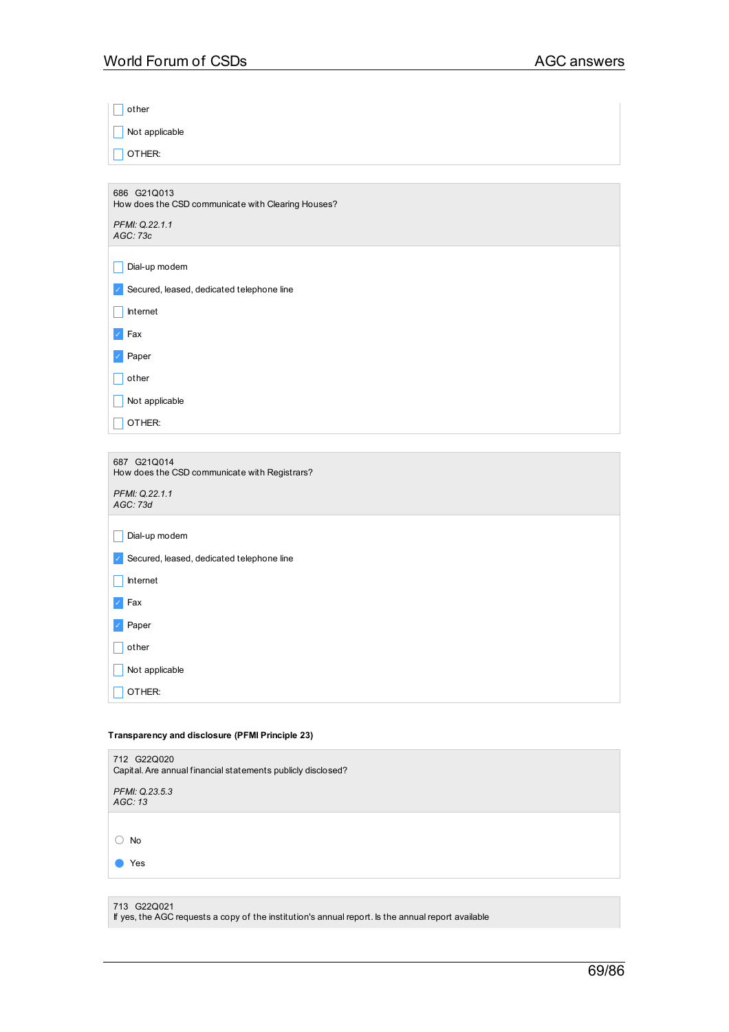- [ ] other
- [ ] Not applicable
- [ ] OTHER:

686 G21Q013
How does the CSD communicate with Clearing Houses?

*PFMI: Q.22.1.1*
*AGC: 73c*

- [ ] Dial-up modem
- [x] Secured, leased, dedicated telephone line
- [ ] Internet
- [x] Fax
- [x] Paper
- [ ] other
- [ ] Not applicable
- [ ] OTHER:

687 G21Q014
How does the CSD communicate with Registrars?

*PFMI: Q.22.1.1*
*AGC: 73d*

- [ ] Dial-up modem
- [x] Secured, leased, dedicated telephone line
- [ ] Internet
- [x] Fax
- [x] Paper
- [ ] other
- [ ] Not applicable
- [ ] OTHER:

**Transparency and disclosure (PFMI Principle 23)**

712 G22Q020
Capital. Are annual financial statements publicly disclosed?

*PFMI: Q.23.5.3*
*AGC: 13*

- ○ No
- ● Yes

713 G22Q021
If yes, the AGC requests a copy of the institution's annual report. Is the annual report available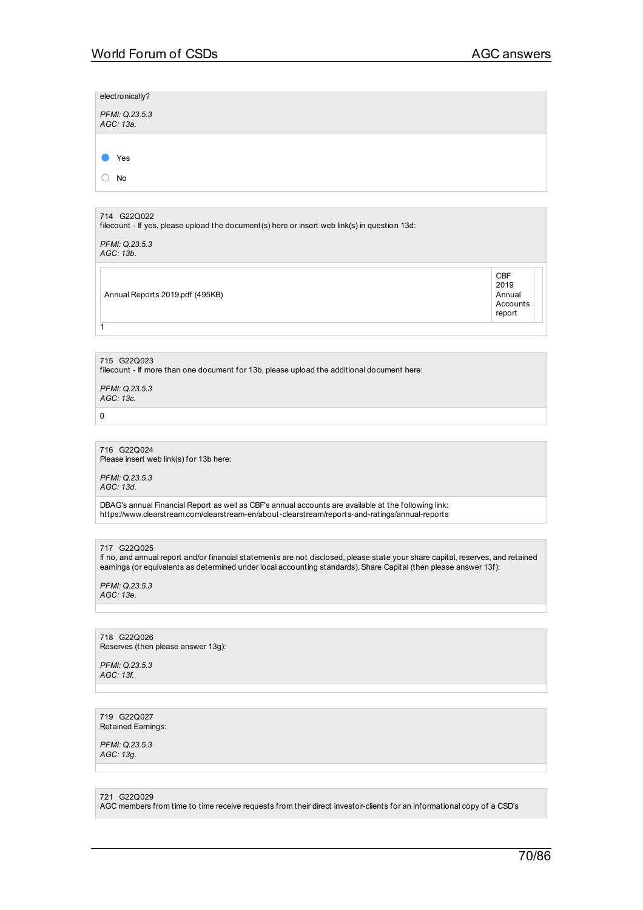electronically?

*PFMI: Q.23.5.3*
*AGC: 13a.*

- (●) Yes
- ( ) No

714 G22Q022
filecount - If yes, please upload the document(s) here or insert web link(s) in question 13d:

*PFMI: Q.23.5.3*
*AGC: 13b.*

| | | |
|---|---|---|
| Annual Reports 2019.pdf (495KB) | CBF 2019 Annual Accounts report | |

1

715 G22Q023
filecount - If more than one document for 13b, please upload the additional document here:

*PFMI: Q.23.5.3*
*AGC: 13c.*

0

716 G22Q024
Please insert web link(s) for 13b here:

*PFMI: Q.23.5.3*
*AGC: 13d.*

DBAG's annual Financial Report as well as CBF's annual accounts are available at the following link:
https://www.clearstream.com/clearstream-en/about-clearstream/reports-and-ratings/annual-reports

717 G22Q025
If no, and annual report and/or financial statements are not disclosed, please state your share capital, reserves, and retained earnings (or equivalents as determined under local accounting standards). Share Capital (then please answer 13f):

*PFMI: Q.23.5.3*
*AGC: 13e.*

718 G22Q026
Reserves (then please answer 13g):

*PFMI: Q.23.5.3*
*AGC: 13f.*

719 G22Q027
Retained Earnings:

*PFMI: Q.23.5.3*
*AGC: 13g.*

721 G22Q029
AGC members from time to time receive requests from their direct investor-clients for an informational copy of a CSD's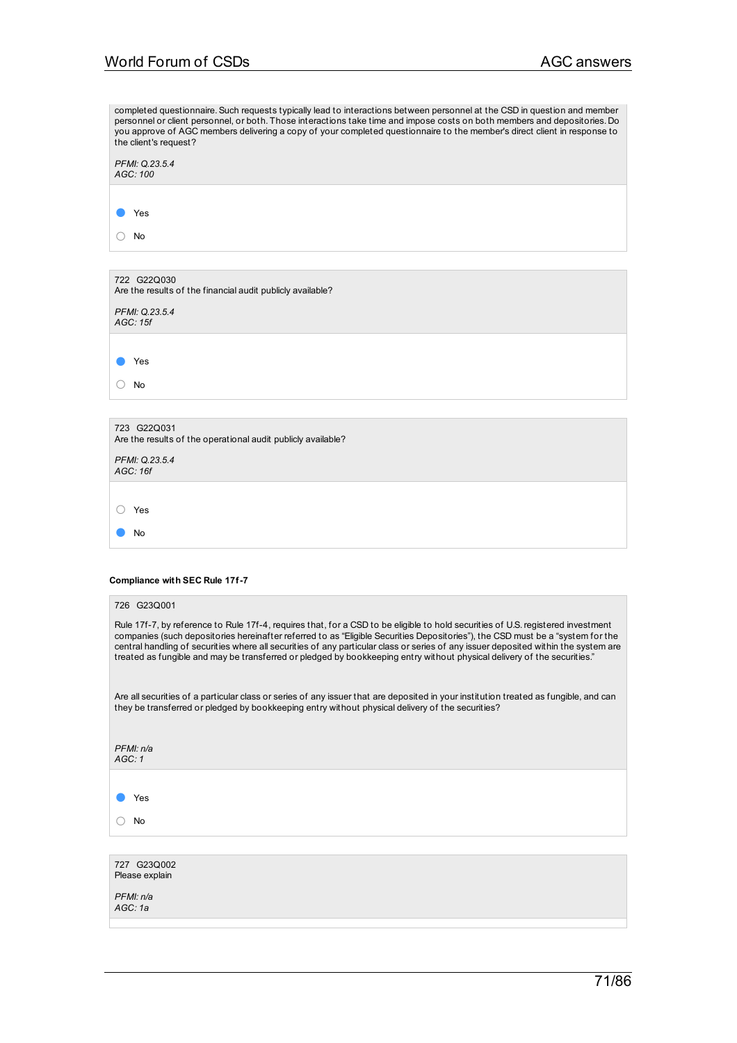completed questionnaire. Such requests typically lead to interactions between personnel at the CSD in question and member personnel or client personnel, or both. Those interactions take time and impose costs on both members and depositories. Do you approve of AGC members delivering a copy of your completed questionnaire to the member's direct client in response to the client's request?

*PFMI: Q.23.5.4*
*AGC: 100*

- [x] Yes
- [ ] No

---

722 G22Q030
Are the results of the financial audit publicly available?

*PFMI: Q.23.5.4*
*AGC: 15f*

- [x] Yes
- [ ] No

---

723 G22Q031
Are the results of the operational audit publicly available?

*PFMI: Q.23.5.4*
*AGC: 16f*

- [ ] Yes
- [x] No

---

**Compliance with SEC Rule 17f-7**

726 G23Q001

Rule 17f-7, by reference to Rule 17f-4, requires that, for a CSD to be eligible to hold securities of U.S. registered investment companies (such depositories hereinafter referred to as "Eligible Securities Depositories"), the CSD must be a "system for the central handling of securities where all securities of any particular class or series of any issuer deposited within the system are treated as fungible and may be transferred or pledged by bookkeeping entry without physical delivery of the securities."

Are all securities of a particular class or series of any issuer that are deposited in your institution treated as fungible, and can they be transferred or pledged by bookkeeping entry without physical delivery of the securities?

*PFMI: n/a*
*AGC: 1*

- [x] Yes
- [ ] No

---

727 G23Q002
Please explain

*PFMI: n/a*
*AGC: 1a*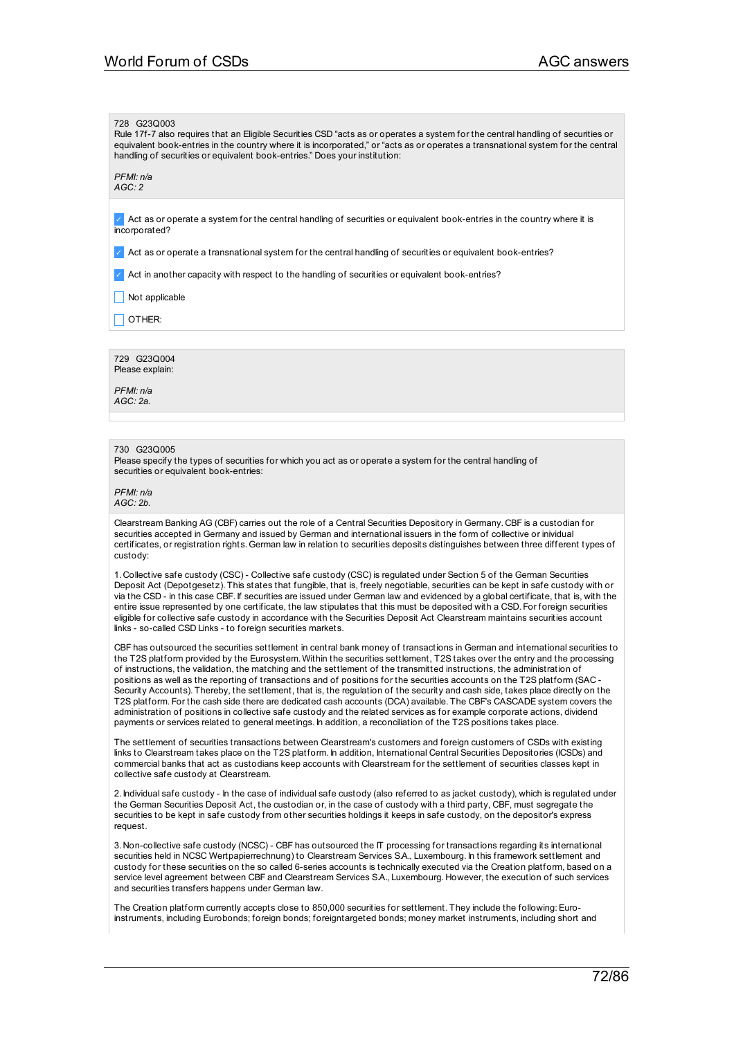728 G23Q003
Rule 17f-7 also requires that an Eligible Securities CSD "acts as or operates a system for the central handling of securities or equivalent book-entries in the country where it is incorporated," or "acts as or operates a transnational system for the central handling of securities or equivalent book-entries." Does your institution:

*PFMI: n/a*
*AGC: 2*

- [x] Act as or operate a system for the central handling of securities or equivalent book-entries in the country where it is incorporated?
- [x] Act as or operate a transnational system for the central handling of securities or equivalent book-entries?
- [x] Act in another capacity with respect to the handling of securities or equivalent book-entries?
- [ ] Not applicable
- [ ] OTHER:

729 G23Q004
Please explain:

*PFMI: n/a*
*AGC: 2a.*

730 G23Q005
Please specify the types of securities for which you act as or operate a system for the central handling of securities or equivalent book-entries:

*PFMI: n/a*
*AGC: 2b.*

Clearstream Banking AG (CBF) carries out the role of a Central Securities Depository in Germany. CBF is a custodian for securities accepted in Germany and issued by German and international issuers in the form of collective or inividual certificates, or registration rights. German law in relation to securities deposits distinguishes between three different types of custody:

1. Collective safe custody (CSC) - Collective safe custody (CSC) is regulated under Section 5 of the German Securities Deposit Act (Depotgesetz). This states that fungible, that is, freely negotiable, securities can be kept in safe custody with or via the CSD - in this case CBF. If securities are issued under German law and evidenced by a global certificate, that is, with the entire issue represented by one certificate, the law stipulates that this must be deposited with a CSD. For foreign securities eligible for collective safe custody in accordance with the Securities Deposit Act Clearstream maintains securities account links - so-called CSD Links - to foreign securities markets.

CBF has outsourced the securities settlement in central bank money of transactions in German and international securities to the T2S platform provided by the Eurosystem. Within the securities settlement, T2S takes over the entry and the processing of instructions, the validation, the matching and the settlement of the transmitted instructions, the administration of positions as well as the reporting of transactions and of positions for the securities accounts on the T2S platform (SAC - Security Accounts). Thereby, the settlement, that is, the regulation of the security and cash side, takes place directly on the T2S platform. For the cash side there are dedicated cash accounts (DCA) available. The CBF's CASCADE system covers the administration of positions in collective safe custody and the related services as for example corporate actions, dividend payments or services related to general meetings. In addition, a reconciliation of the T2S positions takes place.

The settlement of securities transactions between Clearstream's customers and foreign customers of CSDs with existing links to Clearstream takes place on the T2S platform. In addition, International Central Securities Depositories (ICSDs) and commercial banks that act as custodians keep accounts with Clearstream for the settlement of securities classes kept in collective safe custody at Clearstream.

2. Individual safe custody - In the case of individual safe custody (also referred to as jacket custody), which is regulated under the German Securities Deposit Act, the custodian or, in the case of custody with a third party, CBF, must segregate the securities to be kept in safe custody from other securities holdings it keeps in safe custody, on the depositor's express request.

3. Non-collective safe custody (NCSC) - CBF has outsourced the IT processing for transactions regarding its international securities held in NCSC Wertpapierrechnung) to Clearstream Services S.A., Luxembourg. In this framework settlement and custody for these securities on the so called 6-series accounts is technically executed via the Creation platform, based on a service level agreement between CBF and Clearstream Services S.A., Luxembourg. However, the execution of such services and securities transfers happens under German law.

The Creation platform currently accepts close to 850,000 securities for settlement. They include the following: Euro-instruments, including Eurobonds; foreign bonds; foreigntargeted bonds; money market instruments, including short and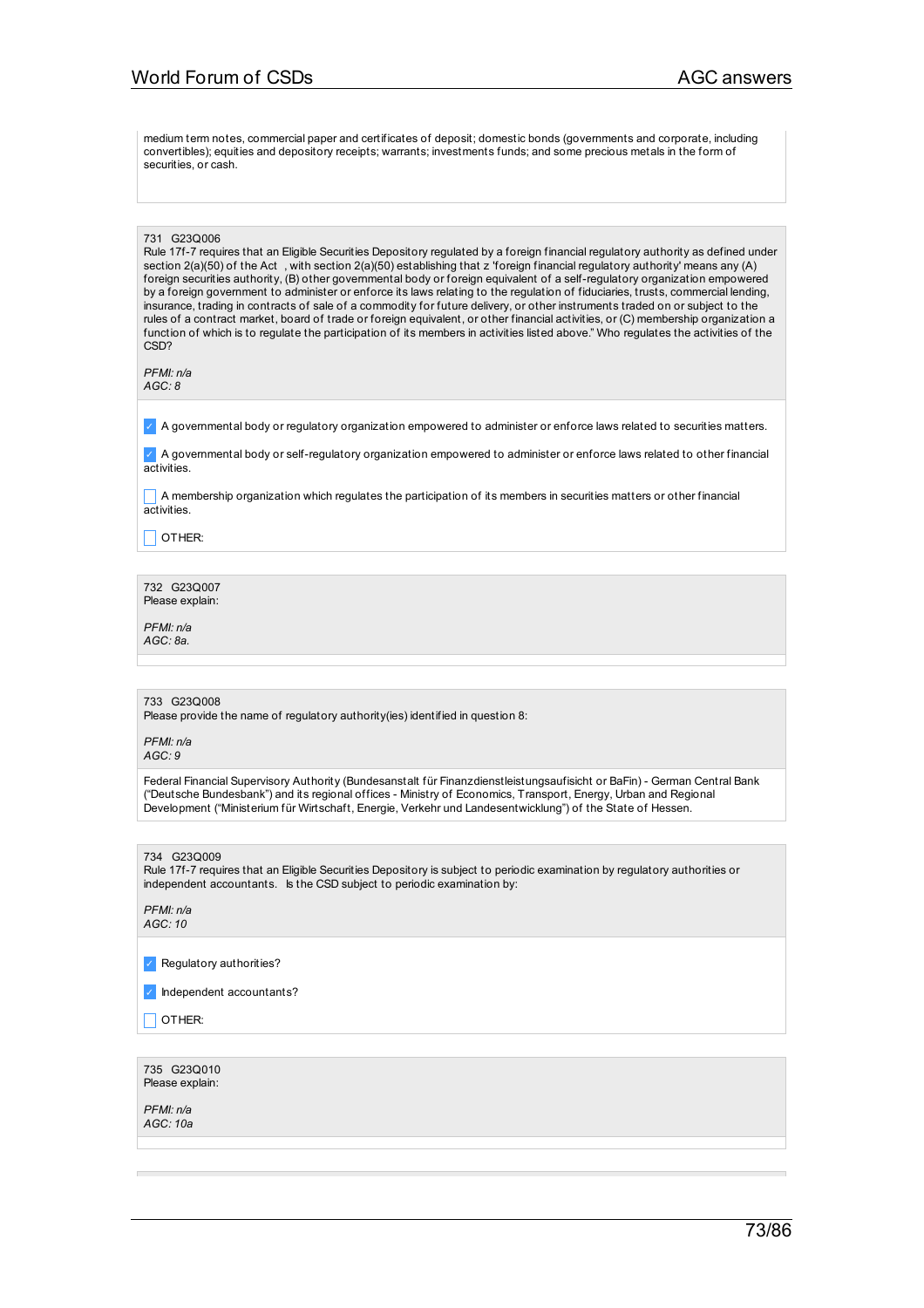medium term notes, commercial paper and certificates of deposit; domestic bonds (governments and corporate, including convertibles); equities and depository receipts; warrants; investments funds; and some precious metals in the form of securities, or cash.

731 G23Q006
Rule 17f-7 requires that an Eligible Securities Depository regulated by a foreign financial regulatory authority as defined under section 2(a)(50) of the Act , with section 2(a)(50) establishing that z 'foreign financial regulatory authority' means any (A) foreign securities authority, (B) other governmental body or foreign equivalent of a self-regulatory organization empowered by a foreign government to administer or enforce its laws relating to the regulation of fiduciaries, trusts, commercial lending, insurance, trading in contracts of sale of a commodity for future delivery, or other instruments traded on or subject to the rules of a contract market, board of trade or foreign equivalent, or other financial activities, or (C) membership organization a function of which is to regulate the participation of its members in activities listed above." Who regulates the activities of the CSD?

*PFMI: n/a*
*AGC: 8*

- [x] A governmental body or regulatory organization empowered to administer or enforce laws related to securities matters.
- [x] A governmental body or self-regulatory organization empowered to administer or enforce laws related to other financial activities.
- [ ] A membership organization which regulates the participation of its members in securities matters or other financial activities.
- [ ] OTHER:

732 G23Q007
Please explain:

*PFMI: n/a*
*AGC: 8a.*

733 G23Q008
Please provide the name of regulatory authority(ies) identified in question 8:

*PFMI: n/a*
*AGC: 9*

Federal Financial Supervisory Authority (Bundesanstalt für Finanzdienstleistungsaufsicht or BaFin) - German Central Bank ("Deutsche Bundesbank") and its regional offices - Ministry of Economics, Transport, Energy, Urban and Regional Development ("Ministerium für Wirtschaft, Energie, Verkehr und Landesentwicklung") of the State of Hessen.

734 G23Q009
Rule 17f-7 requires that an Eligible Securities Depository is subject to periodic examination by regulatory authorities or independent accountants. Is the CSD subject to periodic examination by:

*PFMI: n/a*
*AGC: 10*

- [x] Regulatory authorities?
- [x] Independent accountants?
- [ ] OTHER:

735 G23Q010
Please explain:

*PFMI: n/a*
*AGC: 10a*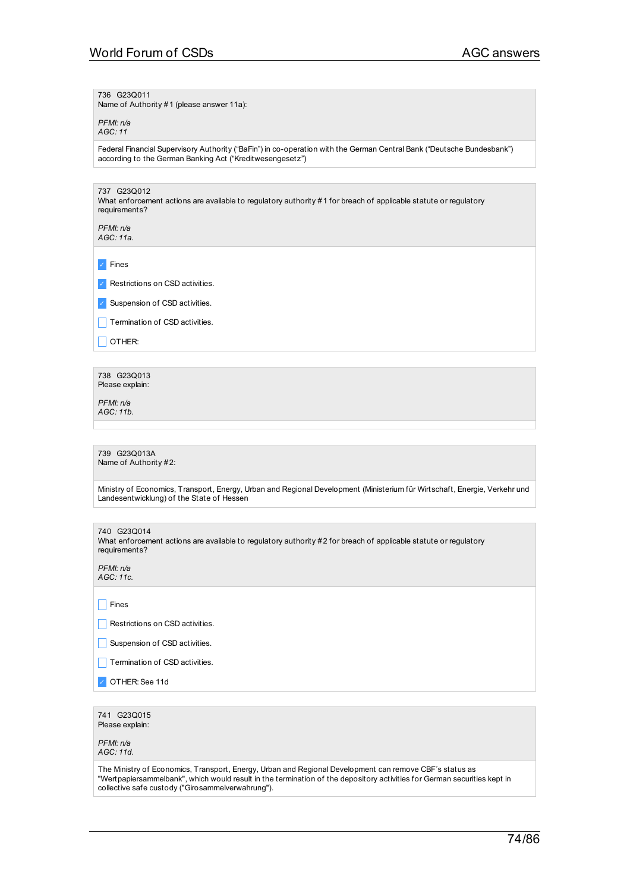736 G23Q011
Name of Authority #1 (please answer 11a):

*PFMI: n/a*
*AGC: 11*

Federal Financial Supervisory Authority ("BaFin") in co-operation with the German Central Bank ("Deutsche Bundesbank") according to the German Banking Act ("Kreditwesengesetz")

---

737 G23Q012
What enforcement actions are available to regulatory authority #1 for breach of applicable statute or regulatory requirements?

*PFMI: n/a*
*AGC: 11a.*

- [x] Fines
- [x] Restrictions on CSD activities.
- [x] Suspension of CSD activities.
- [ ] Termination of CSD activities.
- [ ] OTHER:

---

738 G23Q013
Please explain:

*PFMI: n/a*
*AGC: 11b.*

---

739 G23Q013A
Name of Authority #2:

Ministry of Economics, Transport, Energy, Urban and Regional Development (Ministerium für Wirtschaft, Energie, Verkehr und Landesentwicklung) of the State of Hessen

---

740 G23Q014
What enforcement actions are available to regulatory authority #2 for breach of applicable statute or regulatory requirements?

*PFMI: n/a*
*AGC: 11c.*

- [ ] Fines
- [ ] Restrictions on CSD activities.
- [ ] Suspension of CSD activities.
- [ ] Termination of CSD activities.
- [x] OTHER: See 11d

---

741 G23Q015
Please explain:

*PFMI: n/a*
*AGC: 11d.*

The Ministry of Economics, Transport, Energy, Urban and Regional Development can remove CBF´s status as "Wertpapiersammelbank", which would result in the termination of the depository activities for German securities kept in collective safe custody ("Girosammelverwahrung").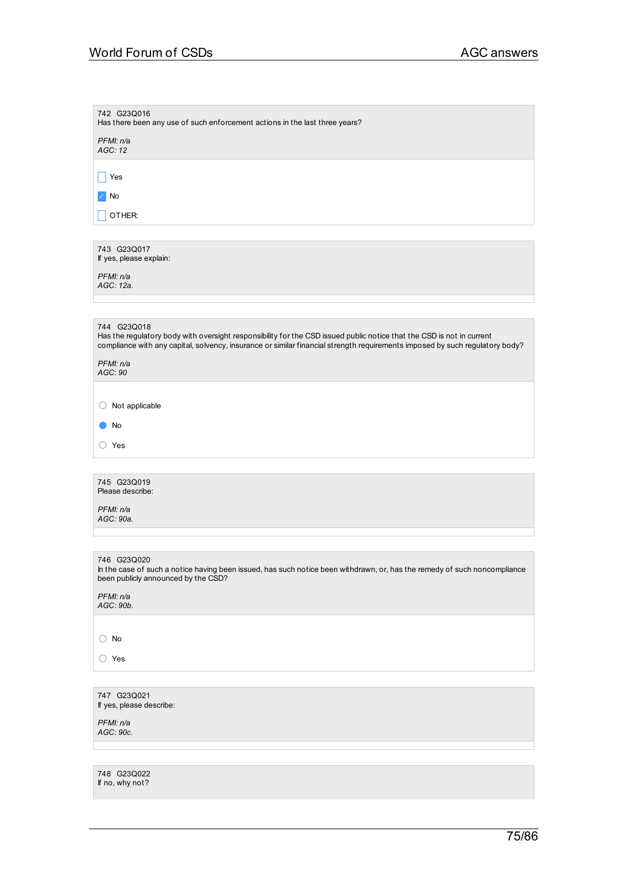742 G23Q016
Has there been any use of such enforcement actions in the last three years?

*PFMI: n/a*
*AGC: 12*

- [ ] Yes
- [x] No
- [ ] OTHER:

743 G23Q017
If yes, please explain:

*PFMI: n/a*
*AGC: 12a.*

744 G23Q018
Has the regulatory body with oversight responsibility for the CSD issued public notice that the CSD is not in current compliance with any capital, solvency, insurance or similar financial strength requirements imposed by such regulatory body?

*PFMI: n/a*
*AGC: 90*

- ○ Not applicable
- ● No
- ○ Yes

745 G23Q019
Please describe:

*PFMI: n/a*
*AGC: 90a.*

746 G23Q020
In the case of such a notice having been issued, has such notice been withdrawn, or, has the remedy of such noncompliance been publicly announced by the CSD?

*PFMI: n/a*
*AGC: 90b.*

- ○ No
- ○ Yes

747 G23Q021
If yes, please describe:

*PFMI: n/a*
*AGC: 90c.*

748 G23Q022
If no, why not?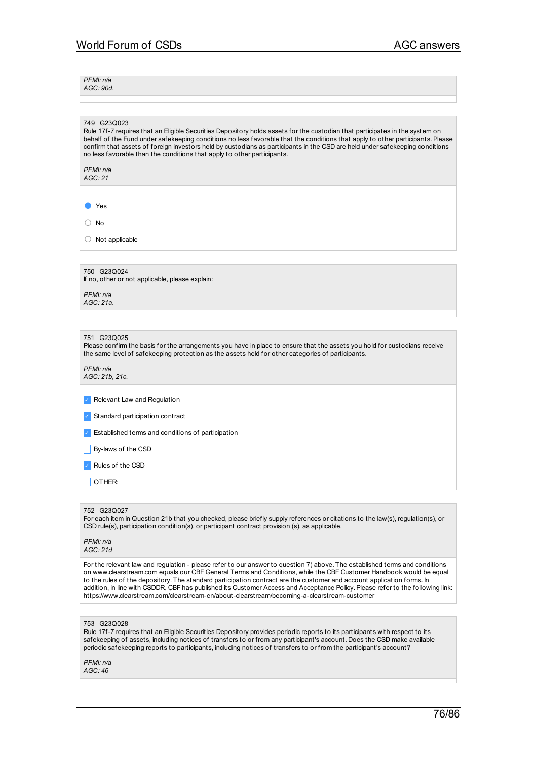*PFMI: n/a*
*AGC: 90d.*

749 G23Q023
Rule 17f-7 requires that an Eligible Securities Depository holds assets for the custodian that participates in the system on behalf of the Fund under safekeeping conditions no less favorable that the conditions that apply to other participants. Please confirm that assets of foreign investors held by custodians as participants in the CSD are held under safekeeping conditions no less favorable than the conditions that apply to other participants.

*PFMI: n/a*
*AGC: 21*

- (●) Yes
- ( ) No
- ( ) Not applicable

750 G23Q024
If no, other or not applicable, please explain:

*PFMI: n/a*
*AGC: 21a.*

751 G23Q025
Please confirm the basis for the arrangements you have in place to ensure that the assets you hold for custodians receive the same level of safekeeping protection as the assets held for other categories of participants.

*PFMI: n/a*
*AGC: 21b, 21c.*

- [x] Relevant Law and Regulation
- [x] Standard participation contract
- [x] Established terms and conditions of participation
- [ ] By-laws of the CSD
- [x] Rules of the CSD
- [ ] OTHER:

752 G23Q027
For each item in Question 21b that you checked, please briefly supply references or citations to the law(s), regulation(s), or CSD rule(s), participation condition(s), or participant contract provision (s), as applicable.

*PFMI: n/a*
*AGC: 21d*

For the relevant law and regulation - please refer to our answer to question 7) above. The established terms and conditions on www.clearstream.com equals our CBF General Terms and Conditions, while the CBF Customer Handbook would be equal to the rules of the depository. The standard participation contract are the customer and account application forms. In addition, in line with CSDDR, CBF has published its Customer Access and Acceptance Policy. Please refer to the following link: https://www.clearstream.com/clearstream-en/about-clearstream/becoming-a-clearstream-customer

753 G23Q028
Rule 17f-7 requires that an Eligible Securities Depository provides periodic reports to its participants with respect to its safekeeping of assets, including notices of transfers to or from any participant's account. Does the CSD make available periodic safekeeping reports to participants, including notices of transfers to or from the participant's account?

*PFMI: n/a*
*AGC: 46*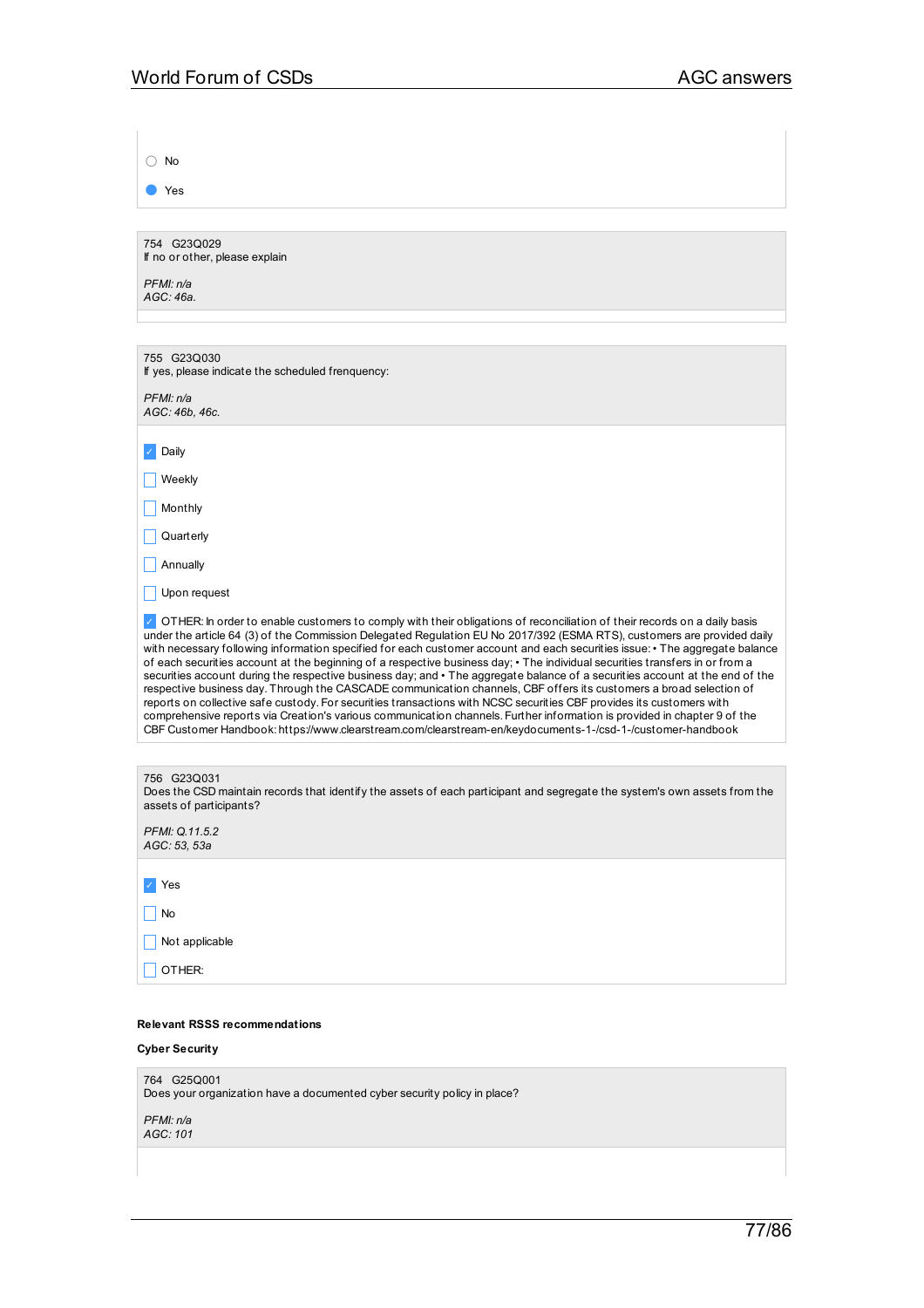- ○ No
- ● Yes

---

754 G23Q029
If no or other, please explain

*PFMI: n/a*
*AGC: 46a.*

---

755 G23Q030
If yes, please indicate the scheduled frenquency:

*PFMI: n/a*
*AGC: 46b, 46c.*

- [x] Daily
- [ ] Weekly
- [ ] Monthly
- [ ] Quarterly
- [ ] Annually
- [ ] Upon request
- [x] OTHER: In order to enable customers to comply with their obligations of reconciliation of their records on a daily basis under the article 64 (3) of the Commission Delegated Regulation EU No 2017/392 (ESMA RTS), customers are provided daily with necessary following information specified for each customer account and each securities issue: • The aggregate balance of each securities account at the beginning of a respective business day; • The individual securities transfers in or from a securities account during the respective business day; and • The aggregate balance of a securities account at the end of the respective business day. Through the CASCADE communication channels, CBF offers its customers a broad selection of reports on collective safe custody. For securities transactions with NCSC securities CBF provides its customers with comprehensive reports via Creation's various communication channels. Further information is provided in chapter 9 of the CBF Customer Handbook: https://www.clearstream.com/clearstream-en/keydocuments-1-/csd-1-/customer-handbook

---

756 G23Q031
Does the CSD maintain records that identify the assets of each participant and segregate the system's own assets from the assets of participants?

*PFMI: Q.11.5.2*
*AGC: 53, 53a*

- [x] Yes
- [ ] No
- [ ] Not applicable
- [ ] OTHER:

---

**Relevant RSSS recommendations**

**Cyber Security**

764 G25Q001
Does your organization have a documented cyber security policy in place?

*PFMI: n/a*
*AGC: 101*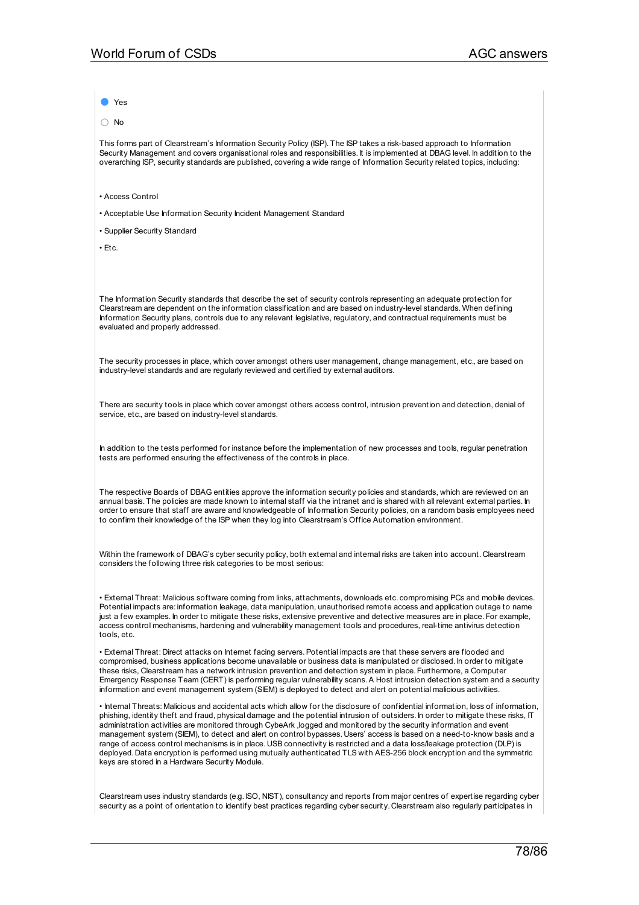- [x] Yes
- [ ] No

This forms part of Clearstream's Information Security Policy (ISP). The ISP takes a risk-based approach to Information Security Management and covers organisational roles and responsibilities. It is implemented at DBAG level. In addition to the overarching ISP, security standards are published, covering a wide range of Information Security related topics, including:

• Access Control

• Acceptable Use Information Security Incident Management Standard

• Supplier Security Standard

• Etc.

The Information Security standards that describe the set of security controls representing an adequate protection for Clearstream are dependent on the information classification and are based on industry-level standards. When defining Information Security plans, controls due to any relevant legislative, regulatory, and contractual requirements must be evaluated and properly addressed.

The security processes in place, which cover amongst others user management, change management, etc., are based on industry-level standards and are regularly reviewed and certified by external auditors.

There are security tools in place which cover amongst others access control, intrusion prevention and detection, denial of service, etc., are based on industry-level standards.

In addition to the tests performed for instance before the implementation of new processes and tools, regular penetration tests are performed ensuring the effectiveness of the controls in place.

The respective Boards of DBAG entities approve the information security policies and standards, which are reviewed on an annual basis. The policies are made known to internal staff via the intranet and is shared with all relevant external parties. In order to ensure that staff are aware and knowledgeable of Information Security policies, on a random basis employees need to confirm their knowledge of the ISP when they log into Clearstream's Office Automation environment.

Within the framework of DBAG's cyber security policy, both external and internal risks are taken into account. Clearstream considers the following three risk categories to be most serious:

• External Threat: Malicious software coming from links, attachments, downloads etc. compromising PCs and mobile devices. Potential impacts are: information leakage, data manipulation, unauthorised remote access and application outage to name just a few examples. In order to mitigate these risks, extensive preventive and detective measures are in place. For example, access control mechanisms, hardening and vulnerability management tools and procedures, real-time antivirus detection tools, etc.

• External Threat: Direct attacks on Internet facing servers. Potential impacts are that these servers are flooded and compromised, business applications become unavailable or business data is manipulated or disclosed. In order to mitigate these risks, Clearstream has a network intrusion prevention and detection system in place. Furthermore, a Computer Emergency Response Team (CERT) is performing regular vulnerability scans. A Host intrusion detection system and a security information and event management system (SIEM) is deployed to detect and alert on potential malicious activities.

• Internal Threats: Malicious and accidental acts which allow for the disclosure of confidential information, loss of information, phishing, identity theft and fraud, physical damage and the potential intrusion of outsiders. In order to mitigate these risks, IT administration activities are monitored through CybeArk ,logged and monitored by the security information and event management system (SIEM), to detect and alert on control bypasses. Users' access is based on a need-to-know basis and a range of access control mechanisms is in place. USB connectivity is restricted and a data loss/leakage protection (DLP) is deployed. Data encryption is performed using mutually authenticated TLS with AES-256 block encryption and the symmetric keys are stored in a Hardware Security Module.

Clearstream uses industry standards (e.g. ISO, NIST), consultancy and reports from major centres of expertise regarding cyber security as a point of orientation to identify best practices regarding cyber security. Clearstream also regularly participates in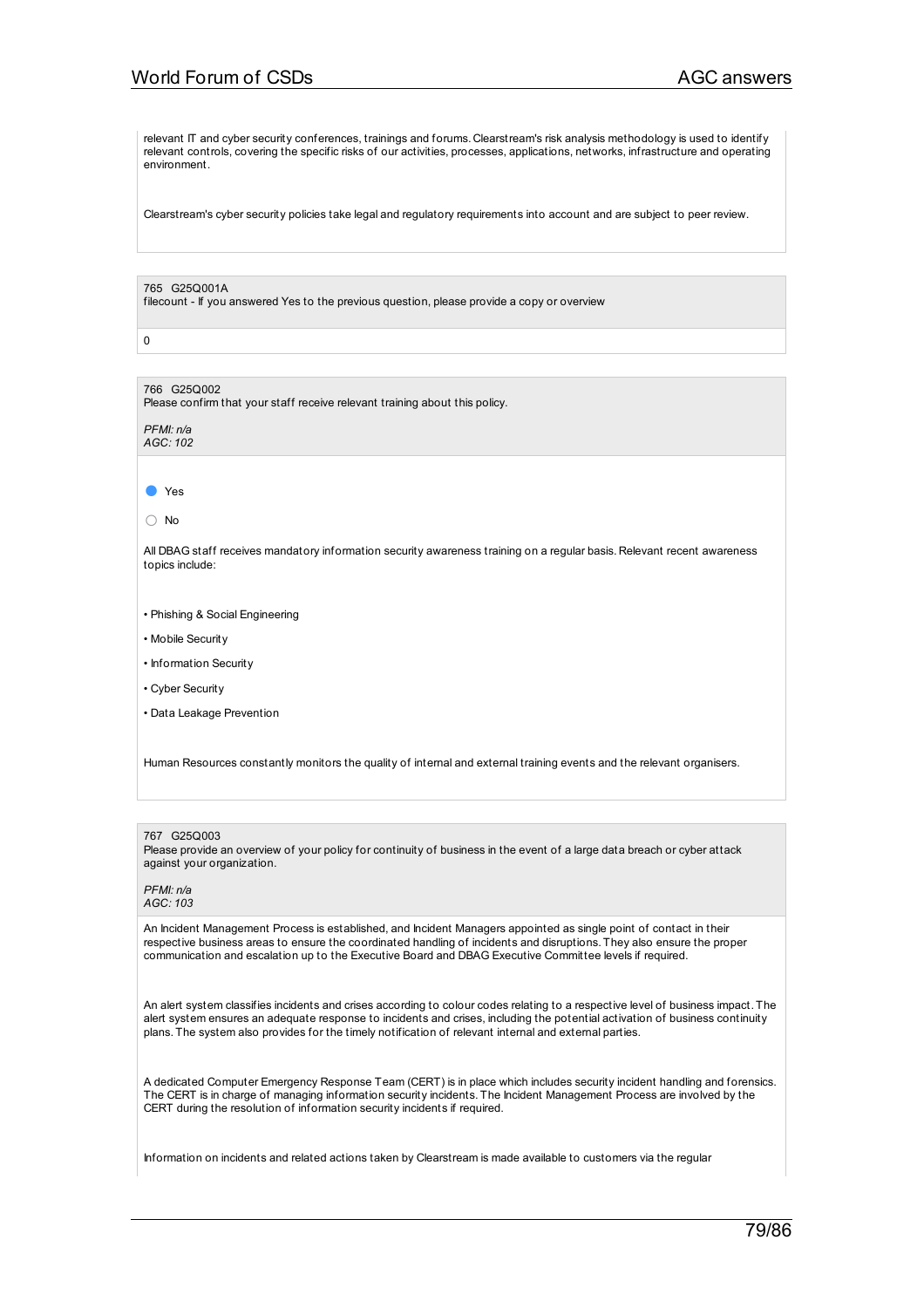relevant IT and cyber security conferences, trainings and forums. Clearstream's risk analysis methodology is used to identify relevant controls, covering the specific risks of our activities, processes, applications, networks, infrastructure and operating environment.

Clearstream's cyber security policies take legal and regulatory requirements into account and are subject to peer review.

765 G25Q001A
filecount - If you answered Yes to the previous question, please provide a copy or overview

0

766 G25Q002
Please confirm that your staff receive relevant training about this policy.

*PFMI: n/a*
*AGC: 102*

- [x] Yes
- [ ] No

All DBAG staff receives mandatory information security awareness training on a regular basis. Relevant recent awareness topics include:

- Phishing & Social Engineering
- Mobile Security
- Information Security
- Cyber Security
- Data Leakage Prevention

Human Resources constantly monitors the quality of internal and external training events and the relevant organisers.

767 G25Q003
Please provide an overview of your policy for continuity of business in the event of a large data breach or cyber attack against your organization.

*PFMI: n/a*
*AGC: 103*

An Incident Management Process is established, and Incident Managers appointed as single point of contact in their respective business areas to ensure the coordinated handling of incidents and disruptions. They also ensure the proper communication and escalation up to the Executive Board and DBAG Executive Committee levels if required.

An alert system classifies incidents and crises according to colour codes relating to a respective level of business impact. The alert system ensures an adequate response to incidents and crises, including the potential activation of business continuity plans. The system also provides for the timely notification of relevant internal and external parties.

A dedicated Computer Emergency Response Team (CERT) is in place which includes security incident handling and forensics. The CERT is in charge of managing information security incidents. The Incident Management Process are involved by the CERT during the resolution of information security incidents if required.

Information on incidents and related actions taken by Clearstream is made available to customers via the regular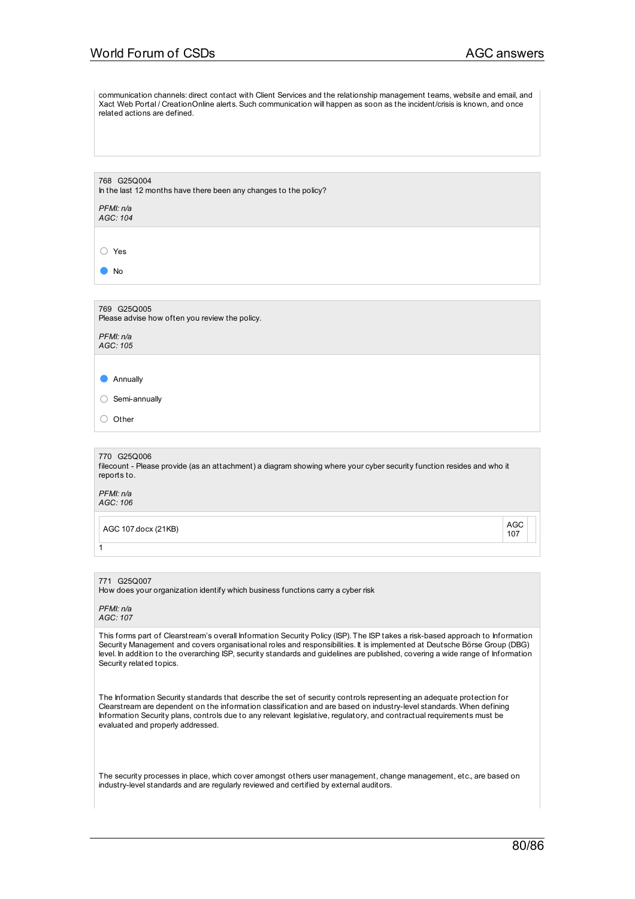communication channels: direct contact with Client Services and the relationship management teams, website and email, and Xact Web Portal / CreationOnline alerts. Such communication will happen as soon as the incident/crisis is known, and once related actions are defined.

768 G25Q004
In the last 12 months have there been any changes to the policy?

*PFMI: n/a*
*AGC: 104*

- ○ Yes
- ● No

769 G25Q005
Please advise how often you review the policy.

*PFMI: n/a*
*AGC: 105*

- ● Annually
- ○ Semi-annually
- ○ Other

770 G25Q006
filecount - Please provide (as an attachment) a diagram showing where your cyber security function resides and who it reports to.

*PFMI: n/a*
*AGC: 106*

| AGC 107.docx (21KB) | AGC 107 |
|---|---|

1

771 G25Q007
How does your organization identify which business functions carry a cyber risk

*PFMI: n/a*
*AGC: 107*

This forms part of Clearstream's overall Information Security Policy (ISP). The ISP takes a risk-based approach to Information Security Management and covers organisational roles and responsibilities. It is implemented at Deutsche Börse Group (DBG) level. In addition to the overarching ISP, security standards and guidelines are published, covering a wide range of Information Security related topics.

The Information Security standards that describe the set of security controls representing an adequate protection for Clearstream are dependent on the information classification and are based on industry-level standards. When defining Information Security plans, controls due to any relevant legislative, regulatory, and contractual requirements must be evaluated and properly addressed.

The security processes in place, which cover amongst others user management, change management, etc., are based on industry-level standards and are regularly reviewed and certified by external auditors.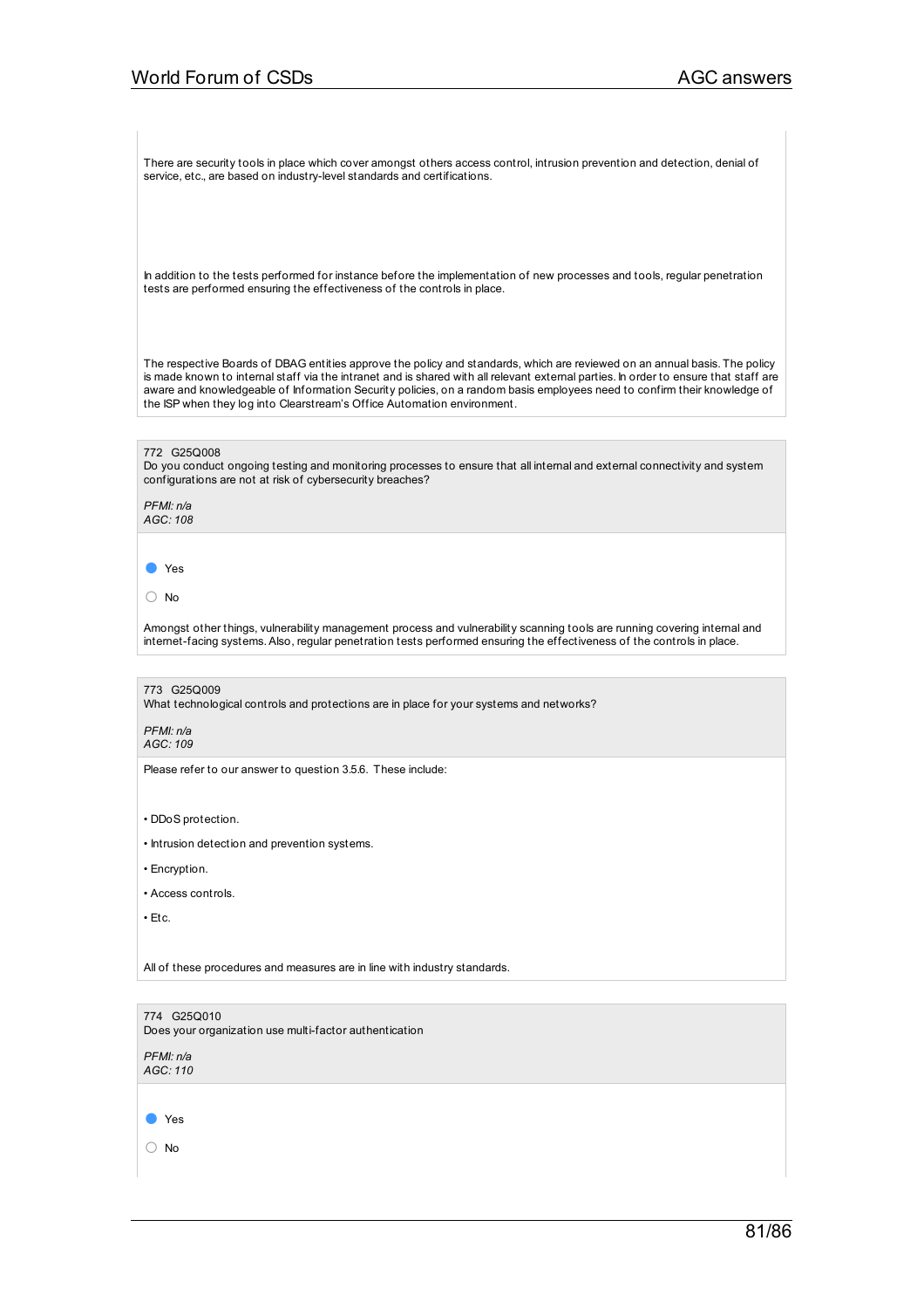There are security tools in place which cover amongst others access control, intrusion prevention and detection, denial of service, etc., are based on industry-level standards and certifications.

In addition to the tests performed for instance before the implementation of new processes and tools, regular penetration tests are performed ensuring the effectiveness of the controls in place.

The respective Boards of DBAG entities approve the policy and standards, which are reviewed on an annual basis. The policy is made known to internal staff via the intranet and is shared with all relevant external parties. In order to ensure that staff are aware and knowledgeable of Information Security policies, on a random basis employees need to confirm their knowledge of the ISP when they log into Clearstream's Office Automation environment.

772 G25Q008
Do you conduct ongoing testing and monitoring processes to ensure that all internal and external connectivity and system configurations are not at risk of cybersecurity breaches?

*PFMI: n/a*
*AGC: 108*

- [x] Yes
- [ ] No

Amongst other things, vulnerability management process and vulnerability scanning tools are running covering internal and internet-facing systems. Also, regular penetration tests performed ensuring the effectiveness of the controls in place.

773 G25Q009
What technological controls and protections are in place for your systems and networks?

*PFMI: n/a*
*AGC: 109*

Please refer to our answer to question 3.5.6. These include:

• DDoS protection.

• Intrusion detection and prevention systems.

• Encryption.

• Access controls.

• Etc.

All of these procedures and measures are in line with industry standards.

774 G25Q010
Does your organization use multi-factor authentication

*PFMI: n/a*
*AGC: 110*

- [x] Yes
- [ ] No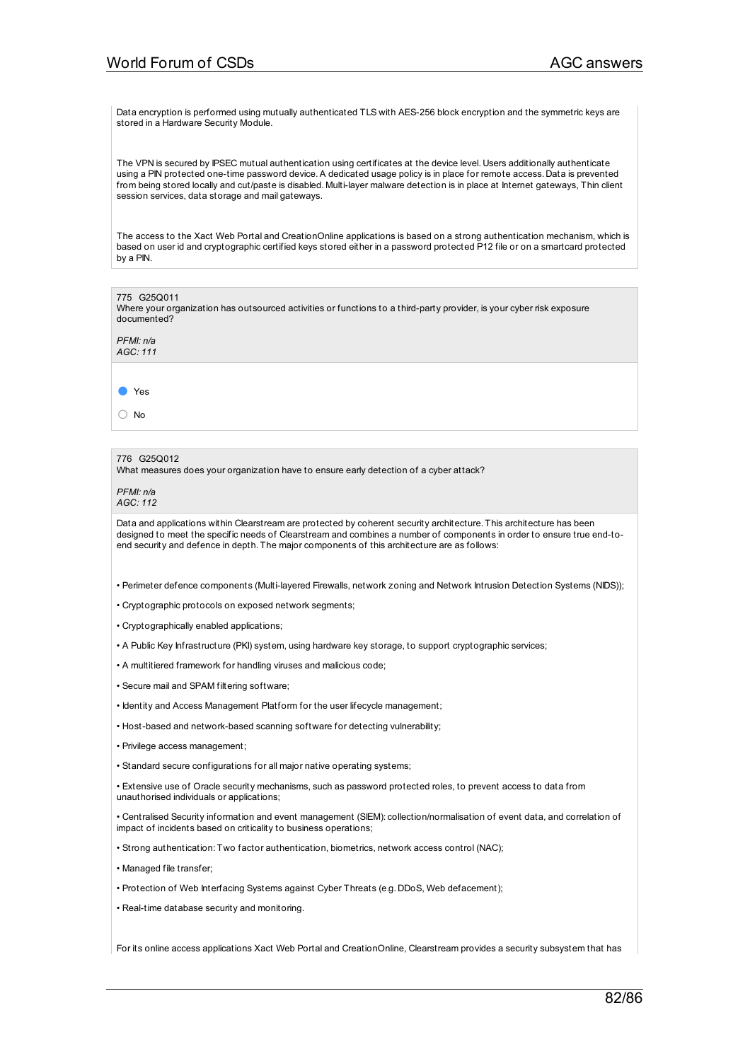Data encryption is performed using mutually authenticated TLS with AES-256 block encryption and the symmetric keys are stored in a Hardware Security Module.

The VPN is secured by IPSEC mutual authentication using certificates at the device level. Users additionally authenticate using a PIN protected one-time password device. A dedicated usage policy is in place for remote access. Data is prevented from being stored locally and cut/paste is disabled. Multi-layer malware detection is in place at Internet gateways, Thin client session services, data storage and mail gateways.

The access to the Xact Web Portal and CreationOnline applications is based on a strong authentication mechanism, which is based on user id and cryptographic certified keys stored either in a password protected P12 file or on a smartcard protected by a PIN.

775 G25Q011
Where your organization has outsourced activities or functions to a third-party provider, is your cyber risk exposure documented?

*PFMI: n/a*
*AGC: 111*

- (●) Yes
- ( ) No

776 G25Q012
What measures does your organization have to ensure early detection of a cyber attack?

*PFMI: n/a*
*AGC: 112*

Data and applications within Clearstream are protected by coherent security architecture. This architecture has been designed to meet the specific needs of Clearstream and combines a number of components in order to ensure true end-to-end security and defence in depth. The major components of this architecture are as follows:

- Perimeter defence components (Multi-layered Firewalls, network zoning and Network Intrusion Detection Systems (NIDS));
- Cryptographic protocols on exposed network segments;
- Cryptographically enabled applications;
- A Public Key Infrastructure (PKI) system, using hardware key storage, to support cryptographic services;
- A multitiered framework for handling viruses and malicious code;
- Secure mail and SPAM filtering software;
- Identity and Access Management Platform for the user lifecycle management;
- Host-based and network-based scanning software for detecting vulnerability;
- Privilege access management;
- Standard secure configurations for all major native operating systems;
- Extensive use of Oracle security mechanisms, such as password protected roles, to prevent access to data from unauthorised individuals or applications;
- Centralised Security information and event management (SIEM): collection/normalisation of event data, and correlation of impact of incidents based on criticality to business operations;
- Strong authentication: Two factor authentication, biometrics, network access control (NAC);
- Managed file transfer;
- Protection of Web Interfacing Systems against Cyber Threats (e.g. DDoS, Web defacement);
- Real-time database security and monitoring.

For its online access applications Xact Web Portal and CreationOnline, Clearstream provides a security subsystem that has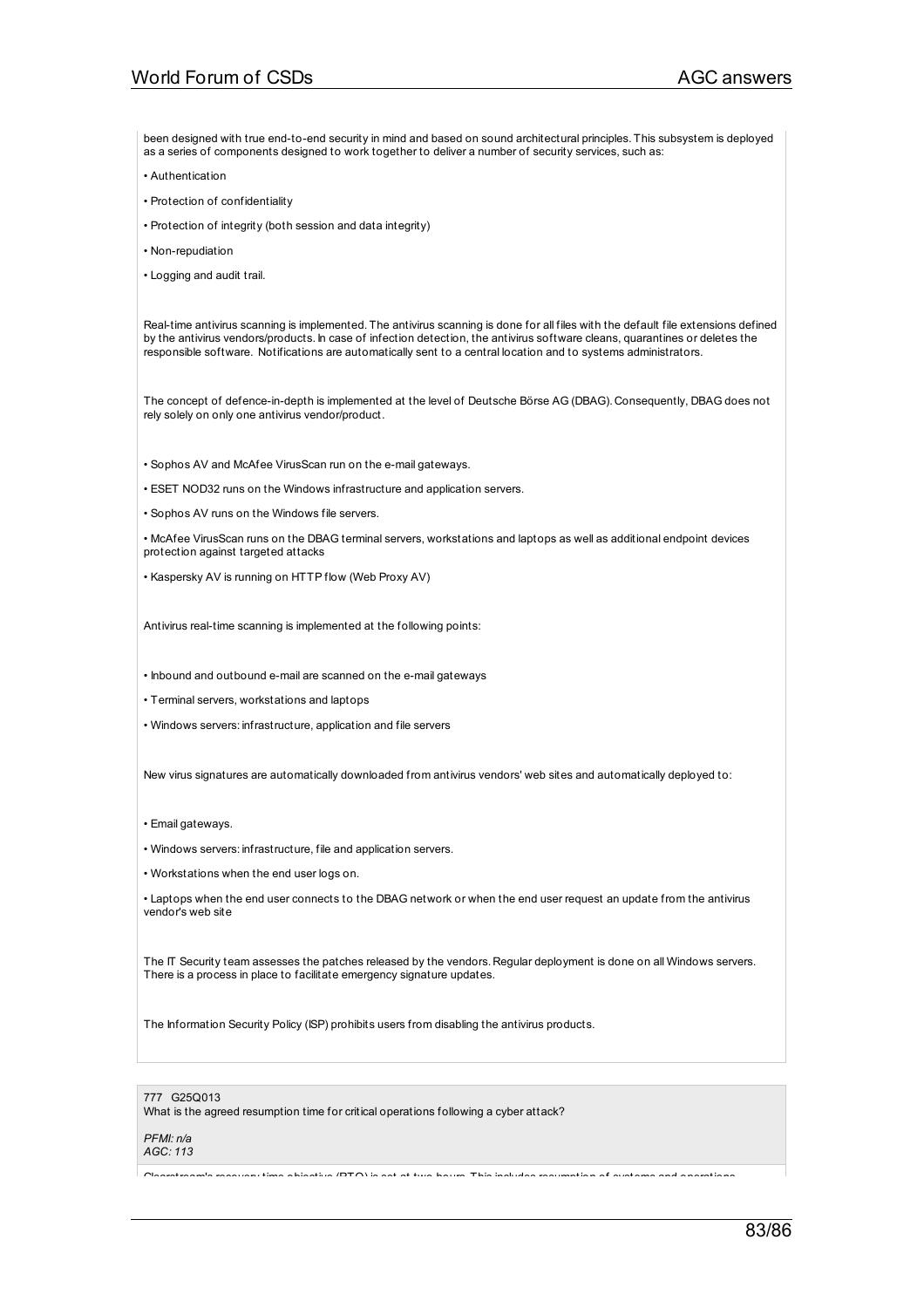been designed with true end-to-end security in mind and based on sound architectural principles. This subsystem is deployed as a series of components designed to work together to deliver a number of security services, such as:

• Authentication

• Protection of confidentiality

• Protection of integrity (both session and data integrity)

• Non-repudiation

• Logging and audit trail.

Real-time antivirus scanning is implemented. The antivirus scanning is done for all files with the default file extensions defined by the antivirus vendors/products. In case of infection detection, the antivirus software cleans, quarantines or deletes the responsible software. Notifications are automatically sent to a central location and to systems administrators.

The concept of defence-in-depth is implemented at the level of Deutsche Börse AG (DBAG). Consequently, DBAG does not rely solely on only one antivirus vendor/product.

• Sophos AV and McAfee VirusScan run on the e-mail gateways.

• ESET NOD32 runs on the Windows infrastructure and application servers.

• Sophos AV runs on the Windows file servers.

• McAfee VirusScan runs on the DBAG terminal servers, workstations and laptops as well as additional endpoint devices protection against targeted attacks

• Kaspersky AV is running on HTTP flow (Web Proxy AV)

Antivirus real-time scanning is implemented at the following points:

• Inbound and outbound e-mail are scanned on the e-mail gateways

• Terminal servers, workstations and laptops

• Windows servers: infrastructure, application and file servers

New virus signatures are automatically downloaded from antivirus vendors' web sites and automatically deployed to:

• Email gateways.

• Windows servers: infrastructure, file and application servers.

• Workstations when the end user logs on.

• Laptops when the end user connects to the DBAG network or when the end user request an update from the antivirus vendor's web site

The IT Security team assesses the patches released by the vendors. Regular deployment is done on all Windows servers. There is a process in place to facilitate emergency signature updates.

The Information Security Policy (ISP) prohibits users from disabling the antivirus products.

777 G25Q013
What is the agreed resumption time for critical operations following a cyber attack?

*PFMI: n/a*
*AGC: 113*

Clearstream's recovery time objective (RTO) is set at two hours. This includes resumption of systems and operations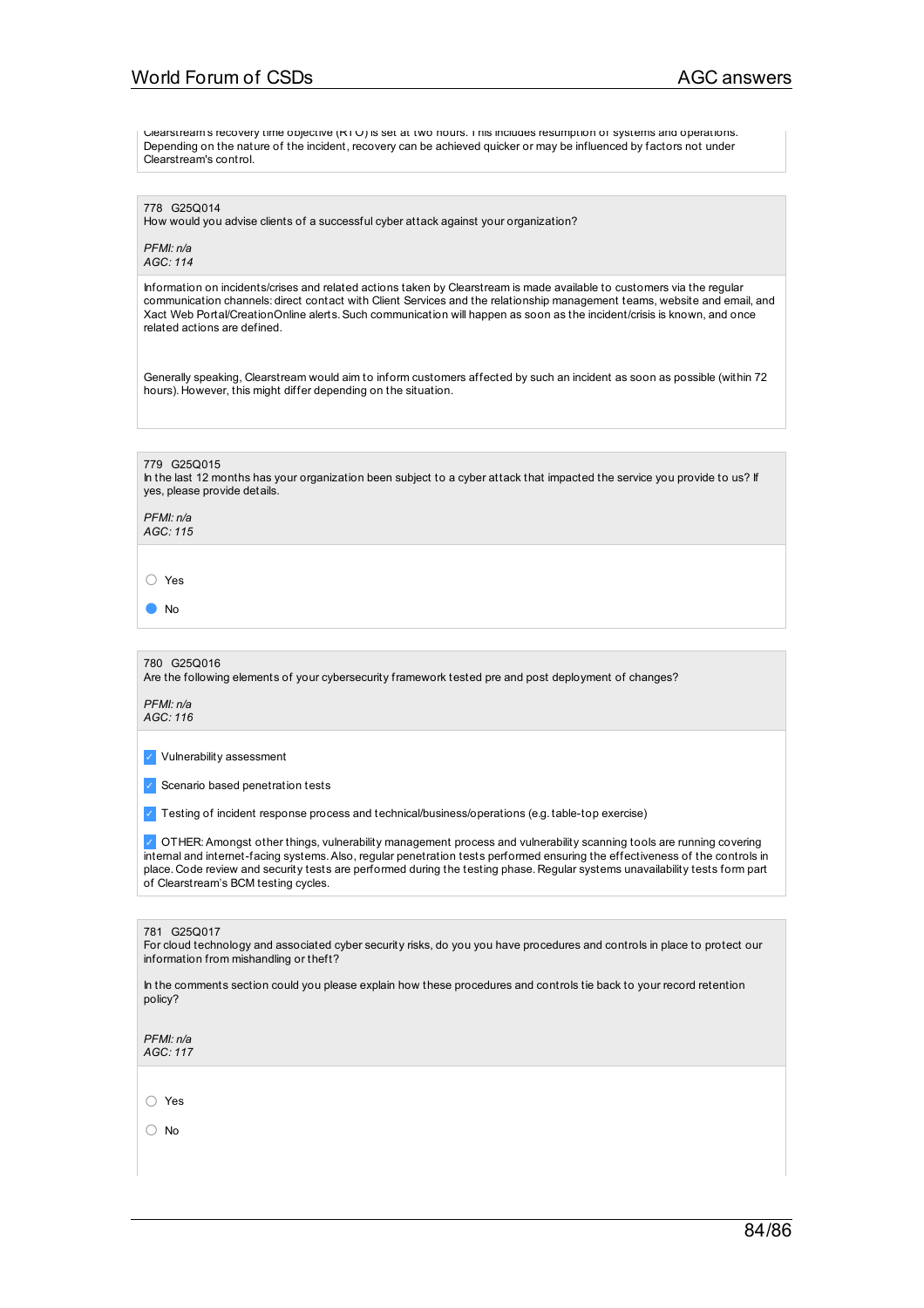Clearstream's recovery time objective (RTO) is set at two hours. This includes resumption of systems and operations. Depending on the nature of the incident, recovery can be achieved quicker or may be influenced by factors not under Clearstream's control.

778 G25Q014
How would you advise clients of a successful cyber attack against your organization?

*PFMI: n/a*
*AGC: 114*

Information on incidents/crises and related actions taken by Clearstream is made available to customers via the regular communication channels: direct contact with Client Services and the relationship management teams, website and email, and Xact Web Portal/CreationOnline alerts. Such communication will happen as soon as the incident/crisis is known, and once related actions are defined.

Generally speaking, Clearstream would aim to inform customers affected by such an incident as soon as possible (within 72 hours). However, this might differ depending on the situation.

779 G25Q015
In the last 12 months has your organization been subject to a cyber attack that impacted the service you provide to us? If yes, please provide details.

*PFMI: n/a*
*AGC: 115*

- ○ Yes
- ● No

780 G25Q016
Are the following elements of your cybersecurity framework tested pre and post deployment of changes?

*PFMI: n/a*
*AGC: 116*

- [x] Vulnerability assessment
- [x] Scenario based penetration tests
- [x] Testing of incident response process and technical/business/operations (e.g. table-top exercise)
- [x] OTHER: Amongst other things, vulnerability management process and vulnerability scanning tools are running covering internal and internet-facing systems. Also, regular penetration tests performed ensuring the effectiveness of the controls in place. Code review and security tests are performed during the testing phase. Regular systems unavailability tests form part of Clearstream's BCM testing cycles.

781 G25Q017
For cloud technology and associated cyber security risks, do you you have procedures and controls in place to protect our information from mishandling or theft?

In the comments section could you please explain how these procedures and controls tie back to your record retention policy?

*PFMI: n/a*
*AGC: 117*

- ○ Yes
- ○ No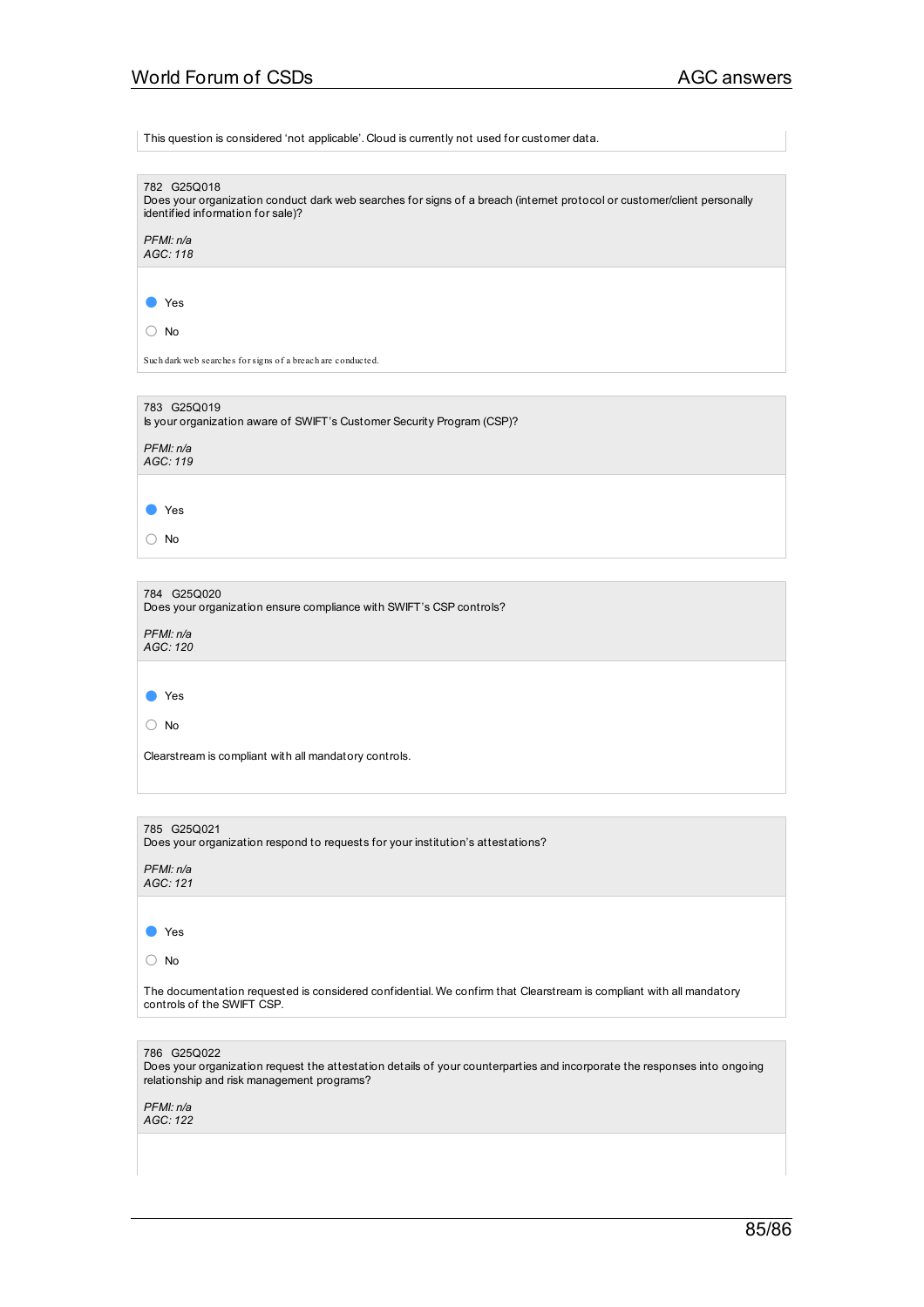This question is considered 'not applicable'. Cloud is currently not used for customer data.

782 G25Q018
Does your organization conduct dark web searches for signs of a breach (internet protocol or customer/client personally identified information for sale)?

*PFMI: n/a*
*AGC: 118*

- [x] Yes
- [ ] No

Such dark web searches for signs of a breach are conducted.

783 G25Q019
Is your organization aware of SWIFT's Customer Security Program (CSP)?

*PFMI: n/a*
*AGC: 119*

- [x] Yes
- [ ] No

784 G25Q020
Does your organization ensure compliance with SWIFT's CSP controls?

*PFMI: n/a*
*AGC: 120*

- [x] Yes
- [ ] No

Clearstream is compliant with all mandatory controls.

785 G25Q021
Does your organization respond to requests for your institution's attestations?

*PFMI: n/a*
*AGC: 121*

- [x] Yes
- [ ] No

The documentation requested is considered confidential. We confirm that Clearstream is compliant with all mandatory controls of the SWIFT CSP.

786 G25Q022
Does your organization request the attestation details of your counterparties and incorporate the responses into ongoing relationship and risk management programs?

*PFMI: n/a*
*AGC: 122*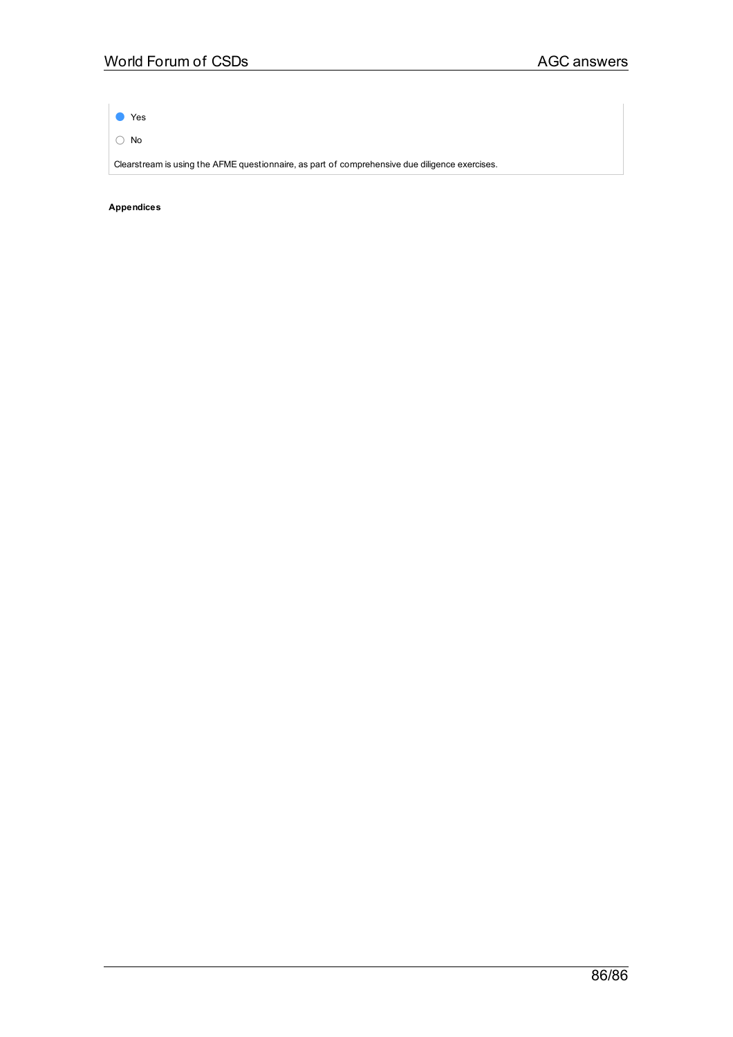- [x] Yes
- [ ] No

Clearstream is using the AFME questionnaire, as part of comprehensive due diligence exercises.

**Appendices**